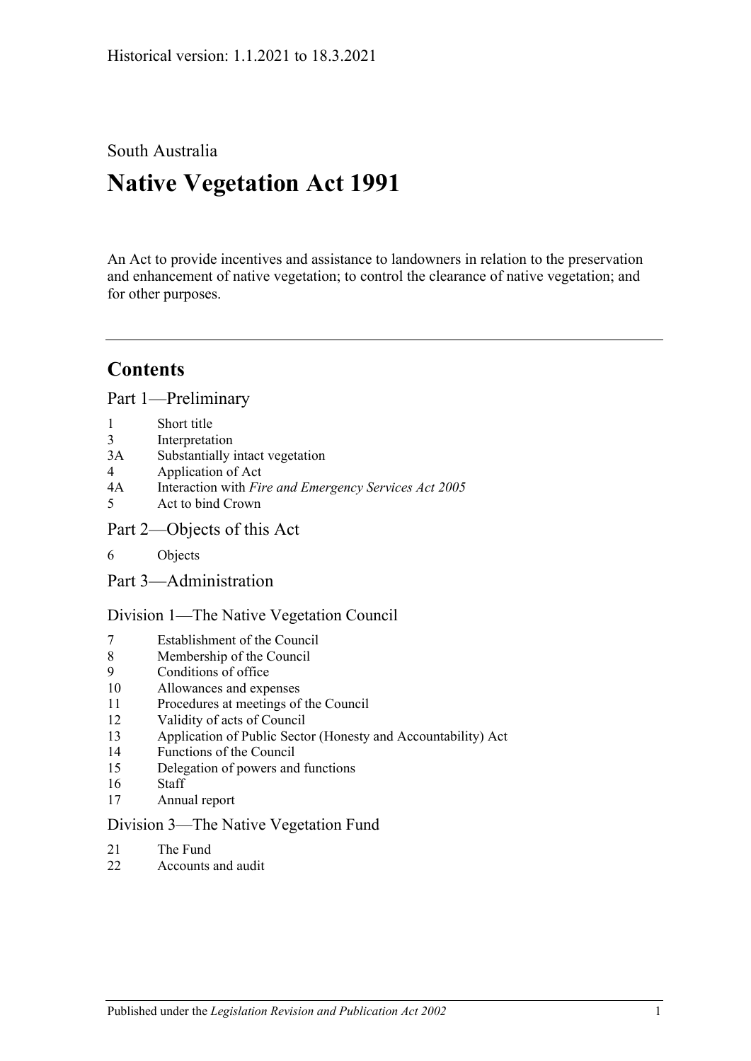Historical version: 1.1.2021 to 18.3.2021

South Australia

# Native Vegetation Act 1991

An Act to provide incentives and assistance to landowners in relation to the preservation and enhancement of native vegetation; to control the clearance of native vegetation; and for other purposes.

## Contents

### Part 1—Preliminary

1 Short title
3 Interpretation
3A Substantially intact vegetation
4 Application of Act
4A Interaction with *Fire and Emergency Services Act 2005*
5 Act to bind Crown

### Part 2—Objects of this Act

6 Objects

### Part 3—Administration

#### Division 1—The Native Vegetation Council

7 Establishment of the Council
8 Membership of the Council
9 Conditions of office
10 Allowances and expenses
11 Procedures at meetings of the Council
12 Validity of acts of Council
13 Application of Public Sector (Honesty and Accountability) Act
14 Functions of the Council
15 Delegation of powers and functions
16 Staff
17 Annual report

#### Division 3—The Native Vegetation Fund

21 The Fund
22 Accounts and audit

Published under the *Legislation Revision and Publication Act 2002*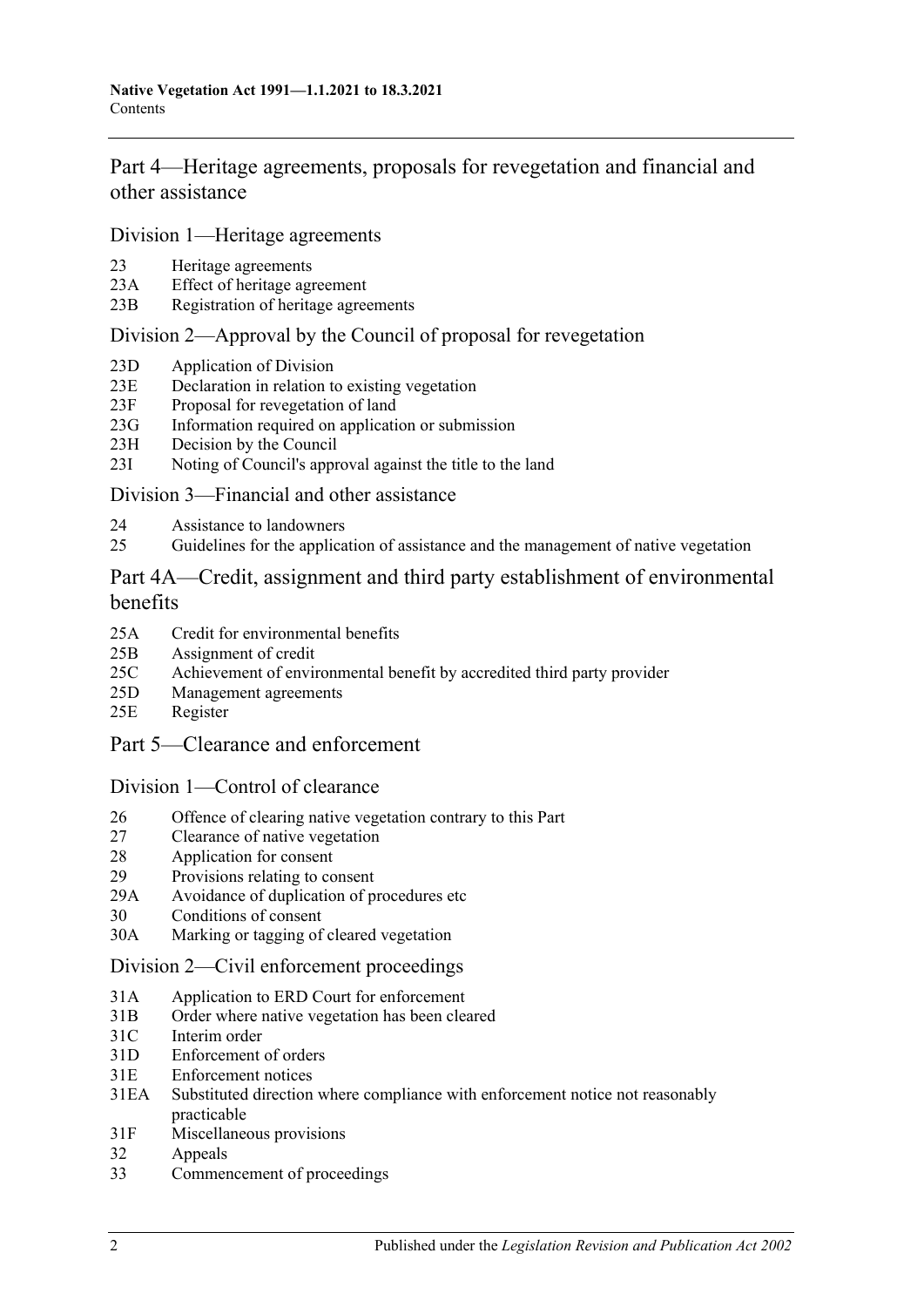## Part 4—Heritage agreements, proposals for revegetation and financial and other assistance

### Division 1—Heritage agreements

23 Heritage agreements
23A Effect of heritage agreement
23B Registration of heritage agreements

### Division 2—Approval by the Council of proposal for revegetation

23D Application of Division
23E Declaration in relation to existing vegetation
23F Proposal for revegetation of land
23G Information required on application or submission
23H Decision by the Council
23I Noting of Council's approval against the title to the land

### Division 3—Financial and other assistance

24 Assistance to landowners
25 Guidelines for the application of assistance and the management of native vegetation

## Part 4A—Credit, assignment and third party establishment of environmental benefits

25A Credit for environmental benefits
25B Assignment of credit
25C Achievement of environmental benefit by accredited third party provider
25D Management agreements
25E Register

## Part 5—Clearance and enforcement

### Division 1—Control of clearance

26 Offence of clearing native vegetation contrary to this Part
27 Clearance of native vegetation
28 Application for consent
29 Provisions relating to consent
29A Avoidance of duplication of procedures etc
30 Conditions of consent
30A Marking or tagging of cleared vegetation

### Division 2—Civil enforcement proceedings

31A Application to ERD Court for enforcement
31B Order where native vegetation has been cleared
31C Interim order
31D Enforcement of orders
31E Enforcement notices
31EA Substituted direction where compliance with enforcement notice not reasonably practicable
31F Miscellaneous provisions
32 Appeals
33 Commencement of proceedings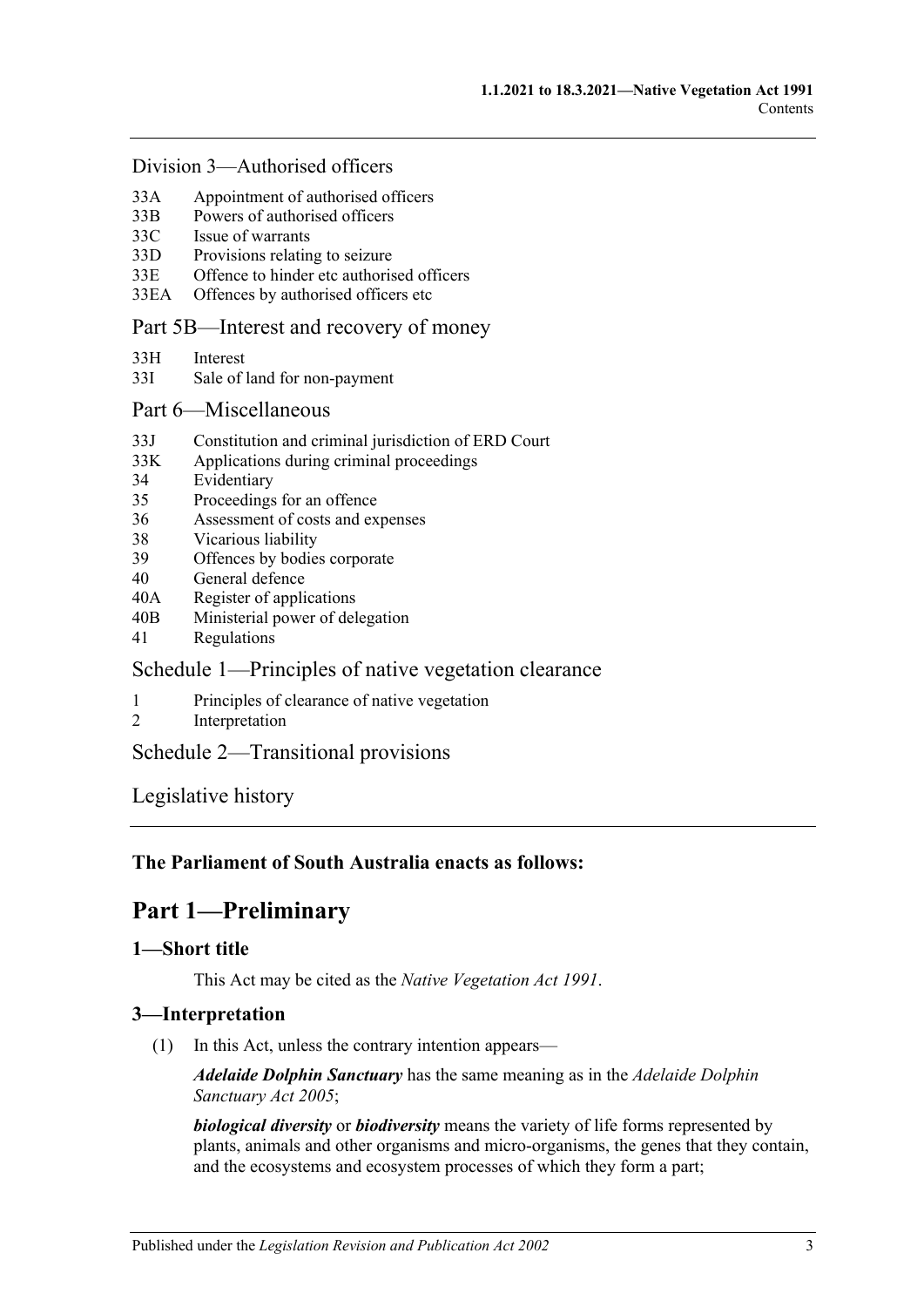Division 3—Authorised officers

- 33A Appointment of authorised officers
- 33B Powers of authorised officers
- 33C Issue of warrants
- 33D Provisions relating to seizure
- 33E Offence to hinder etc authorised officers
- 33EA Offences by authorised officers etc

Part 5B—Interest and recovery of money

- 33H Interest
- 33I Sale of land for non-payment

Part 6—Miscellaneous

- 33J Constitution and criminal jurisdiction of ERD Court
- 33K Applications during criminal proceedings
- 34 Evidentiary
- 35 Proceedings for an offence
- 36 Assessment of costs and expenses
- 38 Vicarious liability
- 39 Offences by bodies corporate
- 40 General defence
- 40A Register of applications
- 40B Ministerial power of delegation
- 41 Regulations

Schedule 1—Principles of native vegetation clearance

- 1 Principles of clearance of native vegetation
- 2 Interpretation

Schedule 2—Transitional provisions

Legislative history

**The Parliament of South Australia enacts as follows:**

# Part 1—Preliminary

## 1—Short title

This Act may be cited as the *Native Vegetation Act 1991*.

## 3—Interpretation

(1) In this Act, unless the contrary intention appears—

***Adelaide Dolphin Sanctuary*** has the same meaning as in the *Adelaide Dolphin Sanctuary Act 2005*;

***biological diversity*** or ***biodiversity*** means the variety of life forms represented by plants, animals and other organisms and micro-organisms, the genes that they contain, and the ecosystems and ecosystem processes of which they form a part;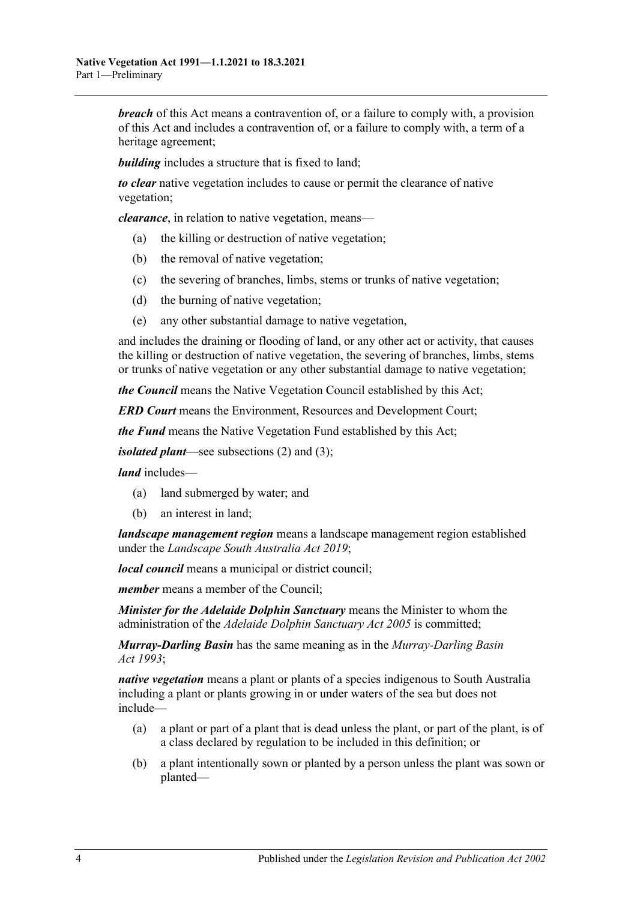***breach*** of this Act means a contravention of, or a failure to comply with, a provision of this Act and includes a contravention of, or a failure to comply with, a term of a heritage agreement;

***building*** includes a structure that is fixed to land;

***to clear*** native vegetation includes to cause or permit the clearance of native vegetation;

***clearance***, in relation to native vegetation, means—

(a) the killing or destruction of native vegetation;

(b) the removal of native vegetation;

(c) the severing of branches, limbs, stems or trunks of native vegetation;

(d) the burning of native vegetation;

(e) any other substantial damage to native vegetation,

and includes the draining or flooding of land, or any other act or activity, that causes the killing or destruction of native vegetation, the severing of branches, limbs, stems or trunks of native vegetation or any other substantial damage to native vegetation;

***the Council*** means the Native Vegetation Council established by this Act;

***ERD Court*** means the Environment, Resources and Development Court;

***the Fund*** means the Native Vegetation Fund established by this Act;

***isolated plant***—see subsections (2) and (3);

***land*** includes—

(a) land submerged by water; and

(b) an interest in land;

***landscape management region*** means a landscape management region established under the *Landscape South Australia Act 2019*;

***local council*** means a municipal or district council;

***member*** means a member of the Council;

***Minister for the Adelaide Dolphin Sanctuary*** means the Minister to whom the administration of the *Adelaide Dolphin Sanctuary Act 2005* is committed;

***Murray-Darling Basin*** has the same meaning as in the *Murray-Darling Basin Act 1993*;

***native vegetation*** means a plant or plants of a species indigenous to South Australia including a plant or plants growing in or under waters of the sea but does not include—

(a) a plant or part of a plant that is dead unless the plant, or part of the plant, is of a class declared by regulation to be included in this definition; or

(b) a plant intentionally sown or planted by a person unless the plant was sown or planted—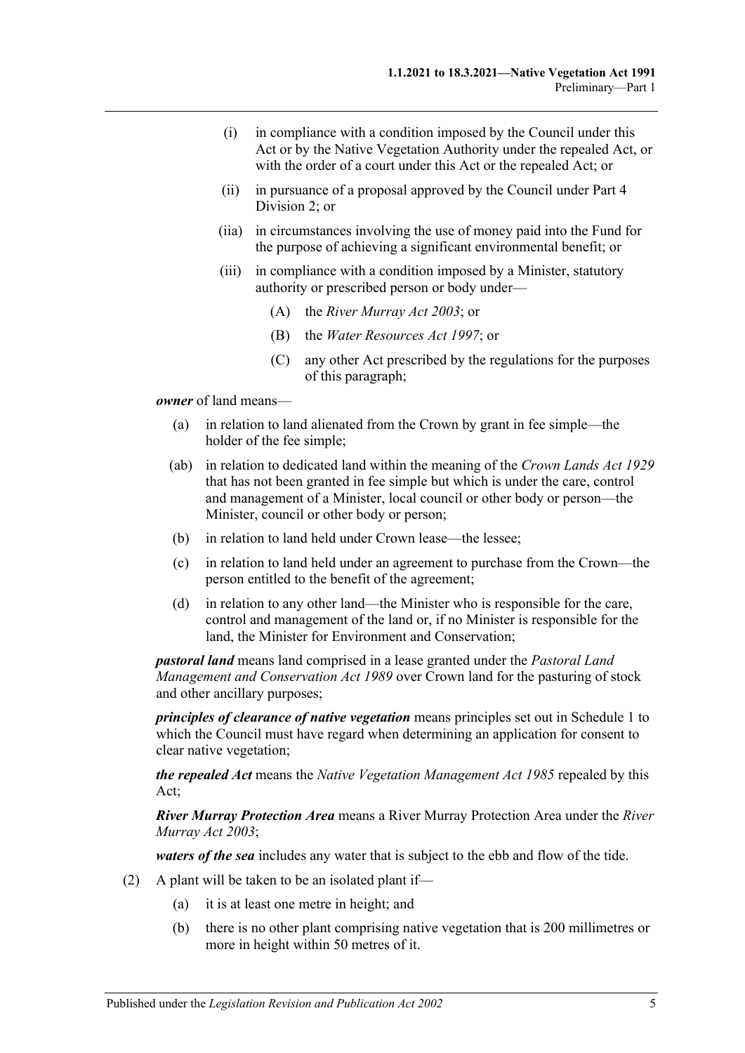(i) in compliance with a condition imposed by the Council under this Act or by the Native Vegetation Authority under the repealed Act, or with the order of a court under this Act or the repealed Act; or

(ii) in pursuance of a proposal approved by the Council under Part 4 Division 2; or

(iia) in circumstances involving the use of money paid into the Fund for the purpose of achieving a significant environmental benefit; or

(iii) in compliance with a condition imposed by a Minister, statutory authority or prescribed person or body under—

(A) the *River Murray Act 2003*; or

(B) the *Water Resources Act 1997*; or

(C) any other Act prescribed by the regulations for the purposes of this paragraph;

***owner*** of land means—

(a) in relation to land alienated from the Crown by grant in fee simple—the holder of the fee simple;

(ab) in relation to dedicated land within the meaning of the *Crown Lands Act 1929* that has not been granted in fee simple but which is under the care, control and management of a Minister, local council or other body or person—the Minister, council or other body or person;

(b) in relation to land held under Crown lease—the lessee;

(c) in relation to land held under an agreement to purchase from the Crown—the person entitled to the benefit of the agreement;

(d) in relation to any other land—the Minister who is responsible for the care, control and management of the land or, if no Minister is responsible for the land, the Minister for Environment and Conservation;

***pastoral land*** means land comprised in a lease granted under the *Pastoral Land Management and Conservation Act 1989* over Crown land for the pasturing of stock and other ancillary purposes;

***principles of clearance of native vegetation*** means principles set out in Schedule 1 to which the Council must have regard when determining an application for consent to clear native vegetation;

***the repealed Act*** means the *Native Vegetation Management Act 1985* repealed by this Act;

***River Murray Protection Area*** means a River Murray Protection Area under the *River Murray Act 2003*;

***waters of the sea*** includes any water that is subject to the ebb and flow of the tide.

(2) A plant will be taken to be an isolated plant if—

(a) it is at least one metre in height; and

(b) there is no other plant comprising native vegetation that is 200 millimetres or more in height within 50 metres of it.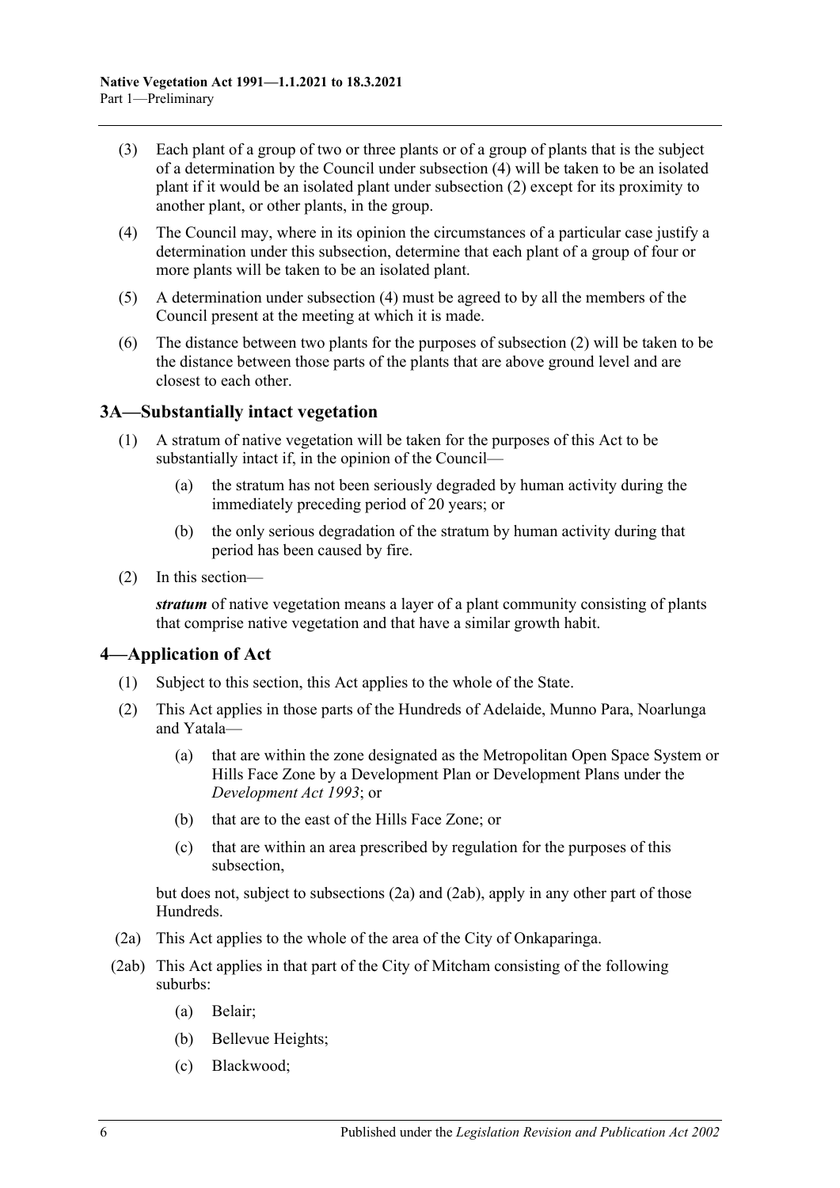(3) Each plant of a group of two or three plants or of a group of plants that is the subject of a determination by the Council under subsection (4) will be taken to be an isolated plant if it would be an isolated plant under subsection (2) except for its proximity to another plant, or other plants, in the group.

(4) The Council may, where in its opinion the circumstances of a particular case justify a determination under this subsection, determine that each plant of a group of four or more plants will be taken to be an isolated plant.

(5) A determination under subsection (4) must be agreed to by all the members of the Council present at the meeting at which it is made.

(6) The distance between two plants for the purposes of subsection (2) will be taken to be the distance between those parts of the plants that are above ground level and are closest to each other.

## 3A—Substantially intact vegetation

(1) A stratum of native vegetation will be taken for the purposes of this Act to be substantially intact if, in the opinion of the Council—

(a) the stratum has not been seriously degraded by human activity during the immediately preceding period of 20 years; or

(b) the only serious degradation of the stratum by human activity during that period has been caused by fire.

(2) In this section—

***stratum*** of native vegetation means a layer of a plant community consisting of plants that comprise native vegetation and that have a similar growth habit.

## 4—Application of Act

(1) Subject to this section, this Act applies to the whole of the State.

(2) This Act applies in those parts of the Hundreds of Adelaide, Munno Para, Noarlunga and Yatala—

(a) that are within the zone designated as the Metropolitan Open Space System or Hills Face Zone by a Development Plan or Development Plans under the *Development Act 1993*; or

(b) that are to the east of the Hills Face Zone; or

(c) that are within an area prescribed by regulation for the purposes of this subsection,

but does not, subject to subsections (2a) and (2ab), apply in any other part of those Hundreds.

(2a) This Act applies to the whole of the area of the City of Onkaparinga.

(2ab) This Act applies in that part of the City of Mitcham consisting of the following suburbs:

(a) Belair;

(b) Bellevue Heights;

(c) Blackwood;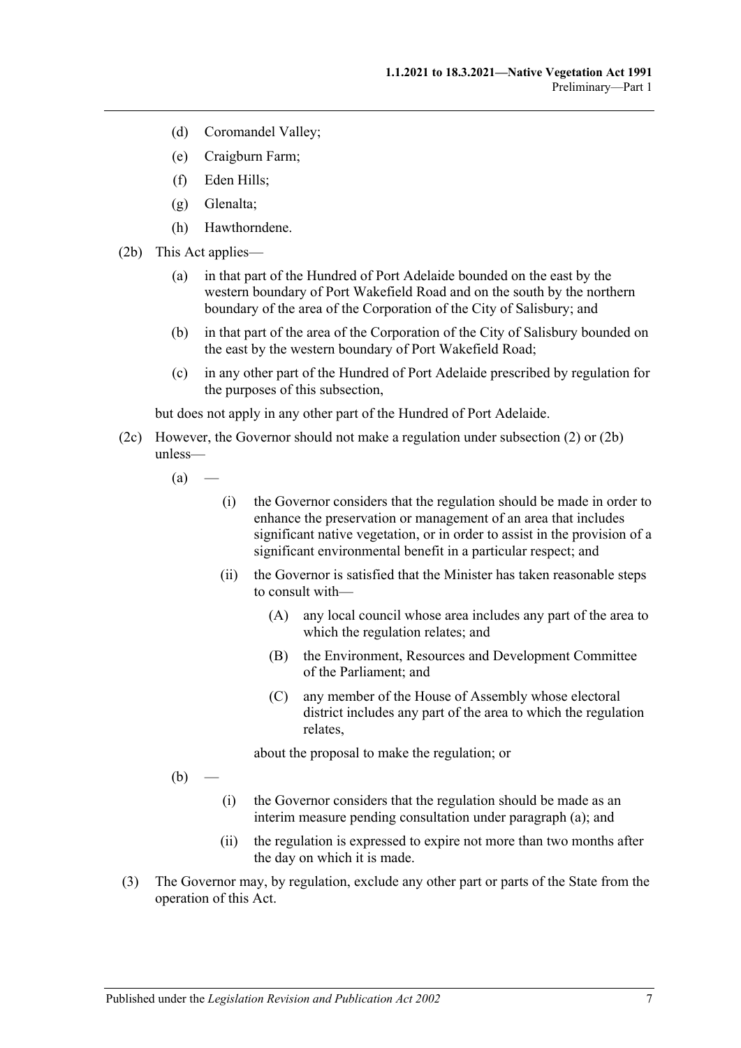- (d) Coromandel Valley;
- (e) Craigburn Farm;
- (f) Eden Hills;
- (g) Glenalta;
- (h) Hawthorndene.

(2b) This Act applies—

- (a) in that part of the Hundred of Port Adelaide bounded on the east by the western boundary of Port Wakefield Road and on the south by the northern boundary of the area of the Corporation of the City of Salisbury; and
- (b) in that part of the area of the Corporation of the City of Salisbury bounded on the east by the western boundary of Port Wakefield Road;
- (c) in any other part of the Hundred of Port Adelaide prescribed by regulation for the purposes of this subsection,

but does not apply in any other part of the Hundred of Port Adelaide.

(2c) However, the Governor should not make a regulation under subsection (2) or (2b) unless—

- (a) —
    - (i) the Governor considers that the regulation should be made in order to enhance the preservation or management of an area that includes significant native vegetation, or in order to assist in the provision of a significant environmental benefit in a particular respect; and
    - (ii) the Governor is satisfied that the Minister has taken reasonable steps to consult with—
        - (A) any local council whose area includes any part of the area to which the regulation relates; and
        - (B) the Environment, Resources and Development Committee of the Parliament; and
        - (C) any member of the House of Assembly whose electoral district includes any part of the area to which the regulation relates,

      about the proposal to make the regulation; or
- (b) —
    - (i) the Governor considers that the regulation should be made as an interim measure pending consultation under paragraph (a); and
    - (ii) the regulation is expressed to expire not more than two months after the day on which it is made.

(3) The Governor may, by regulation, exclude any other part or parts of the State from the operation of this Act.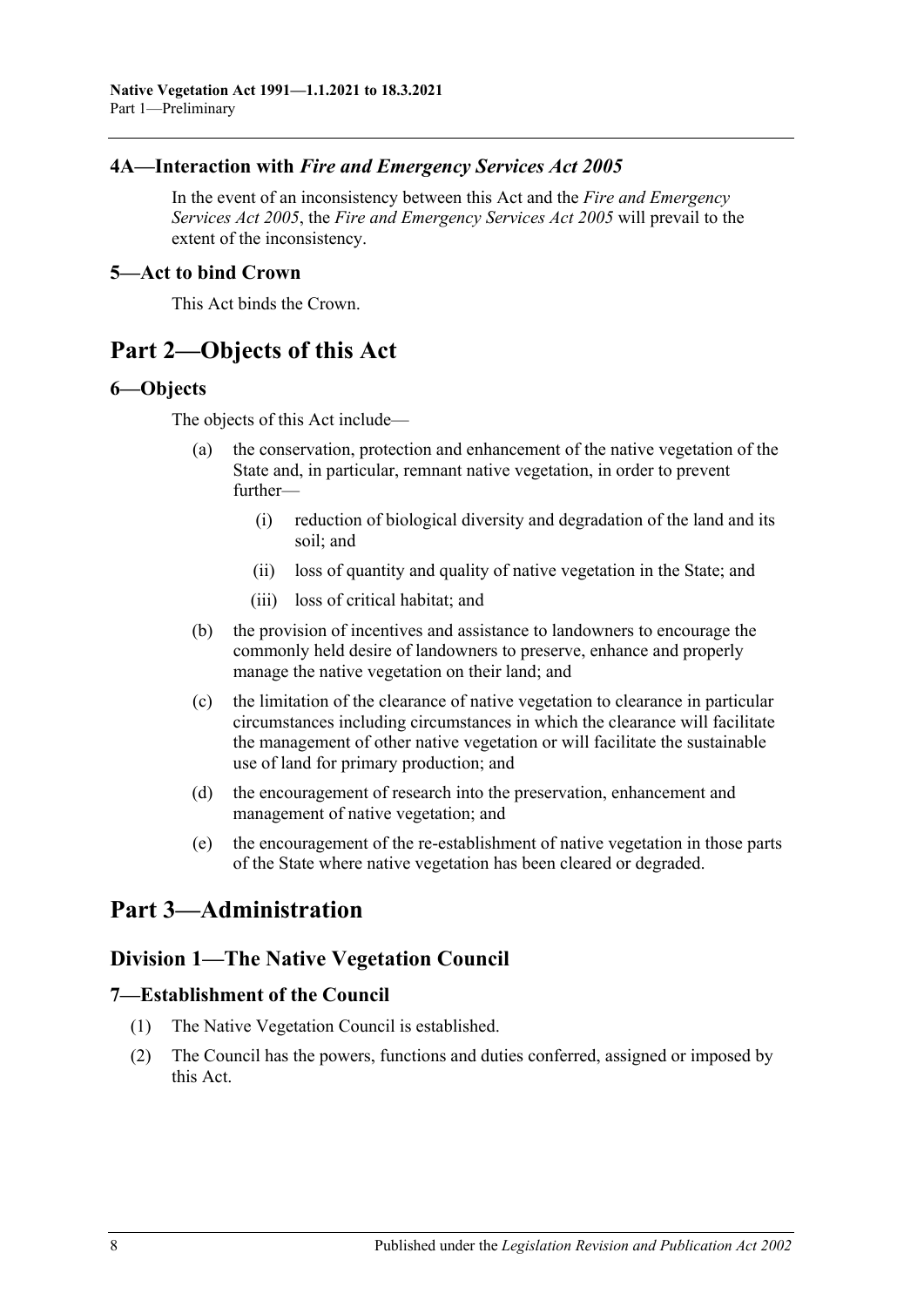### 4A—Interaction with *Fire and Emergency Services Act 2005*

In the event of an inconsistency between this Act and the *Fire and Emergency Services Act 2005*, the *Fire and Emergency Services Act 2005* will prevail to the extent of the inconsistency.

### 5—Act to bind Crown

This Act binds the Crown.

# Part 2—Objects of this Act

### 6—Objects

The objects of this Act include—

(a) the conservation, protection and enhancement of the native vegetation of the State and, in particular, remnant native vegetation, in order to prevent further—

  (i) reduction of biological diversity and degradation of the land and its soil; and

  (ii) loss of quantity and quality of native vegetation in the State; and

  (iii) loss of critical habitat; and

(b) the provision of incentives and assistance to landowners to encourage the commonly held desire of landowners to preserve, enhance and properly manage the native vegetation on their land; and

(c) the limitation of the clearance of native vegetation to clearance in particular circumstances including circumstances in which the clearance will facilitate the management of other native vegetation or will facilitate the sustainable use of land for primary production; and

(d) the encouragement of research into the preservation, enhancement and management of native vegetation; and

(e) the encouragement of the re-establishment of native vegetation in those parts of the State where native vegetation has been cleared or degraded.

# Part 3—Administration

## Division 1—The Native Vegetation Council

### 7—Establishment of the Council

(1) The Native Vegetation Council is established.

(2) The Council has the powers, functions and duties conferred, assigned or imposed by this Act.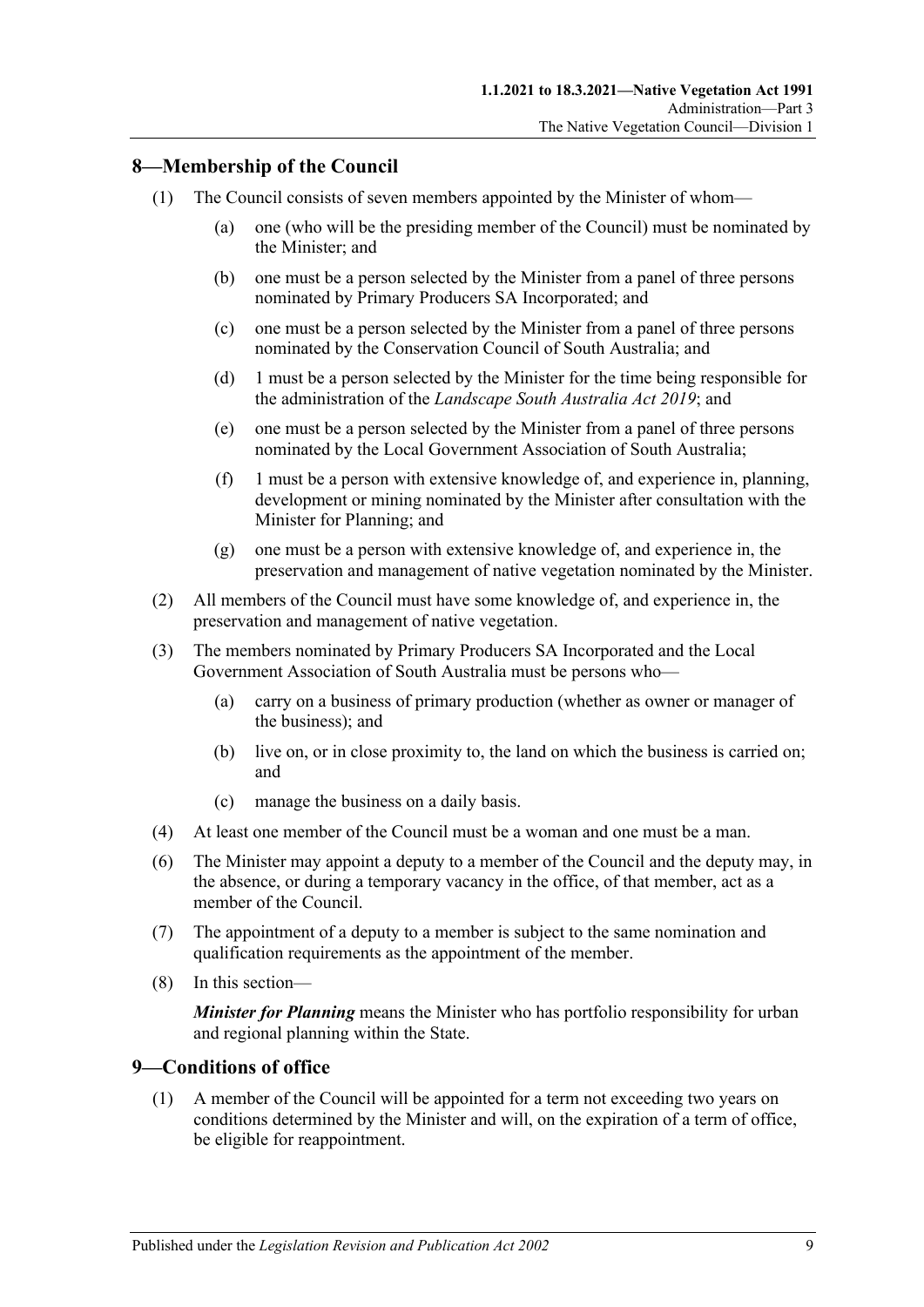## 8—Membership of the Council

(1) The Council consists of seven members appointed by the Minister of whom—

(a) one (who will be the presiding member of the Council) must be nominated by the Minister; and

(b) one must be a person selected by the Minister from a panel of three persons nominated by Primary Producers SA Incorporated; and

(c) one must be a person selected by the Minister from a panel of three persons nominated by the Conservation Council of South Australia; and

(d) 1 must be a person selected by the Minister for the time being responsible for the administration of the *Landscape South Australia Act 2019*; and

(e) one must be a person selected by the Minister from a panel of three persons nominated by the Local Government Association of South Australia;

(f) 1 must be a person with extensive knowledge of, and experience in, planning, development or mining nominated by the Minister after consultation with the Minister for Planning; and

(g) one must be a person with extensive knowledge of, and experience in, the preservation and management of native vegetation nominated by the Minister.

(2) All members of the Council must have some knowledge of, and experience in, the preservation and management of native vegetation.

(3) The members nominated by Primary Producers SA Incorporated and the Local Government Association of South Australia must be persons who—

(a) carry on a business of primary production (whether as owner or manager of the business); and

(b) live on, or in close proximity to, the land on which the business is carried on; and

(c) manage the business on a daily basis.

(4) At least one member of the Council must be a woman and one must be a man.

(6) The Minister may appoint a deputy to a member of the Council and the deputy may, in the absence, or during a temporary vacancy in the office, of that member, act as a member of the Council.

(7) The appointment of a deputy to a member is subject to the same nomination and qualification requirements as the appointment of the member.

(8) In this section—

***Minister for Planning*** means the Minister who has portfolio responsibility for urban and regional planning within the State.

## 9—Conditions of office

(1) A member of the Council will be appointed for a term not exceeding two years on conditions determined by the Minister and will, on the expiration of a term of office, be eligible for reappointment.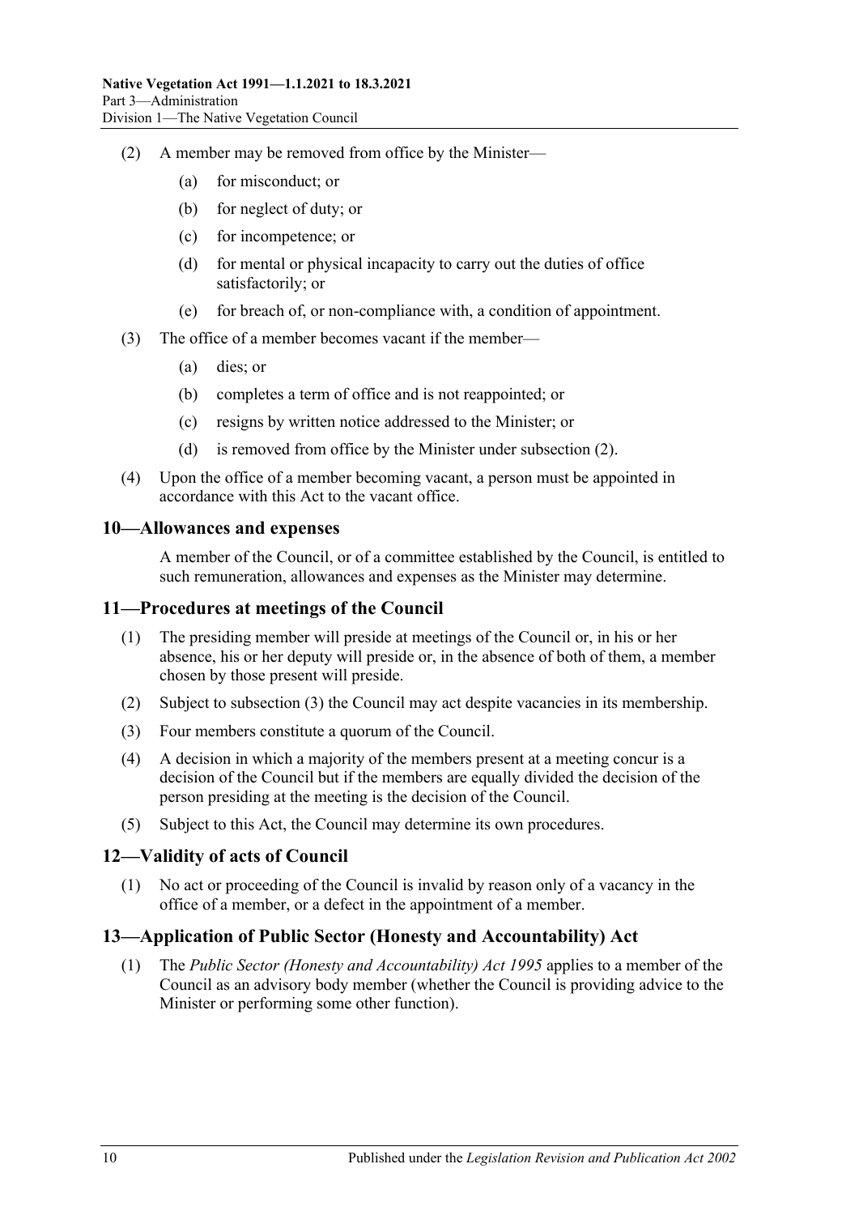(2) A member may be removed from office by the Minister—

(a) for misconduct; or

(b) for neglect of duty; or

(c) for incompetence; or

(d) for mental or physical incapacity to carry out the duties of office satisfactorily; or

(e) for breach of, or non-compliance with, a condition of appointment.

(3) The office of a member becomes vacant if the member—

(a) dies; or

(b) completes a term of office and is not reappointed; or

(c) resigns by written notice addressed to the Minister; or

(d) is removed from office by the Minister under subsection (2).

(4) Upon the office of a member becoming vacant, a person must be appointed in accordance with this Act to the vacant office.

## 10—Allowances and expenses

A member of the Council, or of a committee established by the Council, is entitled to such remuneration, allowances and expenses as the Minister may determine.

## 11—Procedures at meetings of the Council

(1) The presiding member will preside at meetings of the Council or, in his or her absence, his or her deputy will preside or, in the absence of both of them, a member chosen by those present will preside.

(2) Subject to subsection (3) the Council may act despite vacancies in its membership.

(3) Four members constitute a quorum of the Council.

(4) A decision in which a majority of the members present at a meeting concur is a decision of the Council but if the members are equally divided the decision of the person presiding at the meeting is the decision of the Council.

(5) Subject to this Act, the Council may determine its own procedures.

## 12—Validity of acts of Council

(1) No act or proceeding of the Council is invalid by reason only of a vacancy in the office of a member, or a defect in the appointment of a member.

## 13—Application of Public Sector (Honesty and Accountability) Act

(1) The *Public Sector (Honesty and Accountability) Act 1995* applies to a member of the Council as an advisory body member (whether the Council is providing advice to the Minister or performing some other function).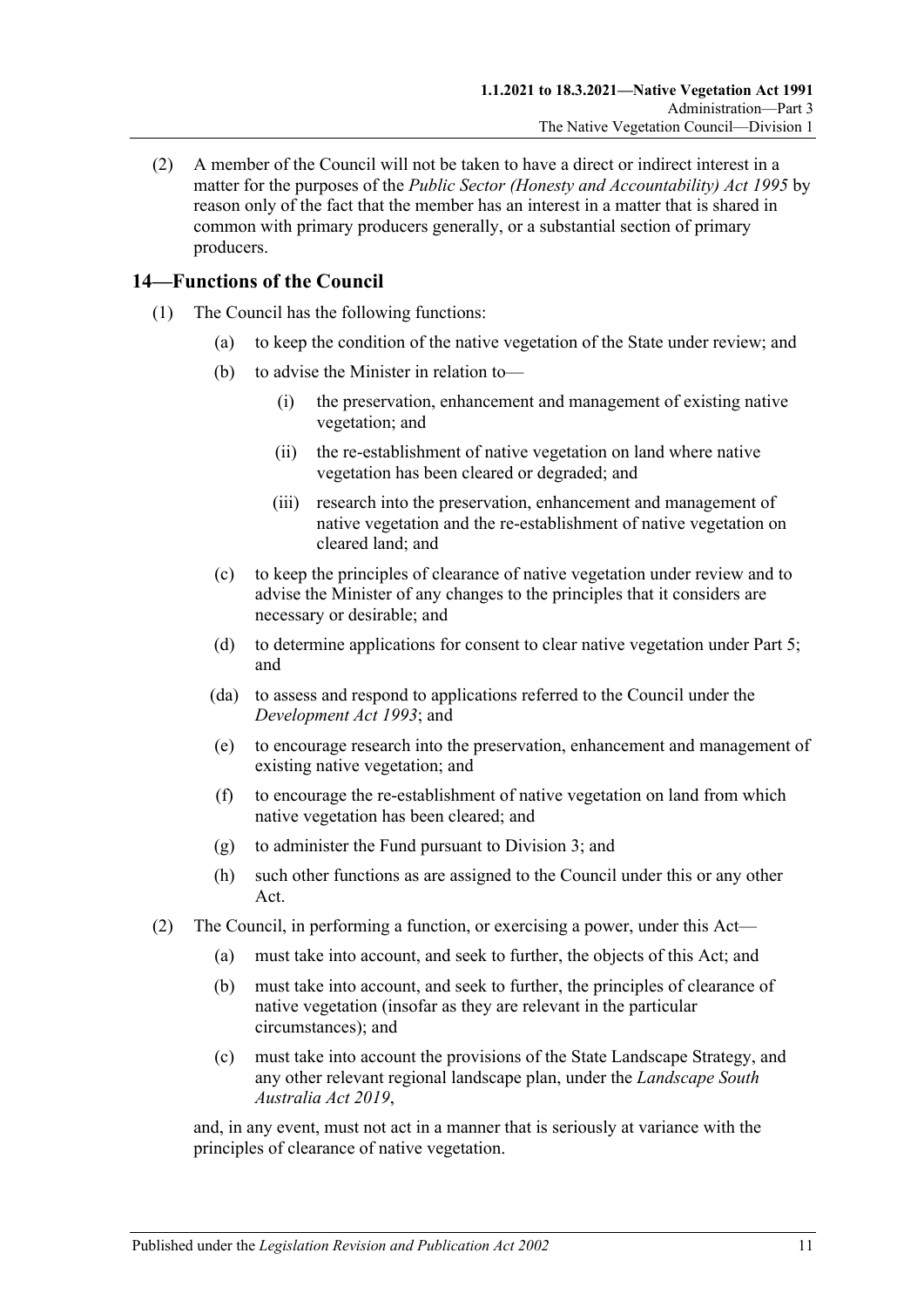(2) A member of the Council will not be taken to have a direct or indirect interest in a matter for the purposes of the *Public Sector (Honesty and Accountability) Act 1995* by reason only of the fact that the member has an interest in a matter that is shared in common with primary producers generally, or a substantial section of primary producers.

## 14—Functions of the Council

(1) The Council has the following functions:

(a) to keep the condition of the native vegetation of the State under review; and

(b) to advise the Minister in relation to—

(i) the preservation, enhancement and management of existing native vegetation; and

(ii) the re-establishment of native vegetation on land where native vegetation has been cleared or degraded; and

(iii) research into the preservation, enhancement and management of native vegetation and the re-establishment of native vegetation on cleared land; and

(c) to keep the principles of clearance of native vegetation under review and to advise the Minister of any changes to the principles that it considers are necessary or desirable; and

(d) to determine applications for consent to clear native vegetation under Part 5; and

(da) to assess and respond to applications referred to the Council under the *Development Act 1993*; and

(e) to encourage research into the preservation, enhancement and management of existing native vegetation; and

(f) to encourage the re-establishment of native vegetation on land from which native vegetation has been cleared; and

(g) to administer the Fund pursuant to Division 3; and

(h) such other functions as are assigned to the Council under this or any other Act.

(2) The Council, in performing a function, or exercising a power, under this Act—

(a) must take into account, and seek to further, the objects of this Act; and

(b) must take into account, and seek to further, the principles of clearance of native vegetation (insofar as they are relevant in the particular circumstances); and

(c) must take into account the provisions of the State Landscape Strategy, and any other relevant regional landscape plan, under the *Landscape South Australia Act 2019*,

and, in any event, must not act in a manner that is seriously at variance with the principles of clearance of native vegetation.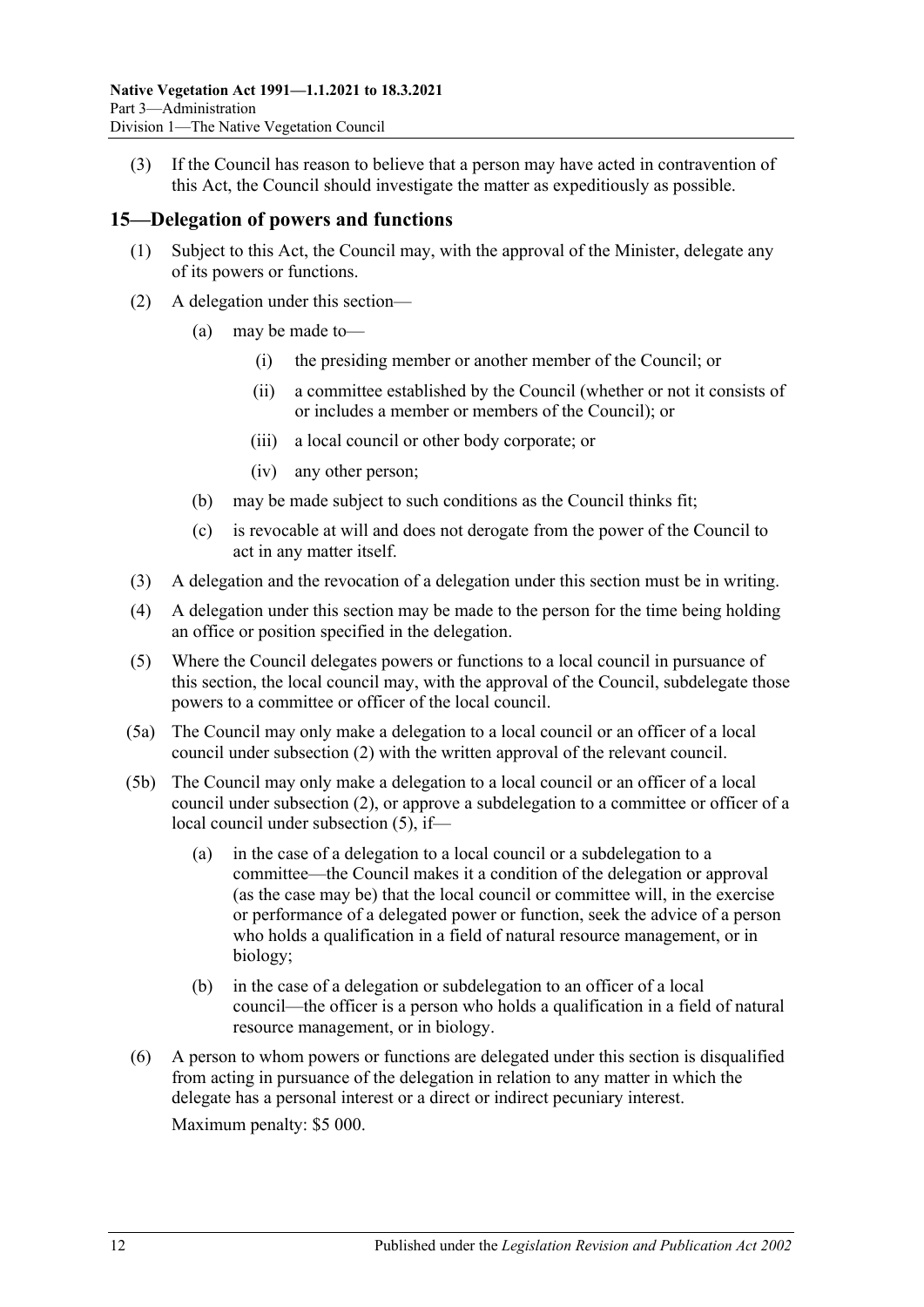(3) If the Council has reason to believe that a person may have acted in contravention of this Act, the Council should investigate the matter as expeditiously as possible.

## 15—Delegation of powers and functions

(1) Subject to this Act, the Council may, with the approval of the Minister, delegate any of its powers or functions.

(2) A delegation under this section—

- (a) may be made to—
  - (i) the presiding member or another member of the Council; or
  - (ii) a committee established by the Council (whether or not it consists of or includes a member or members of the Council); or
  - (iii) a local council or other body corporate; or
  - (iv) any other person;
- (b) may be made subject to such conditions as the Council thinks fit;
- (c) is revocable at will and does not derogate from the power of the Council to act in any matter itself.

(3) A delegation and the revocation of a delegation under this section must be in writing.

(4) A delegation under this section may be made to the person for the time being holding an office or position specified in the delegation.

(5) Where the Council delegates powers or functions to a local council in pursuance of this section, the local council may, with the approval of the Council, subdelegate those powers to a committee or officer of the local council.

(5a) The Council may only make a delegation to a local council or an officer of a local council under subsection (2) with the written approval of the relevant council.

(5b) The Council may only make a delegation to a local council or an officer of a local council under subsection (2), or approve a subdelegation to a committee or officer of a local council under subsection (5), if—

- (a) in the case of a delegation to a local council or a subdelegation to a committee—the Council makes it a condition of the delegation or approval (as the case may be) that the local council or committee will, in the exercise or performance of a delegated power or function, seek the advice of a person who holds a qualification in a field of natural resource management, or in biology;
- (b) in the case of a delegation or subdelegation to an officer of a local council—the officer is a person who holds a qualification in a field of natural resource management, or in biology.

(6) A person to whom powers or functions are delegated under this section is disqualified from acting in pursuance of the delegation in relation to any matter in which the delegate has a personal interest or a direct or indirect pecuniary interest.

Maximum penalty: $5 000.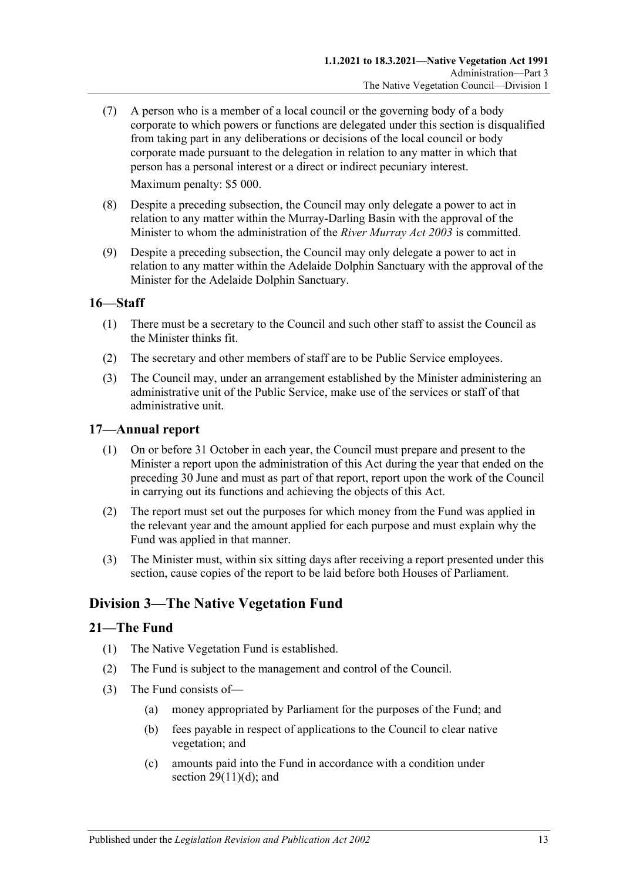(7) A person who is a member of a local council or the governing body of a body corporate to which powers or functions are delegated under this section is disqualified from taking part in any deliberations or decisions of the local council or body corporate made pursuant to the delegation in relation to any matter in which that person has a personal interest or a direct or indirect pecuniary interest.

Maximum penalty: $5 000.

(8) Despite a preceding subsection, the Council may only delegate a power to act in relation to any matter within the Murray-Darling Basin with the approval of the Minister to whom the administration of the *River Murray Act 2003* is committed.

(9) Despite a preceding subsection, the Council may only delegate a power to act in relation to any matter within the Adelaide Dolphin Sanctuary with the approval of the Minister for the Adelaide Dolphin Sanctuary.

## 16—Staff

(1) There must be a secretary to the Council and such other staff to assist the Council as the Minister thinks fit.

(2) The secretary and other members of staff are to be Public Service employees.

(3) The Council may, under an arrangement established by the Minister administering an administrative unit of the Public Service, make use of the services or staff of that administrative unit.

## 17—Annual report

(1) On or before 31 October in each year, the Council must prepare and present to the Minister a report upon the administration of this Act during the year that ended on the preceding 30 June and must as part of that report, report upon the work of the Council in carrying out its functions and achieving the objects of this Act.

(2) The report must set out the purposes for which money from the Fund was applied in the relevant year and the amount applied for each purpose and must explain why the Fund was applied in that manner.

(3) The Minister must, within six sitting days after receiving a report presented under this section, cause copies of the report to be laid before both Houses of Parliament.

# Division 3—The Native Vegetation Fund

## 21—The Fund

(1) The Native Vegetation Fund is established.

(2) The Fund is subject to the management and control of the Council.

(3) The Fund consists of—

(a) money appropriated by Parliament for the purposes of the Fund; and

(b) fees payable in respect of applications to the Council to clear native vegetation; and

(c) amounts paid into the Fund in accordance with a condition under section 29(11)(d); and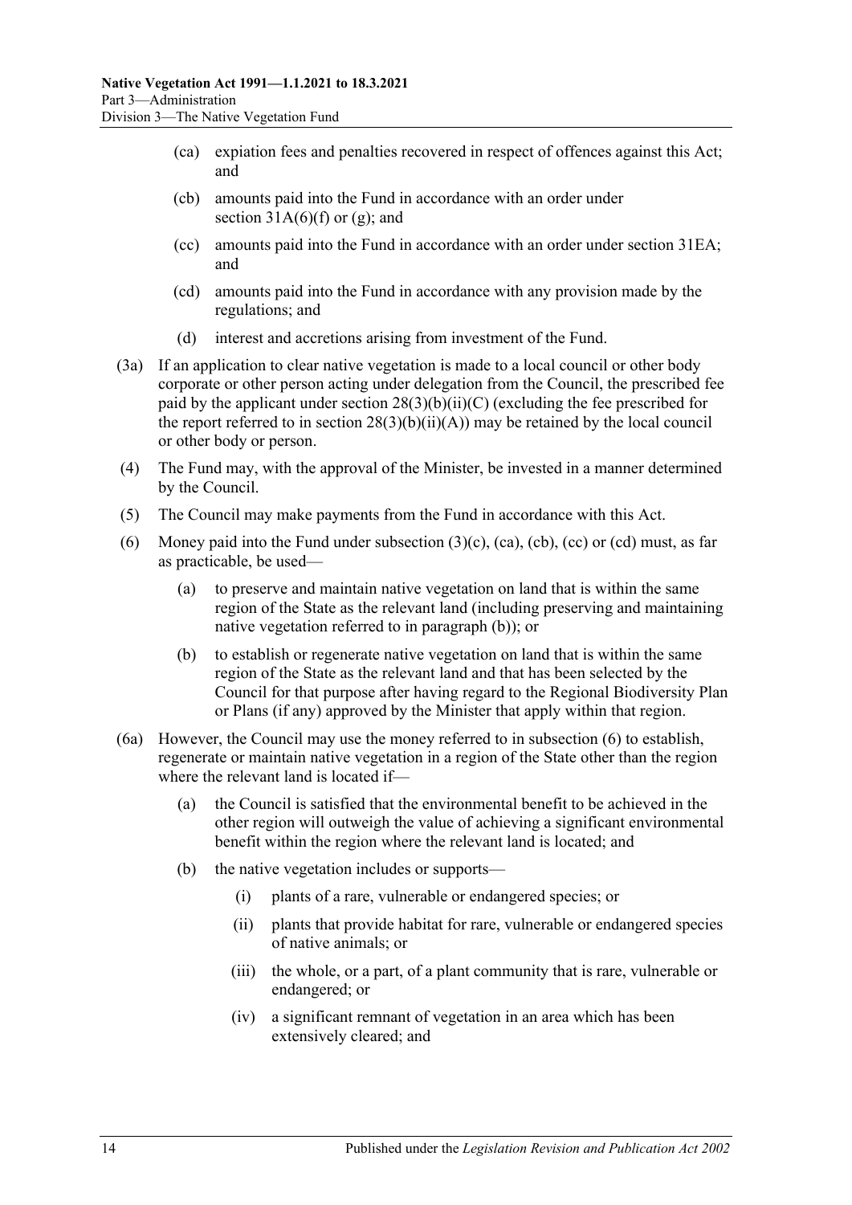(ca) expiation fees and penalties recovered in respect of offences against this Act; and

(cb) amounts paid into the Fund in accordance with an order under section 31A(6)(f) or (g); and

(cc) amounts paid into the Fund in accordance with an order under section 31EA; and

(cd) amounts paid into the Fund in accordance with any provision made by the regulations; and

(d) interest and accretions arising from investment of the Fund.

(3a) If an application to clear native vegetation is made to a local council or other body corporate or other person acting under delegation from the Council, the prescribed fee paid by the applicant under section 28(3)(b)(ii)(C) (excluding the fee prescribed for the report referred to in section 28(3)(b)(ii)(A)) may be retained by the local council or other body or person.

(4) The Fund may, with the approval of the Minister, be invested in a manner determined by the Council.

(5) The Council may make payments from the Fund in accordance with this Act.

(6) Money paid into the Fund under subsection (3)(c), (ca), (cb), (cc) or (cd) must, as far as practicable, be used—

(a) to preserve and maintain native vegetation on land that is within the same region of the State as the relevant land (including preserving and maintaining native vegetation referred to in paragraph (b)); or

(b) to establish or regenerate native vegetation on land that is within the same region of the State as the relevant land and that has been selected by the Council for that purpose after having regard to the Regional Biodiversity Plan or Plans (if any) approved by the Minister that apply within that region.

(6a) However, the Council may use the money referred to in subsection (6) to establish, regenerate or maintain native vegetation in a region of the State other than the region where the relevant land is located if—

(a) the Council is satisfied that the environmental benefit to be achieved in the other region will outweigh the value of achieving a significant environmental benefit within the region where the relevant land is located; and

(b) the native vegetation includes or supports—

(i) plants of a rare, vulnerable or endangered species; or

(ii) plants that provide habitat for rare, vulnerable or endangered species of native animals; or

(iii) the whole, or a part, of a plant community that is rare, vulnerable or endangered; or

(iv) a significant remnant of vegetation in an area which has been extensively cleared; and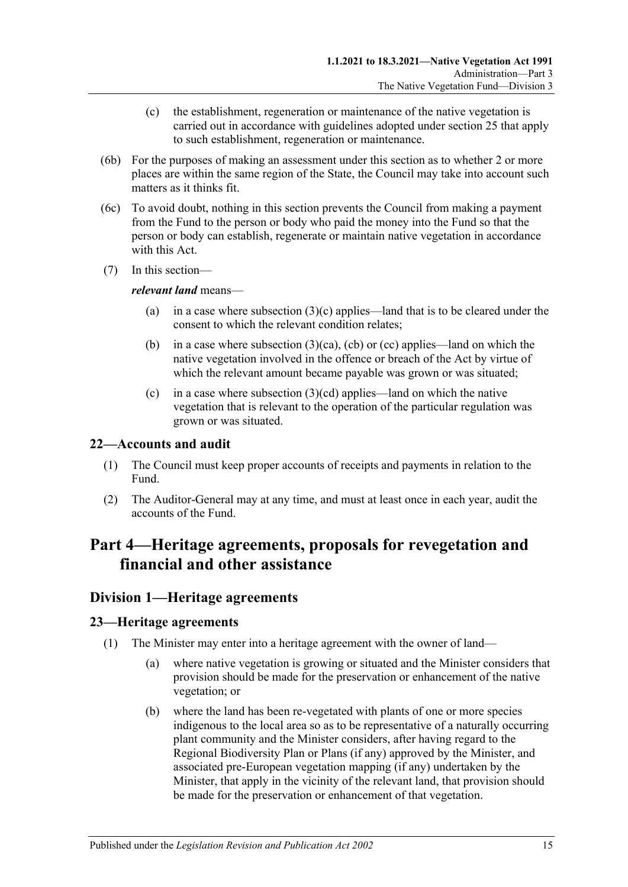(c) the establishment, regeneration or maintenance of the native vegetation is carried out in accordance with guidelines adopted under section 25 that apply to such establishment, regeneration or maintenance.

(6b) For the purposes of making an assessment under this section as to whether 2 or more places are within the same region of the State, the Council may take into account such matters as it thinks fit.

(6c) To avoid doubt, nothing in this section prevents the Council from making a payment from the Fund to the person or body who paid the money into the Fund so that the person or body can establish, regenerate or maintain native vegetation in accordance with this Act.

(7) In this section—

***relevant land*** means—

(a) in a case where subsection (3)(c) applies—land that is to be cleared under the consent to which the relevant condition relates;

(b) in a case where subsection (3)(ca), (cb) or (cc) applies—land on which the native vegetation involved in the offence or breach of the Act by virtue of which the relevant amount became payable was grown or was situated;

(c) in a case where subsection (3)(cd) applies—land on which the native vegetation that is relevant to the operation of the particular regulation was grown or was situated.

### 22—Accounts and audit

(1) The Council must keep proper accounts of receipts and payments in relation to the Fund.

(2) The Auditor-General may at any time, and must at least once in each year, audit the accounts of the Fund.

# Part 4—Heritage agreements, proposals for revegetation and financial and other assistance

## Division 1—Heritage agreements

### 23—Heritage agreements

(1) The Minister may enter into a heritage agreement with the owner of land—

(a) where native vegetation is growing or situated and the Minister considers that provision should be made for the preservation or enhancement of the native vegetation; or

(b) where the land has been re-vegetated with plants of one or more species indigenous to the local area so as to be representative of a naturally occurring plant community and the Minister considers, after having regard to the Regional Biodiversity Plan or Plans (if any) approved by the Minister, and associated pre-European vegetation mapping (if any) undertaken by the Minister, that apply in the vicinity of the relevant land, that provision should be made for the preservation or enhancement of that vegetation.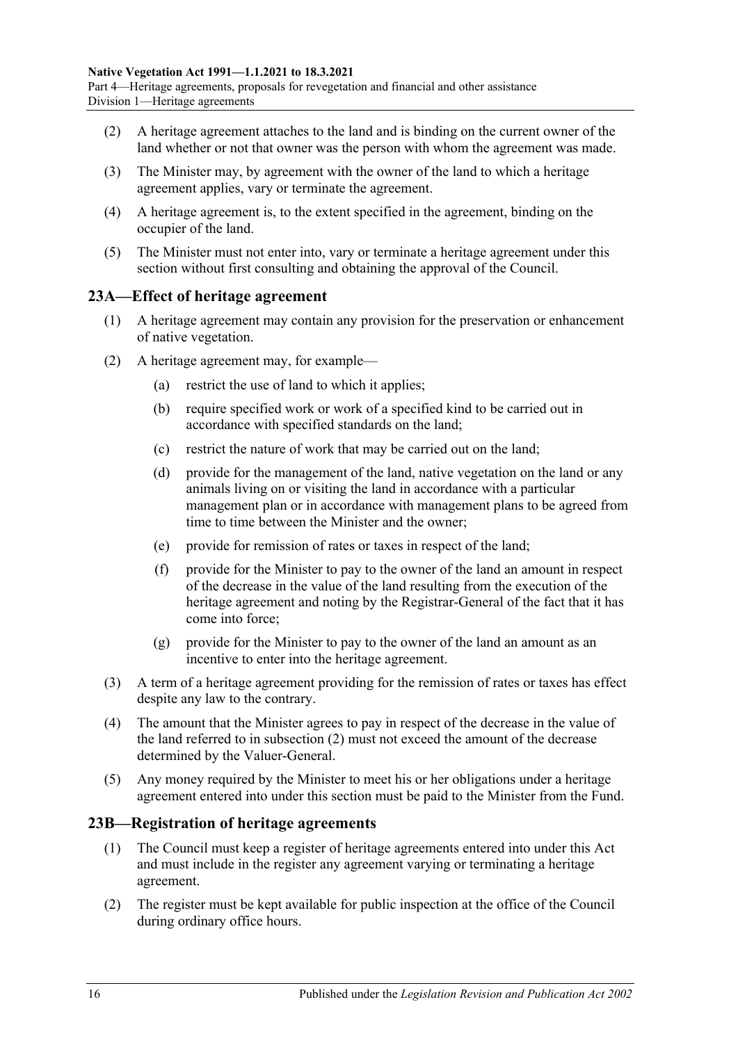(2) A heritage agreement attaches to the land and is binding on the current owner of the land whether or not that owner was the person with whom the agreement was made.

(3) The Minister may, by agreement with the owner of the land to which a heritage agreement applies, vary or terminate the agreement.

(4) A heritage agreement is, to the extent specified in the agreement, binding on the occupier of the land.

(5) The Minister must not enter into, vary or terminate a heritage agreement under this section without first consulting and obtaining the approval of the Council.

## 23A—Effect of heritage agreement

(1) A heritage agreement may contain any provision for the preservation or enhancement of native vegetation.

(2) A heritage agreement may, for example—

(a) restrict the use of land to which it applies;

(b) require specified work or work of a specified kind to be carried out in accordance with specified standards on the land;

(c) restrict the nature of work that may be carried out on the land;

(d) provide for the management of the land, native vegetation on the land or any animals living on or visiting the land in accordance with a particular management plan or in accordance with management plans to be agreed from time to time between the Minister and the owner;

(e) provide for remission of rates or taxes in respect of the land;

(f) provide for the Minister to pay to the owner of the land an amount in respect of the decrease in the value of the land resulting from the execution of the heritage agreement and noting by the Registrar-General of the fact that it has come into force;

(g) provide for the Minister to pay to the owner of the land an amount as an incentive to enter into the heritage agreement.

(3) A term of a heritage agreement providing for the remission of rates or taxes has effect despite any law to the contrary.

(4) The amount that the Minister agrees to pay in respect of the decrease in the value of the land referred to in subsection (2) must not exceed the amount of the decrease determined by the Valuer-General.

(5) Any money required by the Minister to meet his or her obligations under a heritage agreement entered into under this section must be paid to the Minister from the Fund.

## 23B—Registration of heritage agreements

(1) The Council must keep a register of heritage agreements entered into under this Act and must include in the register any agreement varying or terminating a heritage agreement.

(2) The register must be kept available for public inspection at the office of the Council during ordinary office hours.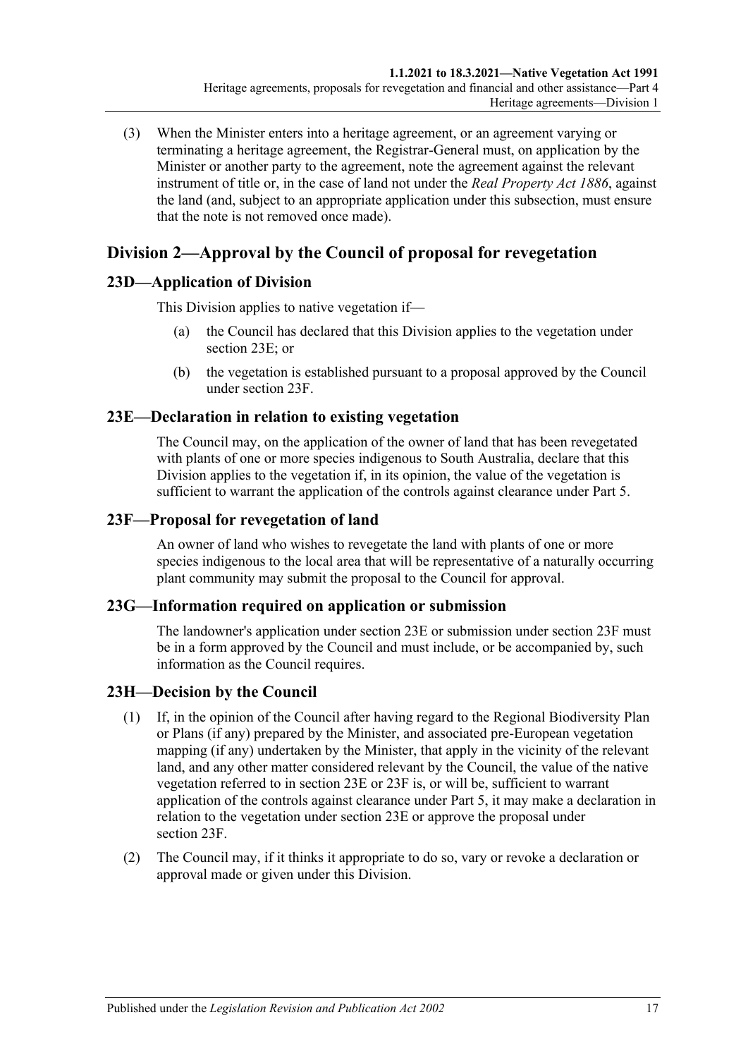(3) When the Minister enters into a heritage agreement, or an agreement varying or terminating a heritage agreement, the Registrar-General must, on application by the Minister or another party to the agreement, note the agreement against the relevant instrument of title or, in the case of land not under the *Real Property Act 1886*, against the land (and, subject to an appropriate application under this subsection, must ensure that the note is not removed once made).

## Division 2—Approval by the Council of proposal for revegetation

### 23D—Application of Division

This Division applies to native vegetation if—

(a) the Council has declared that this Division applies to the vegetation under section 23E; or

(b) the vegetation is established pursuant to a proposal approved by the Council under section 23F.

### 23E—Declaration in relation to existing vegetation

The Council may, on the application of the owner of land that has been revegetated with plants of one or more species indigenous to South Australia, declare that this Division applies to the vegetation if, in its opinion, the value of the vegetation is sufficient to warrant the application of the controls against clearance under Part 5.

### 23F—Proposal for revegetation of land

An owner of land who wishes to revegetate the land with plants of one or more species indigenous to the local area that will be representative of a naturally occurring plant community may submit the proposal to the Council for approval.

### 23G—Information required on application or submission

The landowner's application under section 23E or submission under section 23F must be in a form approved by the Council and must include, or be accompanied by, such information as the Council requires.

### 23H—Decision by the Council

(1) If, in the opinion of the Council after having regard to the Regional Biodiversity Plan or Plans (if any) prepared by the Minister, and associated pre-European vegetation mapping (if any) undertaken by the Minister, that apply in the vicinity of the relevant land, and any other matter considered relevant by the Council, the value of the native vegetation referred to in section 23E or 23F is, or will be, sufficient to warrant application of the controls against clearance under Part 5, it may make a declaration in relation to the vegetation under section 23E or approve the proposal under section 23F.

(2) The Council may, if it thinks it appropriate to do so, vary or revoke a declaration or approval made or given under this Division.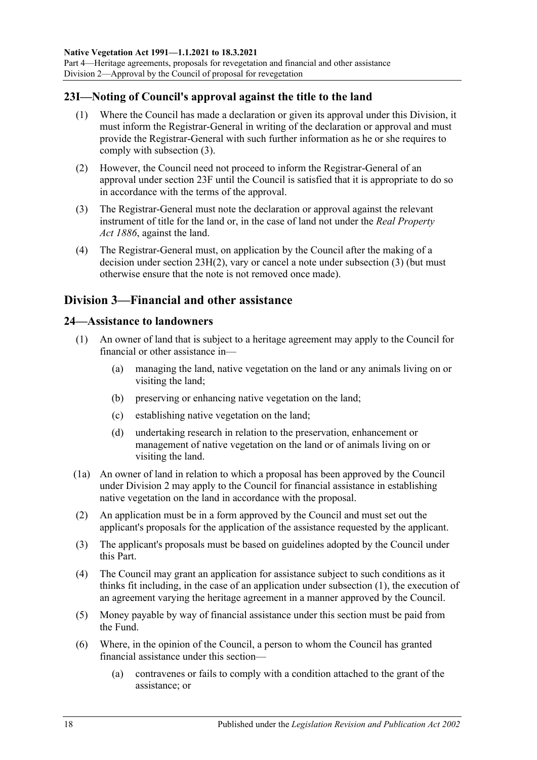## 23I—Noting of Council's approval against the title to the land

(1) Where the Council has made a declaration or given its approval under this Division, it must inform the Registrar-General in writing of the declaration or approval and must provide the Registrar-General with such further information as he or she requires to comply with subsection (3).

(2) However, the Council need not proceed to inform the Registrar-General of an approval under section 23F until the Council is satisfied that it is appropriate to do so in accordance with the terms of the approval.

(3) The Registrar-General must note the declaration or approval against the relevant instrument of title for the land or, in the case of land not under the *Real Property Act 1886*, against the land.

(4) The Registrar-General must, on application by the Council after the making of a decision under section 23H(2), vary or cancel a note under subsection (3) (but must otherwise ensure that the note is not removed once made).

# Division 3—Financial and other assistance

## 24—Assistance to landowners

(1) An owner of land that is subject to a heritage agreement may apply to the Council for financial or other assistance in—

(a) managing the land, native vegetation on the land or any animals living on or visiting the land;

(b) preserving or enhancing native vegetation on the land;

(c) establishing native vegetation on the land;

(d) undertaking research in relation to the preservation, enhancement or management of native vegetation on the land or of animals living on or visiting the land.

(1a) An owner of land in relation to which a proposal has been approved by the Council under Division 2 may apply to the Council for financial assistance in establishing native vegetation on the land in accordance with the proposal.

(2) An application must be in a form approved by the Council and must set out the applicant's proposals for the application of the assistance requested by the applicant.

(3) The applicant's proposals must be based on guidelines adopted by the Council under this Part.

(4) The Council may grant an application for assistance subject to such conditions as it thinks fit including, in the case of an application under subsection (1), the execution of an agreement varying the heritage agreement in a manner approved by the Council.

(5) Money payable by way of financial assistance under this section must be paid from the Fund.

(6) Where, in the opinion of the Council, a person to whom the Council has granted financial assistance under this section—

(a) contravenes or fails to comply with a condition attached to the grant of the assistance; or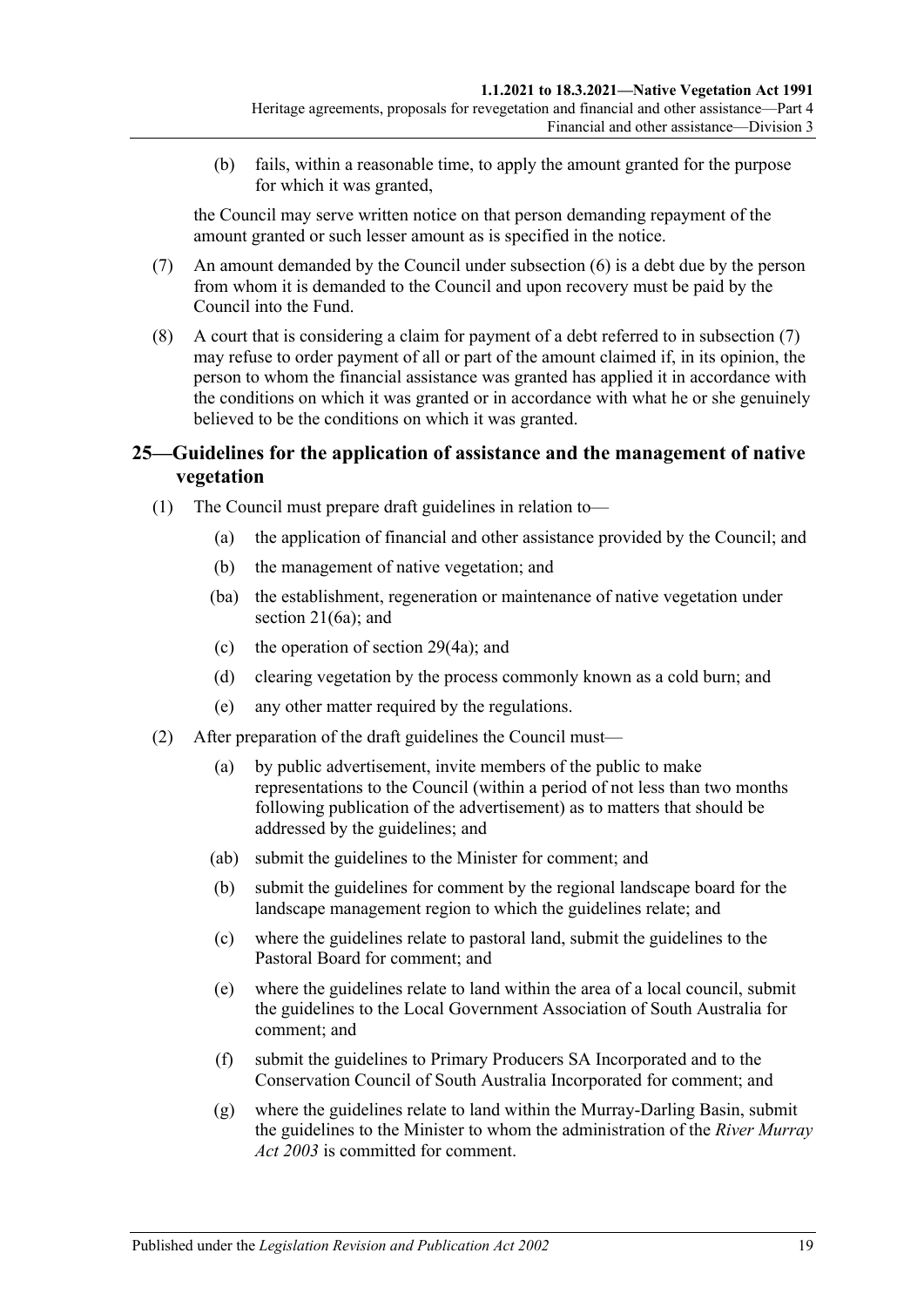(b) fails, within a reasonable time, to apply the amount granted for the purpose for which it was granted,

the Council may serve written notice on that person demanding repayment of the amount granted or such lesser amount as is specified in the notice.

(7) An amount demanded by the Council under subsection (6) is a debt due by the person from whom it is demanded to the Council and upon recovery must be paid by the Council into the Fund.

(8) A court that is considering a claim for payment of a debt referred to in subsection (7) may refuse to order payment of all or part of the amount claimed if, in its opinion, the person to whom the financial assistance was granted has applied it in accordance with the conditions on which it was granted or in accordance with what he or she genuinely believed to be the conditions on which it was granted.

## 25—Guidelines for the application of assistance and the management of native vegetation

(1) The Council must prepare draft guidelines in relation to—

(a) the application of financial and other assistance provided by the Council; and

(b) the management of native vegetation; and

(ba) the establishment, regeneration or maintenance of native vegetation under section 21(6a); and

(c) the operation of section 29(4a); and

(d) clearing vegetation by the process commonly known as a cold burn; and

(e) any other matter required by the regulations.

(2) After preparation of the draft guidelines the Council must—

(a) by public advertisement, invite members of the public to make representations to the Council (within a period of not less than two months following publication of the advertisement) as to matters that should be addressed by the guidelines; and

(ab) submit the guidelines to the Minister for comment; and

(b) submit the guidelines for comment by the regional landscape board for the landscape management region to which the guidelines relate; and

(c) where the guidelines relate to pastoral land, submit the guidelines to the Pastoral Board for comment; and

(e) where the guidelines relate to land within the area of a local council, submit the guidelines to the Local Government Association of South Australia for comment; and

(f) submit the guidelines to Primary Producers SA Incorporated and to the Conservation Council of South Australia Incorporated for comment; and

(g) where the guidelines relate to land within the Murray-Darling Basin, submit the guidelines to the Minister to whom the administration of the *River Murray Act 2003* is committed for comment.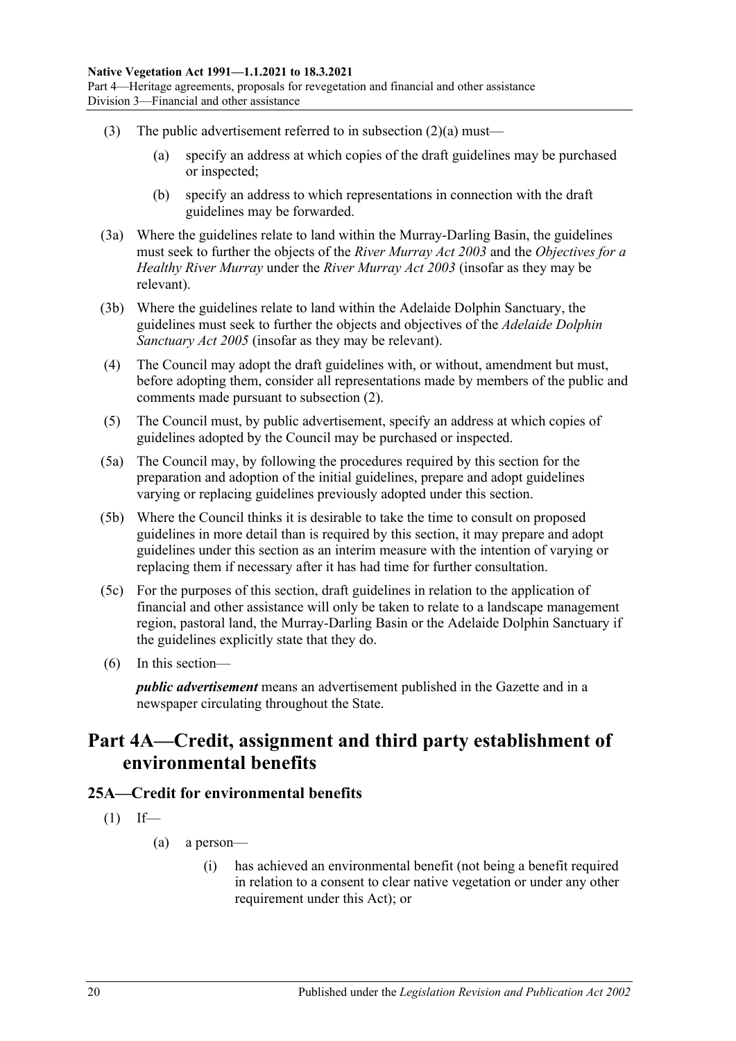(3) The public advertisement referred to in subsection (2)(a) must—

(a) specify an address at which copies of the draft guidelines may be purchased or inspected;

(b) specify an address to which representations in connection with the draft guidelines may be forwarded.

(3a) Where the guidelines relate to land within the Murray-Darling Basin, the guidelines must seek to further the objects of the *River Murray Act 2003* and the *Objectives for a Healthy River Murray* under the *River Murray Act 2003* (insofar as they may be relevant).

(3b) Where the guidelines relate to land within the Adelaide Dolphin Sanctuary, the guidelines must seek to further the objects and objectives of the *Adelaide Dolphin Sanctuary Act 2005* (insofar as they may be relevant).

(4) The Council may adopt the draft guidelines with, or without, amendment but must, before adopting them, consider all representations made by members of the public and comments made pursuant to subsection (2).

(5) The Council must, by public advertisement, specify an address at which copies of guidelines adopted by the Council may be purchased or inspected.

(5a) The Council may, by following the procedures required by this section for the preparation and adoption of the initial guidelines, prepare and adopt guidelines varying or replacing guidelines previously adopted under this section.

(5b) Where the Council thinks it is desirable to take the time to consult on proposed guidelines in more detail than is required by this section, it may prepare and adopt guidelines under this section as an interim measure with the intention of varying or replacing them if necessary after it has had time for further consultation.

(5c) For the purposes of this section, draft guidelines in relation to the application of financial and other assistance will only be taken to relate to a landscape management region, pastoral land, the Murray-Darling Basin or the Adelaide Dolphin Sanctuary if the guidelines explicitly state that they do.

(6) In this section—

***public advertisement*** means an advertisement published in the Gazette and in a newspaper circulating throughout the State.

# Part 4A—Credit, assignment and third party establishment of environmental benefits

## 25A—Credit for environmental benefits

(1) If—

(a) a person—

(i) has achieved an environmental benefit (not being a benefit required in relation to a consent to clear native vegetation or under any other requirement under this Act); or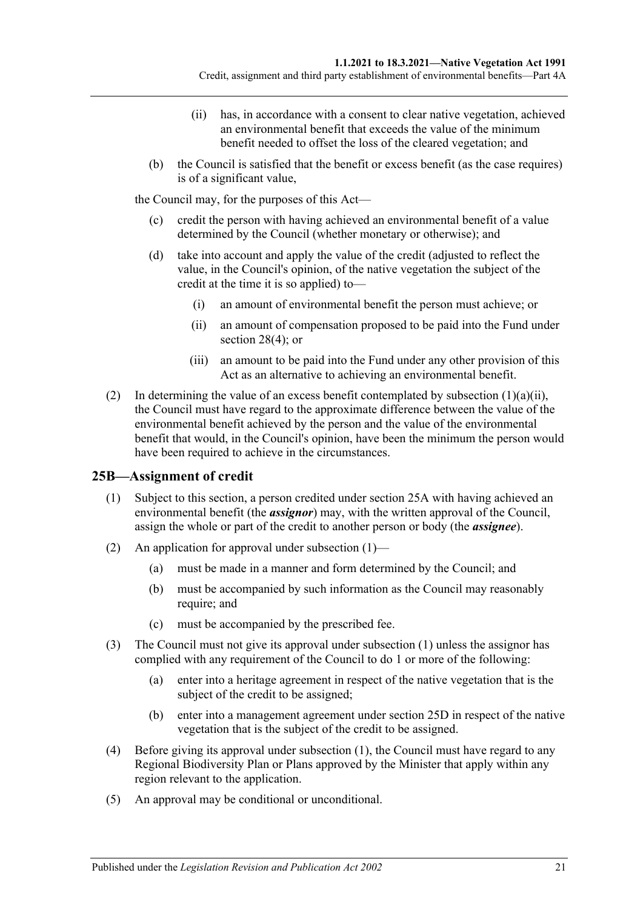(ii) has, in accordance with a consent to clear native vegetation, achieved an environmental benefit that exceeds the value of the minimum benefit needed to offset the loss of the cleared vegetation; and

(b) the Council is satisfied that the benefit or excess benefit (as the case requires) is of a significant value,

the Council may, for the purposes of this Act—

(c) credit the person with having achieved an environmental benefit of a value determined by the Council (whether monetary or otherwise); and

(d) take into account and apply the value of the credit (adjusted to reflect the value, in the Council's opinion, of the native vegetation the subject of the credit at the time it is so applied) to—

(i) an amount of environmental benefit the person must achieve; or

(ii) an amount of compensation proposed to be paid into the Fund under section 28(4); or

(iii) an amount to be paid into the Fund under any other provision of this Act as an alternative to achieving an environmental benefit.

(2) In determining the value of an excess benefit contemplated by subsection (1)(a)(ii), the Council must have regard to the approximate difference between the value of the environmental benefit achieved by the person and the value of the environmental benefit that would, in the Council's opinion, have been the minimum the person would have been required to achieve in the circumstances.

## 25B—Assignment of credit

(1) Subject to this section, a person credited under section 25A with having achieved an environmental benefit (the ***assignor***) may, with the written approval of the Council, assign the whole or part of the credit to another person or body (the ***assignee***).

(2) An application for approval under subsection (1)—

(a) must be made in a manner and form determined by the Council; and

(b) must be accompanied by such information as the Council may reasonably require; and

(c) must be accompanied by the prescribed fee.

(3) The Council must not give its approval under subsection (1) unless the assignor has complied with any requirement of the Council to do 1 or more of the following:

(a) enter into a heritage agreement in respect of the native vegetation that is the subject of the credit to be assigned;

(b) enter into a management agreement under section 25D in respect of the native vegetation that is the subject of the credit to be assigned.

(4) Before giving its approval under subsection (1), the Council must have regard to any Regional Biodiversity Plan or Plans approved by the Minister that apply within any region relevant to the application.

(5) An approval may be conditional or unconditional.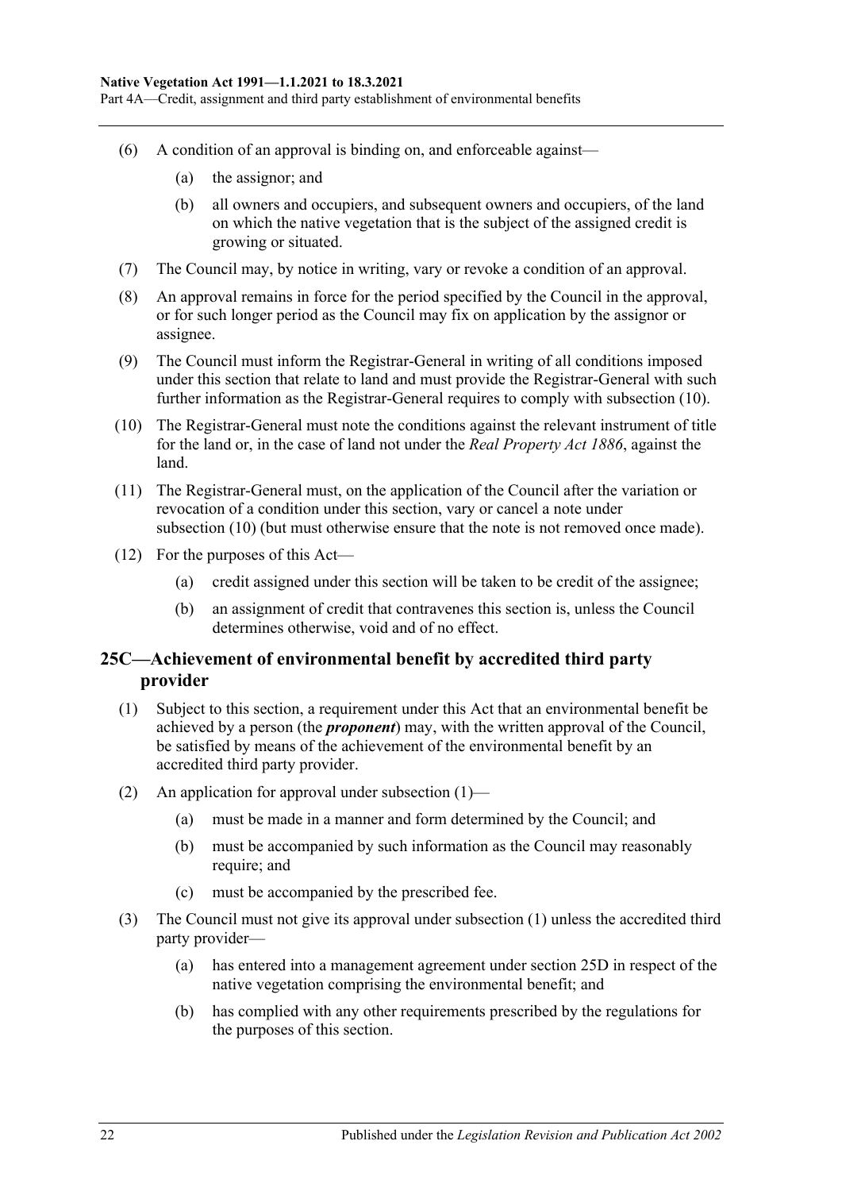(6) A condition of an approval is binding on, and enforceable against—

(a) the assignor; and

(b) all owners and occupiers, and subsequent owners and occupiers, of the land on which the native vegetation that is the subject of the assigned credit is growing or situated.

(7) The Council may, by notice in writing, vary or revoke a condition of an approval.

(8) An approval remains in force for the period specified by the Council in the approval, or for such longer period as the Council may fix on application by the assignor or assignee.

(9) The Council must inform the Registrar-General in writing of all conditions imposed under this section that relate to land and must provide the Registrar-General with such further information as the Registrar-General requires to comply with subsection (10).

(10) The Registrar-General must note the conditions against the relevant instrument of title for the land or, in the case of land not under the *Real Property Act 1886*, against the land.

(11) The Registrar-General must, on the application of the Council after the variation or revocation of a condition under this section, vary or cancel a note under subsection (10) (but must otherwise ensure that the note is not removed once made).

(12) For the purposes of this Act—

(a) credit assigned under this section will be taken to be credit of the assignee;

(b) an assignment of credit that contravenes this section is, unless the Council determines otherwise, void and of no effect.

## 25C—Achievement of environmental benefit by accredited third party provider

(1) Subject to this section, a requirement under this Act that an environmental benefit be achieved by a person (the ***proponent***) may, with the written approval of the Council, be satisfied by means of the achievement of the environmental benefit by an accredited third party provider.

(2) An application for approval under subsection (1)—

(a) must be made in a manner and form determined by the Council; and

(b) must be accompanied by such information as the Council may reasonably require; and

(c) must be accompanied by the prescribed fee.

(3) The Council must not give its approval under subsection (1) unless the accredited third party provider—

(a) has entered into a management agreement under section 25D in respect of the native vegetation comprising the environmental benefit; and

(b) has complied with any other requirements prescribed by the regulations for the purposes of this section.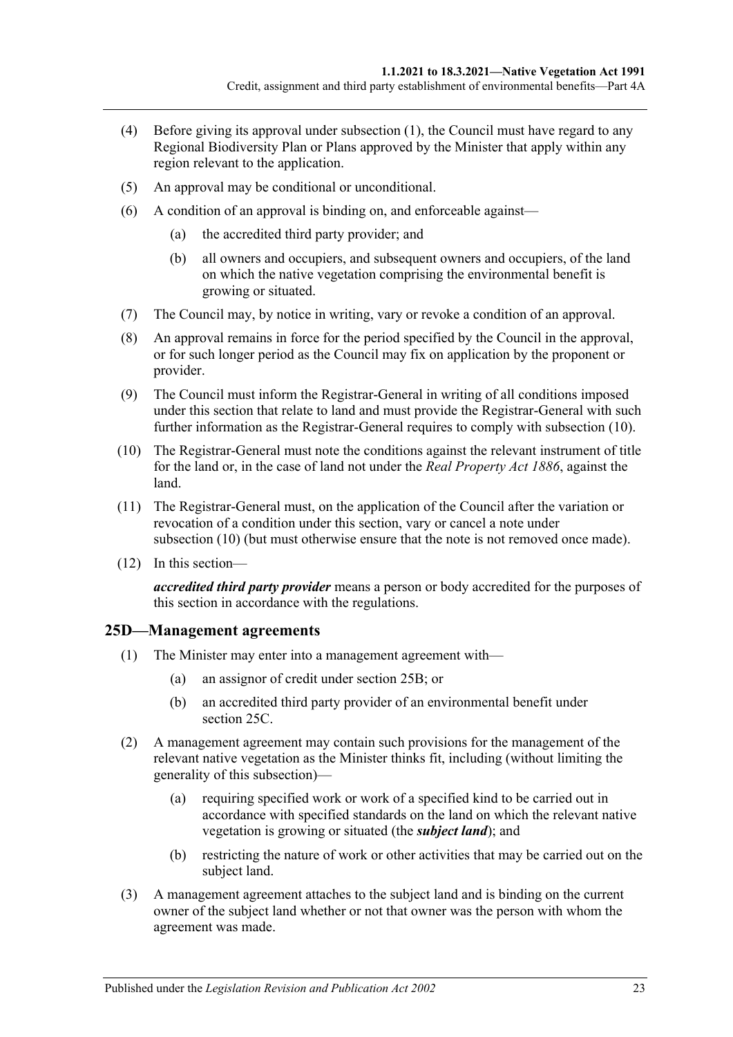(4) Before giving its approval under subsection (1), the Council must have regard to any Regional Biodiversity Plan or Plans approved by the Minister that apply within any region relevant to the application.

(5) An approval may be conditional or unconditional.

(6) A condition of an approval is binding on, and enforceable against—

(a) the accredited third party provider; and

(b) all owners and occupiers, and subsequent owners and occupiers, of the land on which the native vegetation comprising the environmental benefit is growing or situated.

(7) The Council may, by notice in writing, vary or revoke a condition of an approval.

(8) An approval remains in force for the period specified by the Council in the approval, or for such longer period as the Council may fix on application by the proponent or provider.

(9) The Council must inform the Registrar-General in writing of all conditions imposed under this section that relate to land and must provide the Registrar-General with such further information as the Registrar-General requires to comply with subsection (10).

(10) The Registrar-General must note the conditions against the relevant instrument of title for the land or, in the case of land not under the *Real Property Act 1886*, against the land.

(11) The Registrar-General must, on the application of the Council after the variation or revocation of a condition under this section, vary or cancel a note under subsection (10) (but must otherwise ensure that the note is not removed once made).

(12) In this section—

***accredited third party provider*** means a person or body accredited for the purposes of this section in accordance with the regulations.

## 25D—Management agreements

(1) The Minister may enter into a management agreement with—

(a) an assignor of credit under section 25B; or

(b) an accredited third party provider of an environmental benefit under section 25C.

(2) A management agreement may contain such provisions for the management of the relevant native vegetation as the Minister thinks fit, including (without limiting the generality of this subsection)—

(a) requiring specified work or work of a specified kind to be carried out in accordance with specified standards on the land on which the relevant native vegetation is growing or situated (the ***subject land***); and

(b) restricting the nature of work or other activities that may be carried out on the subject land.

(3) A management agreement attaches to the subject land and is binding on the current owner of the subject land whether or not that owner was the person with whom the agreement was made.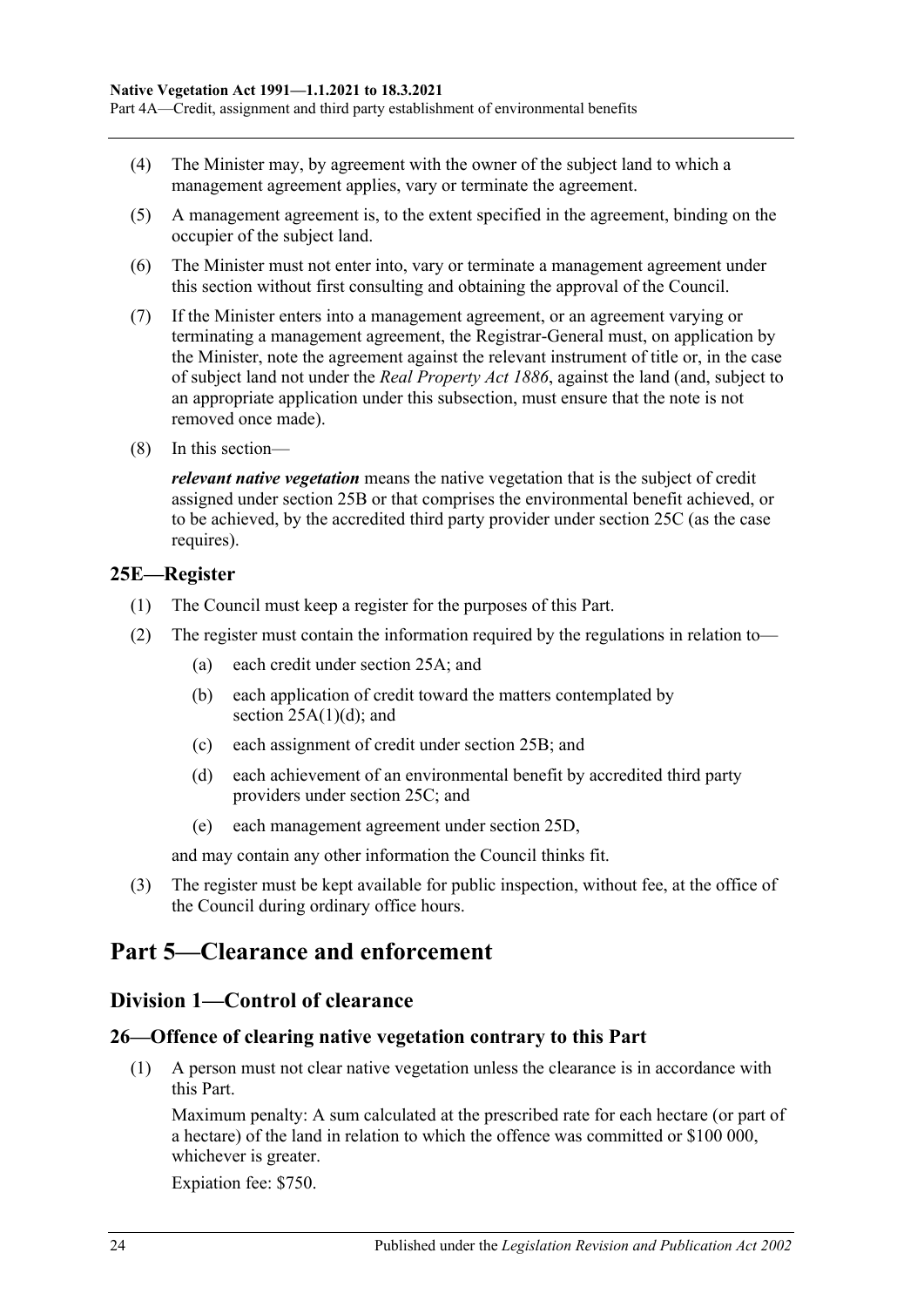(4) The Minister may, by agreement with the owner of the subject land to which a management agreement applies, vary or terminate the agreement.

(5) A management agreement is, to the extent specified in the agreement, binding on the occupier of the subject land.

(6) The Minister must not enter into, vary or terminate a management agreement under this section without first consulting and obtaining the approval of the Council.

(7) If the Minister enters into a management agreement, or an agreement varying or terminating a management agreement, the Registrar-General must, on application by the Minister, note the agreement against the relevant instrument of title or, in the case of subject land not under the *Real Property Act 1886*, against the land (and, subject to an appropriate application under this subsection, must ensure that the note is not removed once made).

(8) In this section—

***relevant native vegetation*** means the native vegetation that is the subject of credit assigned under section 25B or that comprises the environmental benefit achieved, or to be achieved, by the accredited third party provider under section 25C (as the case requires).

### 25E—Register

(1) The Council must keep a register for the purposes of this Part.

(2) The register must contain the information required by the regulations in relation to—

(a) each credit under section 25A; and

(b) each application of credit toward the matters contemplated by section 25A(1)(d); and

(c) each assignment of credit under section 25B; and

(d) each achievement of an environmental benefit by accredited third party providers under section 25C; and

(e) each management agreement under section 25D,

and may contain any other information the Council thinks fit.

(3) The register must be kept available for public inspection, without fee, at the office of the Council during ordinary office hours.

# Part 5—Clearance and enforcement

## Division 1—Control of clearance

### 26—Offence of clearing native vegetation contrary to this Part

(1) A person must not clear native vegetation unless the clearance is in accordance with this Part.

Maximum penalty: A sum calculated at the prescribed rate for each hectare (or part of a hectare) of the land in relation to which the offence was committed or $100 000, whichever is greater.

Expiation fee: $750.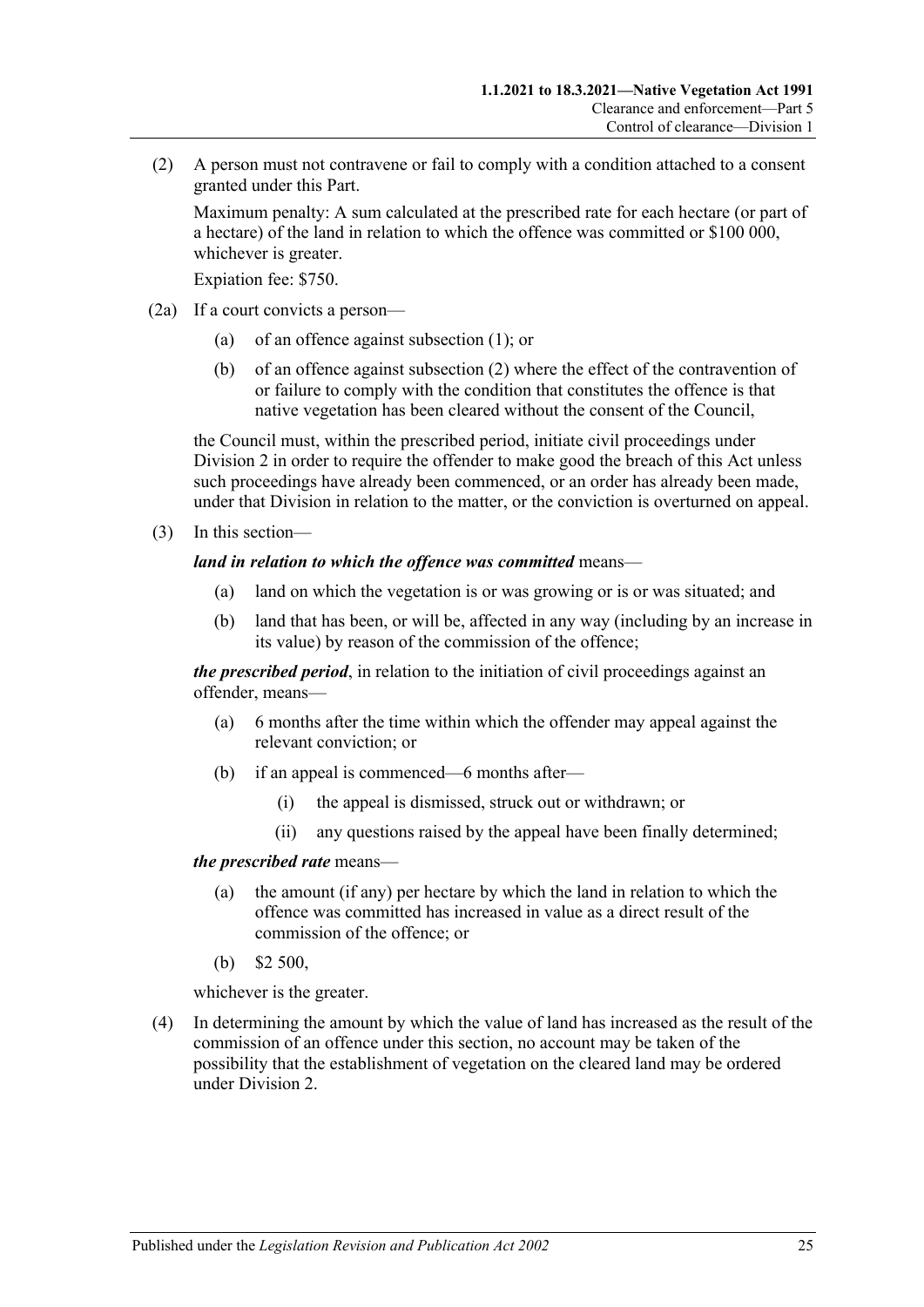(2) A person must not contravene or fail to comply with a condition attached to a consent granted under this Part.

Maximum penalty: A sum calculated at the prescribed rate for each hectare (or part of a hectare) of the land in relation to which the offence was committed or $100 000, whichever is greater.

Expiation fee: $750.

(2a) If a court convicts a person—

(a) of an offence against subsection (1); or

(b) of an offence against subsection (2) where the effect of the contravention of or failure to comply with the condition that constitutes the offence is that native vegetation has been cleared without the consent of the Council,

the Council must, within the prescribed period, initiate civil proceedings under Division 2 in order to require the offender to make good the breach of this Act unless such proceedings have already been commenced, or an order has already been made, under that Division in relation to the matter, or the conviction is overturned on appeal.

(3) In this section—

***land in relation to which the offence was committed*** means—

(a) land on which the vegetation is or was growing or is or was situated; and

(b) land that has been, or will be, affected in any way (including by an increase in its value) by reason of the commission of the offence;

***the prescribed period***, in relation to the initiation of civil proceedings against an offender, means—

(a) 6 months after the time within which the offender may appeal against the relevant conviction; or

(b) if an appeal is commenced—6 months after—

(i) the appeal is dismissed, struck out or withdrawn; or

(ii) any questions raised by the appeal have been finally determined;

***the prescribed rate*** means—

(a) the amount (if any) per hectare by which the land in relation to which the offence was committed has increased in value as a direct result of the commission of the offence; or

(b) $2 500,

whichever is the greater.

(4) In determining the amount by which the value of land has increased as the result of the commission of an offence under this section, no account may be taken of the possibility that the establishment of vegetation on the cleared land may be ordered under Division 2.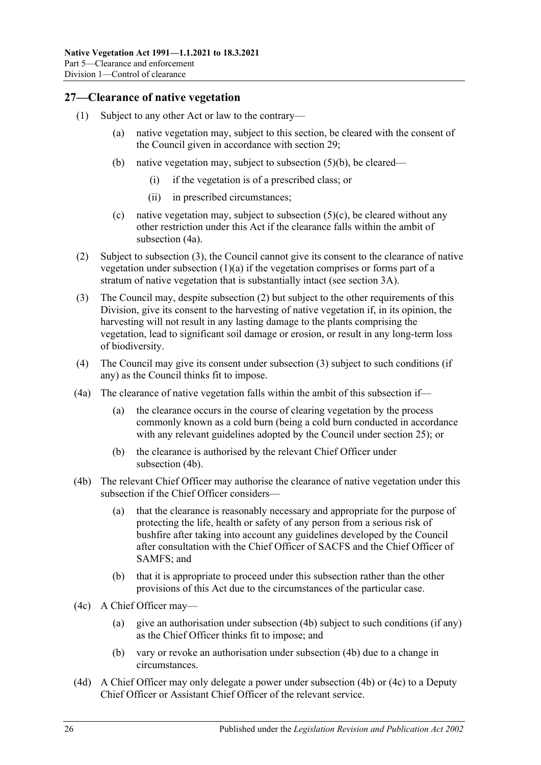## 27—Clearance of native vegetation

(1) Subject to any other Act or law to the contrary—

  (a) native vegetation may, subject to this section, be cleared with the consent of the Council given in accordance with section 29;

  (b) native vegetation may, subject to subsection (5)(b), be cleared—

    (i) if the vegetation is of a prescribed class; or

    (ii) in prescribed circumstances;

  (c) native vegetation may, subject to subsection (5)(c), be cleared without any other restriction under this Act if the clearance falls within the ambit of subsection (4a).

(2) Subject to subsection (3), the Council cannot give its consent to the clearance of native vegetation under subsection (1)(a) if the vegetation comprises or forms part of a stratum of native vegetation that is substantially intact (see section 3A).

(3) The Council may, despite subsection (2) but subject to the other requirements of this Division, give its consent to the harvesting of native vegetation if, in its opinion, the harvesting will not result in any lasting damage to the plants comprising the vegetation, lead to significant soil damage or erosion, or result in any long-term loss of biodiversity.

(4) The Council may give its consent under subsection (3) subject to such conditions (if any) as the Council thinks fit to impose.

(4a) The clearance of native vegetation falls within the ambit of this subsection if—

  (a) the clearance occurs in the course of clearing vegetation by the process commonly known as a cold burn (being a cold burn conducted in accordance with any relevant guidelines adopted by the Council under section 25); or

  (b) the clearance is authorised by the relevant Chief Officer under subsection (4b).

(4b) The relevant Chief Officer may authorise the clearance of native vegetation under this subsection if the Chief Officer considers—

  (a) that the clearance is reasonably necessary and appropriate for the purpose of protecting the life, health or safety of any person from a serious risk of bushfire after taking into account any guidelines developed by the Council after consultation with the Chief Officer of SACFS and the Chief Officer of SAMFS; and

  (b) that it is appropriate to proceed under this subsection rather than the other provisions of this Act due to the circumstances of the particular case.

(4c) A Chief Officer may—

  (a) give an authorisation under subsection (4b) subject to such conditions (if any) as the Chief Officer thinks fit to impose; and

  (b) vary or revoke an authorisation under subsection (4b) due to a change in circumstances.

(4d) A Chief Officer may only delegate a power under subsection (4b) or (4c) to a Deputy Chief Officer or Assistant Chief Officer of the relevant service.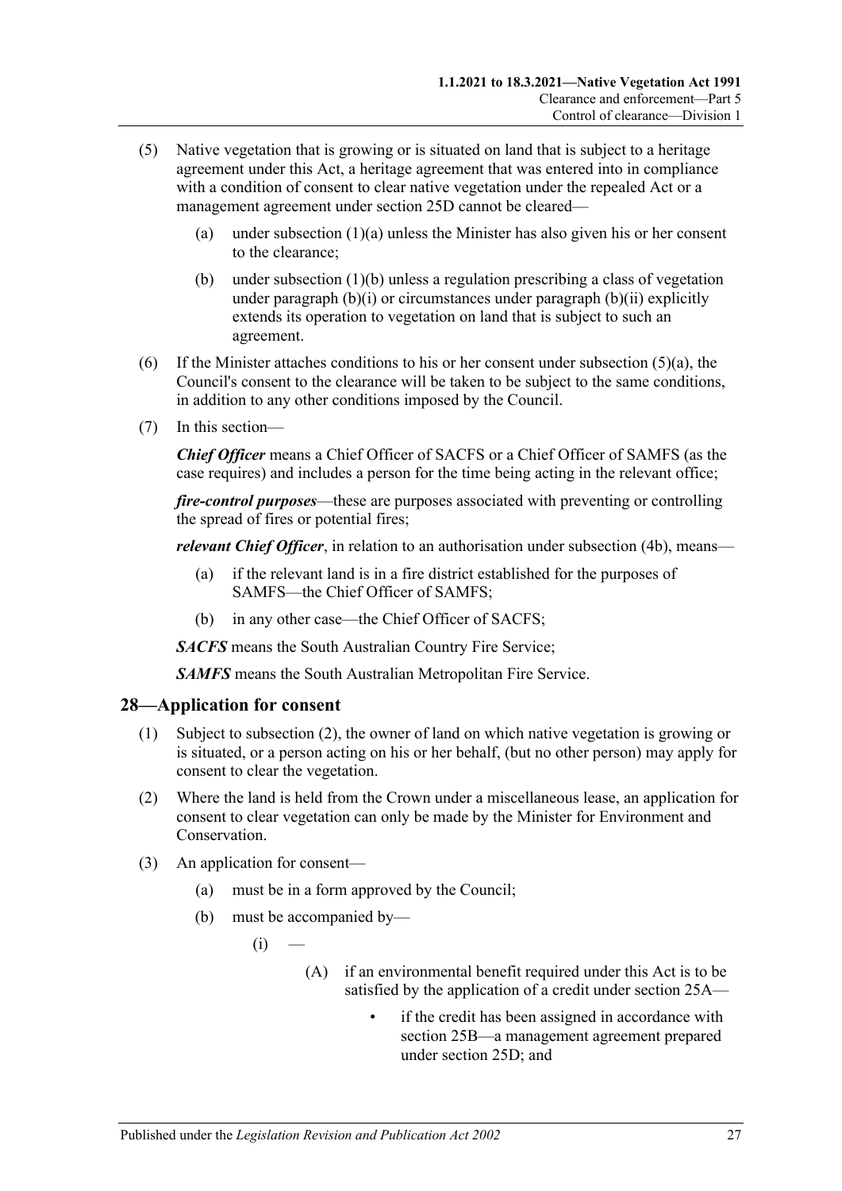(5) Native vegetation that is growing or is situated on land that is subject to a heritage agreement under this Act, a heritage agreement that was entered into in compliance with a condition of consent to clear native vegetation under the repealed Act or a management agreement under section 25D cannot be cleared—

(a) under subsection (1)(a) unless the Minister has also given his or her consent to the clearance;

(b) under subsection (1)(b) unless a regulation prescribing a class of vegetation under paragraph (b)(i) or circumstances under paragraph (b)(ii) explicitly extends its operation to vegetation on land that is subject to such an agreement.

(6) If the Minister attaches conditions to his or her consent under subsection (5)(a), the Council's consent to the clearance will be taken to be subject to the same conditions, in addition to any other conditions imposed by the Council.

(7) In this section—

***Chief Officer*** means a Chief Officer of SACFS or a Chief Officer of SAMFS (as the case requires) and includes a person for the time being acting in the relevant office;

***fire-control purposes***—these are purposes associated with preventing or controlling the spread of fires or potential fires;

***relevant Chief Officer***, in relation to an authorisation under subsection (4b), means—

(a) if the relevant land is in a fire district established for the purposes of SAMFS—the Chief Officer of SAMFS;

(b) in any other case—the Chief Officer of SACFS;

***SACFS*** means the South Australian Country Fire Service;

***SAMFS*** means the South Australian Metropolitan Fire Service.

## 28—Application for consent

(1) Subject to subsection (2), the owner of land on which native vegetation is growing or is situated, or a person acting on his or her behalf, (but no other person) may apply for consent to clear the vegetation.

(2) Where the land is held from the Crown under a miscellaneous lease, an application for consent to clear vegetation can only be made by the Minister for Environment and Conservation.

(3) An application for consent—

(a) must be in a form approved by the Council;

(b) must be accompanied by—

(i) —

(A) if an environmental benefit required under this Act is to be satisfied by the application of a credit under section 25A—

- if the credit has been assigned in accordance with section 25B—a management agreement prepared under section 25D; and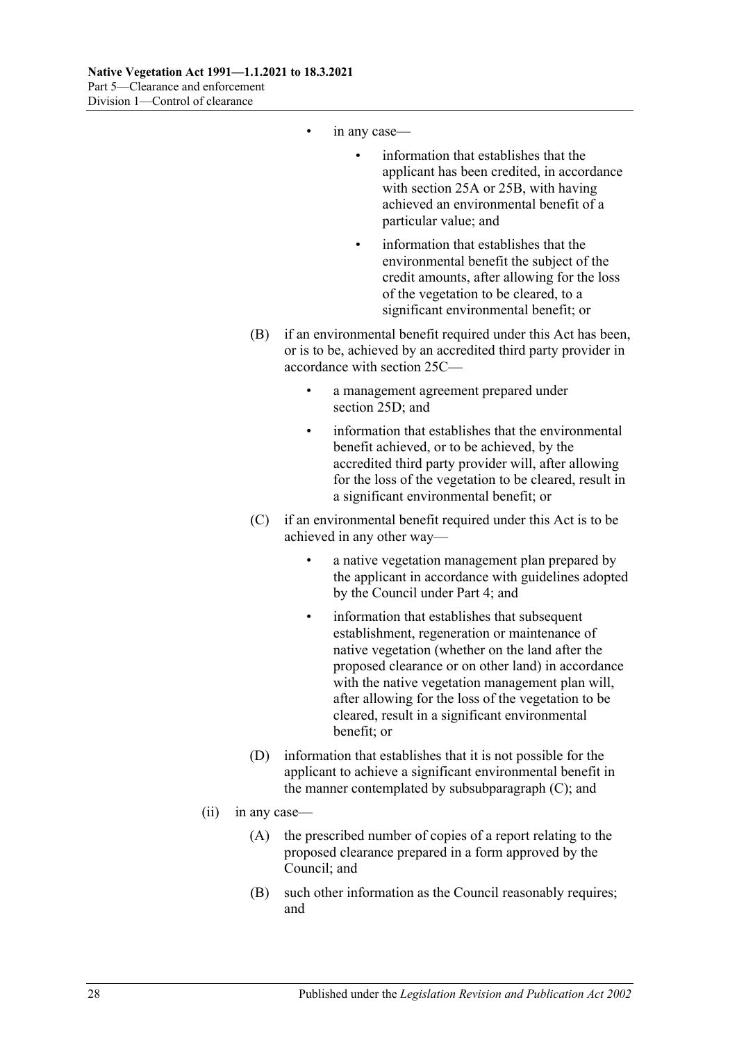- in any case—
    - information that establishes that the applicant has been credited, in accordance with section 25A or 25B, with having achieved an environmental benefit of a particular value; and
    - information that establishes that the environmental benefit the subject of the credit amounts, after allowing for the loss of the vegetation to be cleared, to a significant environmental benefit; or

(B) if an environmental benefit required under this Act has been, or is to be, achieved by an accredited third party provider in accordance with section 25C—

- a management agreement prepared under section 25D; and
- information that establishes that the environmental benefit achieved, or to be achieved, by the accredited third party provider will, after allowing for the loss of the vegetation to be cleared, result in a significant environmental benefit; or

(C) if an environmental benefit required under this Act is to be achieved in any other way—

- a native vegetation management plan prepared by the applicant in accordance with guidelines adopted by the Council under Part 4; and
- information that establishes that subsequent establishment, regeneration or maintenance of native vegetation (whether on the land after the proposed clearance or on other land) in accordance with the native vegetation management plan will, after allowing for the loss of the vegetation to be cleared, result in a significant environmental benefit; or

(D) information that establishes that it is not possible for the applicant to achieve a significant environmental benefit in the manner contemplated by subsubparagraph (C); and

(ii) in any case—

(A) the prescribed number of copies of a report relating to the proposed clearance prepared in a form approved by the Council; and

(B) such other information as the Council reasonably requires; and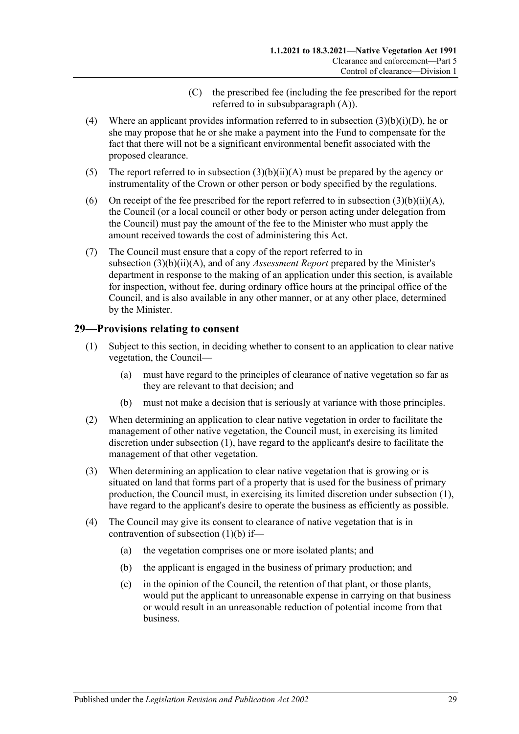(C) the prescribed fee (including the fee prescribed for the report referred to in subsubparagraph (A)).

(4) Where an applicant provides information referred to in subsection (3)(b)(i)(D), he or she may propose that he or she make a payment into the Fund to compensate for the fact that there will not be a significant environmental benefit associated with the proposed clearance.

(5) The report referred to in subsection (3)(b)(ii)(A) must be prepared by the agency or instrumentality of the Crown or other person or body specified by the regulations.

(6) On receipt of the fee prescribed for the report referred to in subsection (3)(b)(ii)(A), the Council (or a local council or other body or person acting under delegation from the Council) must pay the amount of the fee to the Minister who must apply the amount received towards the cost of administering this Act.

(7) The Council must ensure that a copy of the report referred to in subsection (3)(b)(ii)(A), and of any *Assessment Report* prepared by the Minister's department in response to the making of an application under this section, is available for inspection, without fee, during ordinary office hours at the principal office of the Council, and is also available in any other manner, or at any other place, determined by the Minister.

## 29—Provisions relating to consent

(1) Subject to this section, in deciding whether to consent to an application to clear native vegetation, the Council—

(a) must have regard to the principles of clearance of native vegetation so far as they are relevant to that decision; and

(b) must not make a decision that is seriously at variance with those principles.

(2) When determining an application to clear native vegetation in order to facilitate the management of other native vegetation, the Council must, in exercising its limited discretion under subsection (1), have regard to the applicant's desire to facilitate the management of that other vegetation.

(3) When determining an application to clear native vegetation that is growing or is situated on land that forms part of a property that is used for the business of primary production, the Council must, in exercising its limited discretion under subsection (1), have regard to the applicant's desire to operate the business as efficiently as possible.

(4) The Council may give its consent to clearance of native vegetation that is in contravention of subsection (1)(b) if—

(a) the vegetation comprises one or more isolated plants; and

(b) the applicant is engaged in the business of primary production; and

(c) in the opinion of the Council, the retention of that plant, or those plants, would put the applicant to unreasonable expense in carrying on that business or would result in an unreasonable reduction of potential income from that business.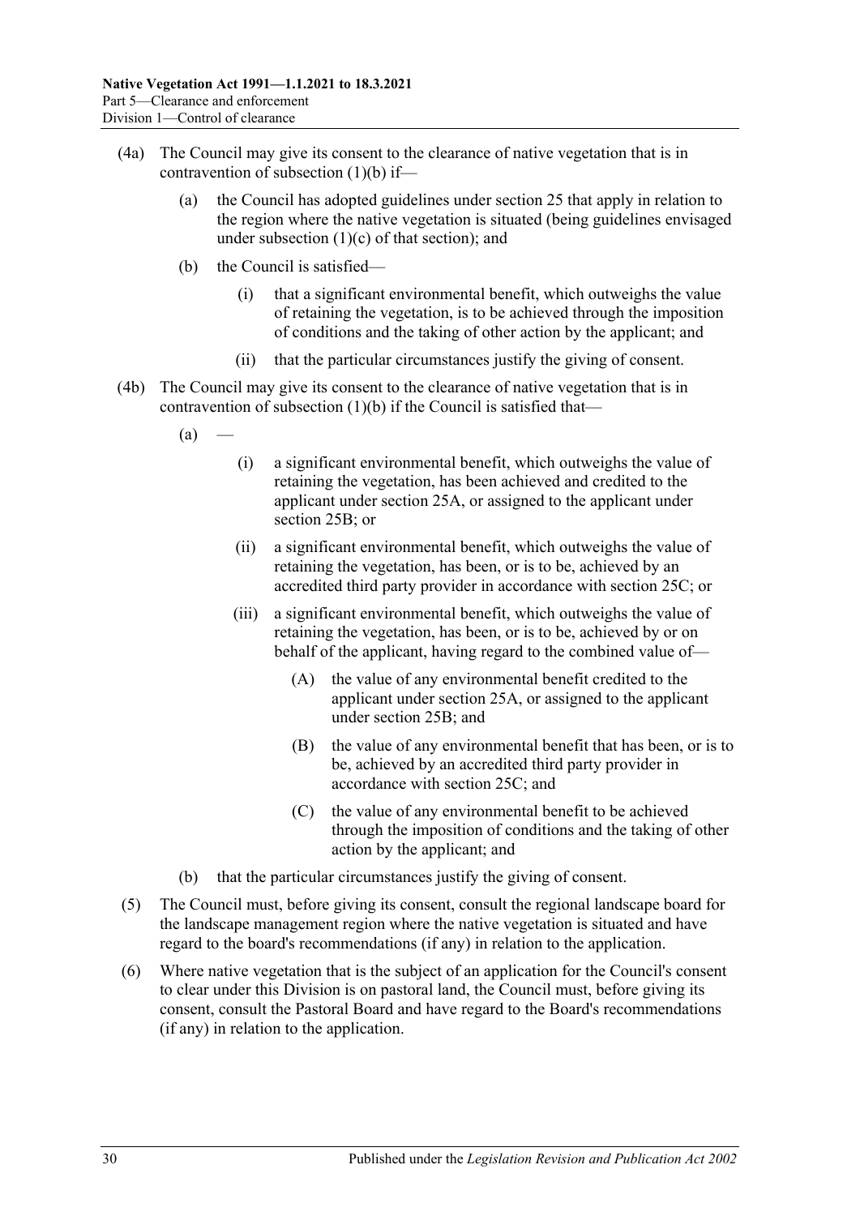(4a) The Council may give its consent to the clearance of native vegetation that is in contravention of subsection (1)(b) if—

(a) the Council has adopted guidelines under section 25 that apply in relation to the region where the native vegetation is situated (being guidelines envisaged under subsection (1)(c) of that section); and

(b) the Council is satisfied—

(i) that a significant environmental benefit, which outweighs the value of retaining the vegetation, is to be achieved through the imposition of conditions and the taking of other action by the applicant; and

(ii) that the particular circumstances justify the giving of consent.

(4b) The Council may give its consent to the clearance of native vegetation that is in contravention of subsection (1)(b) if the Council is satisfied that—

(a) —

(i) a significant environmental benefit, which outweighs the value of retaining the vegetation, has been achieved and credited to the applicant under section 25A, or assigned to the applicant under section 25B; or

(ii) a significant environmental benefit, which outweighs the value of retaining the vegetation, has been, or is to be, achieved by an accredited third party provider in accordance with section 25C; or

(iii) a significant environmental benefit, which outweighs the value of retaining the vegetation, has been, or is to be, achieved by or on behalf of the applicant, having regard to the combined value of—

(A) the value of any environmental benefit credited to the applicant under section 25A, or assigned to the applicant under section 25B; and

(B) the value of any environmental benefit that has been, or is to be, achieved by an accredited third party provider in accordance with section 25C; and

(C) the value of any environmental benefit to be achieved through the imposition of conditions and the taking of other action by the applicant; and

(b) that the particular circumstances justify the giving of consent.

(5) The Council must, before giving its consent, consult the regional landscape board for the landscape management region where the native vegetation is situated and have regard to the board's recommendations (if any) in relation to the application.

(6) Where native vegetation that is the subject of an application for the Council's consent to clear under this Division is on pastoral land, the Council must, before giving its consent, consult the Pastoral Board and have regard to the Board's recommendations (if any) in relation to the application.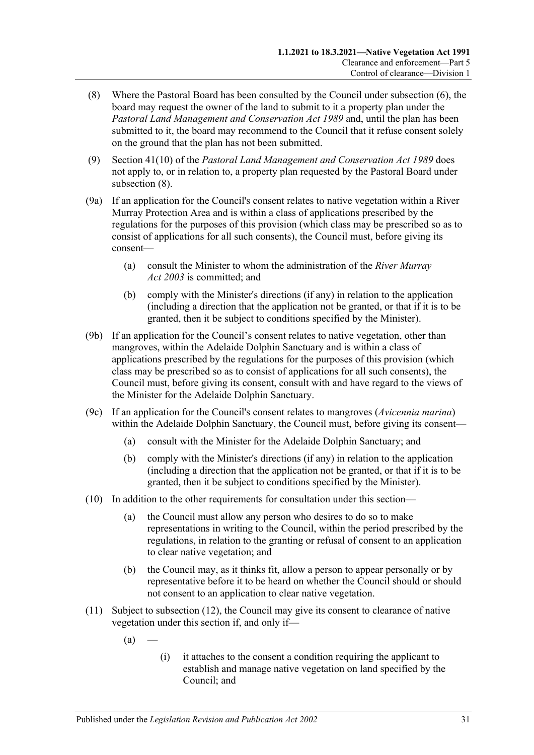(8) Where the Pastoral Board has been consulted by the Council under subsection (6), the board may request the owner of the land to submit to it a property plan under the *Pastoral Land Management and Conservation Act 1989* and, until the plan has been submitted to it, the board may recommend to the Council that it refuse consent solely on the ground that the plan has not been submitted.

(9) Section 41(10) of the *Pastoral Land Management and Conservation Act 1989* does not apply to, or in relation to, a property plan requested by the Pastoral Board under subsection (8).

(9a) If an application for the Council's consent relates to native vegetation within a River Murray Protection Area and is within a class of applications prescribed by the regulations for the purposes of this provision (which class may be prescribed so as to consist of applications for all such consents), the Council must, before giving its consent—

- (a) consult the Minister to whom the administration of the *River Murray Act 2003* is committed; and
- (b) comply with the Minister's directions (if any) in relation to the application (including a direction that the application not be granted, or that if it is to be granted, then it be subject to conditions specified by the Minister).

(9b) If an application for the Council's consent relates to native vegetation, other than mangroves, within the Adelaide Dolphin Sanctuary and is within a class of applications prescribed by the regulations for the purposes of this provision (which class may be prescribed so as to consist of applications for all such consents), the Council must, before giving its consent, consult with and have regard to the views of the Minister for the Adelaide Dolphin Sanctuary.

(9c) If an application for the Council's consent relates to mangroves (*Avicennia marina*) within the Adelaide Dolphin Sanctuary, the Council must, before giving its consent—

- (a) consult with the Minister for the Adelaide Dolphin Sanctuary; and
- (b) comply with the Minister's directions (if any) in relation to the application (including a direction that the application not be granted, or that if it is to be granted, then it be subject to conditions specified by the Minister).

(10) In addition to the other requirements for consultation under this section—

- (a) the Council must allow any person who desires to do so to make representations in writing to the Council, within the period prescribed by the regulations, in relation to the granting or refusal of consent to an application to clear native vegetation; and
- (b) the Council may, as it thinks fit, allow a person to appear personally or by representative before it to be heard on whether the Council should or should not consent to an application to clear native vegetation.

(11) Subject to subsection (12), the Council may give its consent to clearance of native vegetation under this section if, and only if—

- (a) —
  - (i) it attaches to the consent a condition requiring the applicant to establish and manage native vegetation on land specified by the Council; and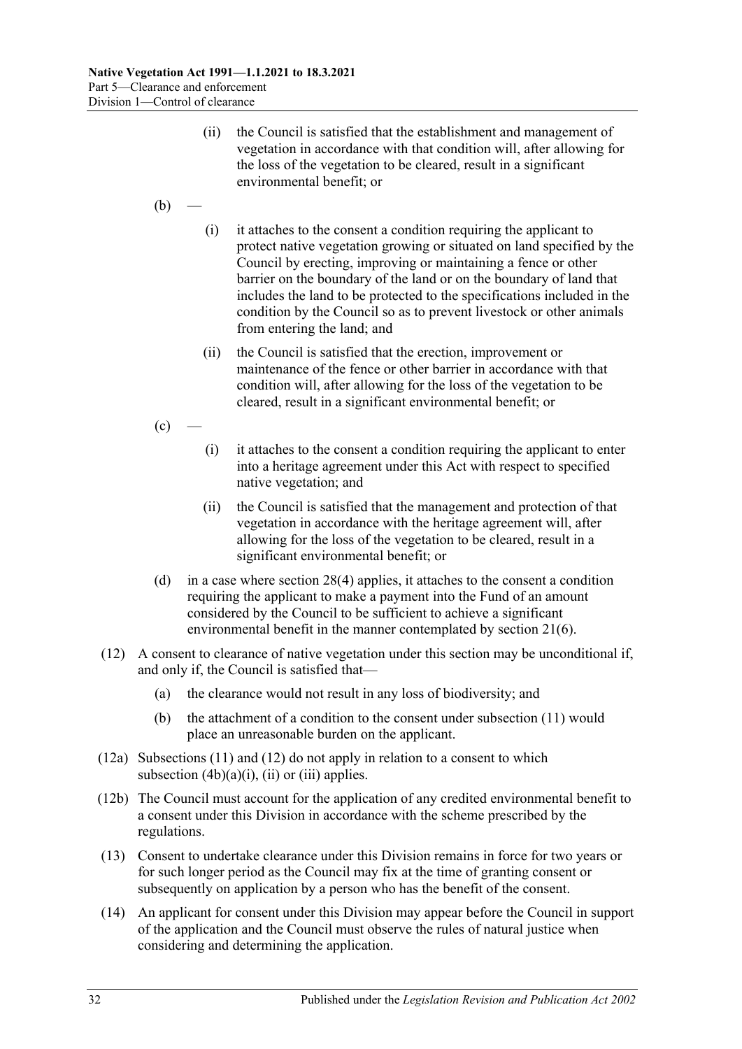(ii) the Council is satisfied that the establishment and management of vegetation in accordance with that condition will, after allowing for the loss of the vegetation to be cleared, result in a significant environmental benefit; or

(b) —

(i) it attaches to the consent a condition requiring the applicant to protect native vegetation growing or situated on land specified by the Council by erecting, improving or maintaining a fence or other barrier on the boundary of the land or on the boundary of land that includes the land to be protected to the specifications included in the condition by the Council so as to prevent livestock or other animals from entering the land; and

(ii) the Council is satisfied that the erection, improvement or maintenance of the fence or other barrier in accordance with that condition will, after allowing for the loss of the vegetation to be cleared, result in a significant environmental benefit; or

(c) —

(i) it attaches to the consent a condition requiring the applicant to enter into a heritage agreement under this Act with respect to specified native vegetation; and

(ii) the Council is satisfied that the management and protection of that vegetation in accordance with the heritage agreement will, after allowing for the loss of the vegetation to be cleared, result in a significant environmental benefit; or

(d) in a case where section 28(4) applies, it attaches to the consent a condition requiring the applicant to make a payment into the Fund of an amount considered by the Council to be sufficient to achieve a significant environmental benefit in the manner contemplated by section 21(6).

(12) A consent to clearance of native vegetation under this section may be unconditional if, and only if, the Council is satisfied that—

(a) the clearance would not result in any loss of biodiversity; and

(b) the attachment of a condition to the consent under subsection (11) would place an unreasonable burden on the applicant.

(12a) Subsections (11) and (12) do not apply in relation to a consent to which subsection (4b)(a)(i), (ii) or (iii) applies.

(12b) The Council must account for the application of any credited environmental benefit to a consent under this Division in accordance with the scheme prescribed by the regulations.

(13) Consent to undertake clearance under this Division remains in force for two years or for such longer period as the Council may fix at the time of granting consent or subsequently on application by a person who has the benefit of the consent.

(14) An applicant for consent under this Division may appear before the Council in support of the application and the Council must observe the rules of natural justice when considering and determining the application.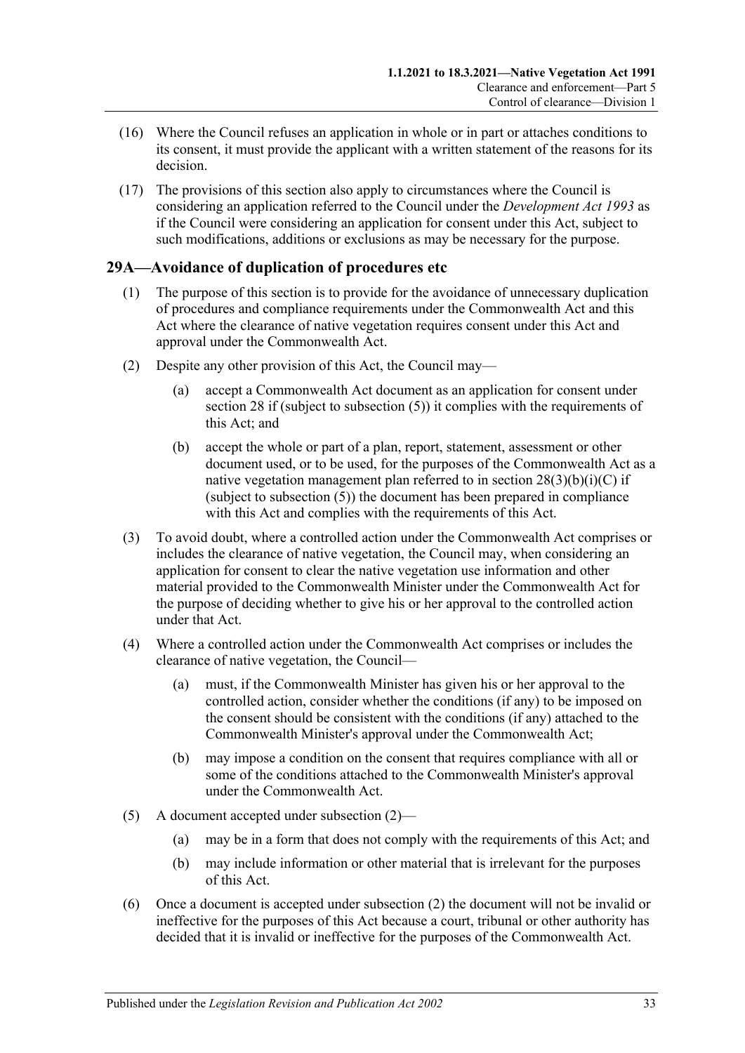(16) Where the Council refuses an application in whole or in part or attaches conditions to its consent, it must provide the applicant with a written statement of the reasons for its decision.

(17) The provisions of this section also apply to circumstances where the Council is considering an application referred to the Council under the *Development Act 1993* as if the Council were considering an application for consent under this Act, subject to such modifications, additions or exclusions as may be necessary for the purpose.

## 29A—Avoidance of duplication of procedures etc

(1) The purpose of this section is to provide for the avoidance of unnecessary duplication of procedures and compliance requirements under the Commonwealth Act and this Act where the clearance of native vegetation requires consent under this Act and approval under the Commonwealth Act.

(2) Despite any other provision of this Act, the Council may—

- (a) accept a Commonwealth Act document as an application for consent under section 28 if (subject to subsection (5)) it complies with the requirements of this Act; and
- (b) accept the whole or part of a plan, report, statement, assessment or other document used, or to be used, for the purposes of the Commonwealth Act as a native vegetation management plan referred to in section 28(3)(b)(i)(C) if (subject to subsection (5)) the document has been prepared in compliance with this Act and complies with the requirements of this Act.

(3) To avoid doubt, where a controlled action under the Commonwealth Act comprises or includes the clearance of native vegetation, the Council may, when considering an application for consent to clear the native vegetation use information and other material provided to the Commonwealth Minister under the Commonwealth Act for the purpose of deciding whether to give his or her approval to the controlled action under that Act.

(4) Where a controlled action under the Commonwealth Act comprises or includes the clearance of native vegetation, the Council—

- (a) must, if the Commonwealth Minister has given his or her approval to the controlled action, consider whether the conditions (if any) to be imposed on the consent should be consistent with the conditions (if any) attached to the Commonwealth Minister's approval under the Commonwealth Act;
- (b) may impose a condition on the consent that requires compliance with all or some of the conditions attached to the Commonwealth Minister's approval under the Commonwealth Act.

(5) A document accepted under subsection (2)—

- (a) may be in a form that does not comply with the requirements of this Act; and
- (b) may include information or other material that is irrelevant for the purposes of this Act.

(6) Once a document is accepted under subsection (2) the document will not be invalid or ineffective for the purposes of this Act because a court, tribunal or other authority has decided that it is invalid or ineffective for the purposes of the Commonwealth Act.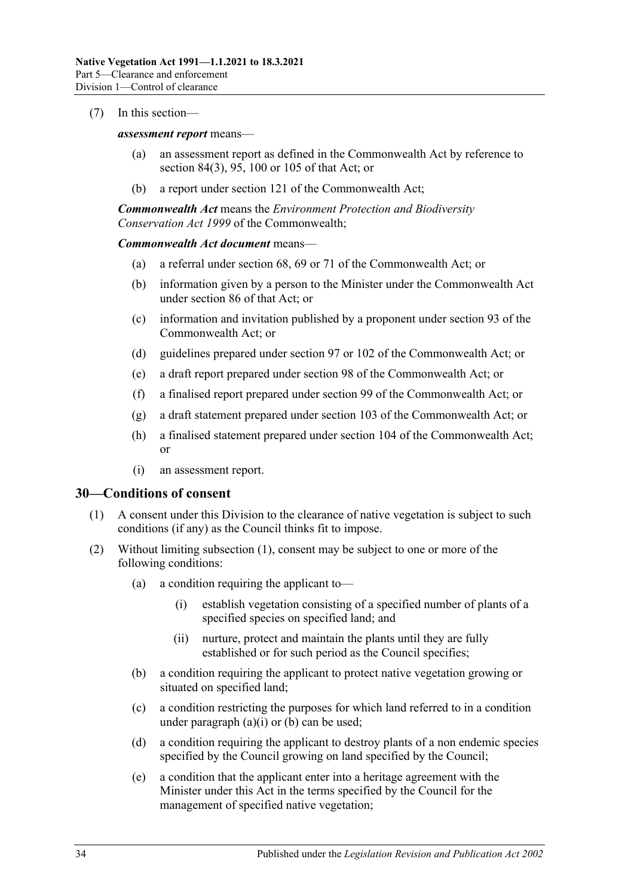(7) In this section—

***assessment report*** means—

(a) an assessment report as defined in the Commonwealth Act by reference to section 84(3), 95, 100 or 105 of that Act; or

(b) a report under section 121 of the Commonwealth Act;

***Commonwealth Act*** means the *Environment Protection and Biodiversity Conservation Act 1999* of the Commonwealth;

***Commonwealth Act document*** means—

(a) a referral under section 68, 69 or 71 of the Commonwealth Act; or

(b) information given by a person to the Minister under the Commonwealth Act under section 86 of that Act; or

(c) information and invitation published by a proponent under section 93 of the Commonwealth Act; or

(d) guidelines prepared under section 97 or 102 of the Commonwealth Act; or

(e) a draft report prepared under section 98 of the Commonwealth Act; or

(f) a finalised report prepared under section 99 of the Commonwealth Act; or

(g) a draft statement prepared under section 103 of the Commonwealth Act; or

(h) a finalised statement prepared under section 104 of the Commonwealth Act; or

(i) an assessment report.

## 30—Conditions of consent

(1) A consent under this Division to the clearance of native vegetation is subject to such conditions (if any) as the Council thinks fit to impose.

(2) Without limiting subsection (1), consent may be subject to one or more of the following conditions:

(a) a condition requiring the applicant to—

(i) establish vegetation consisting of a specified number of plants of a specified species on specified land; and

(ii) nurture, protect and maintain the plants until they are fully established or for such period as the Council specifies;

(b) a condition requiring the applicant to protect native vegetation growing or situated on specified land;

(c) a condition restricting the purposes for which land referred to in a condition under paragraph (a)(i) or (b) can be used;

(d) a condition requiring the applicant to destroy plants of a non endemic species specified by the Council growing on land specified by the Council;

(e) a condition that the applicant enter into a heritage agreement with the Minister under this Act in the terms specified by the Council for the management of specified native vegetation;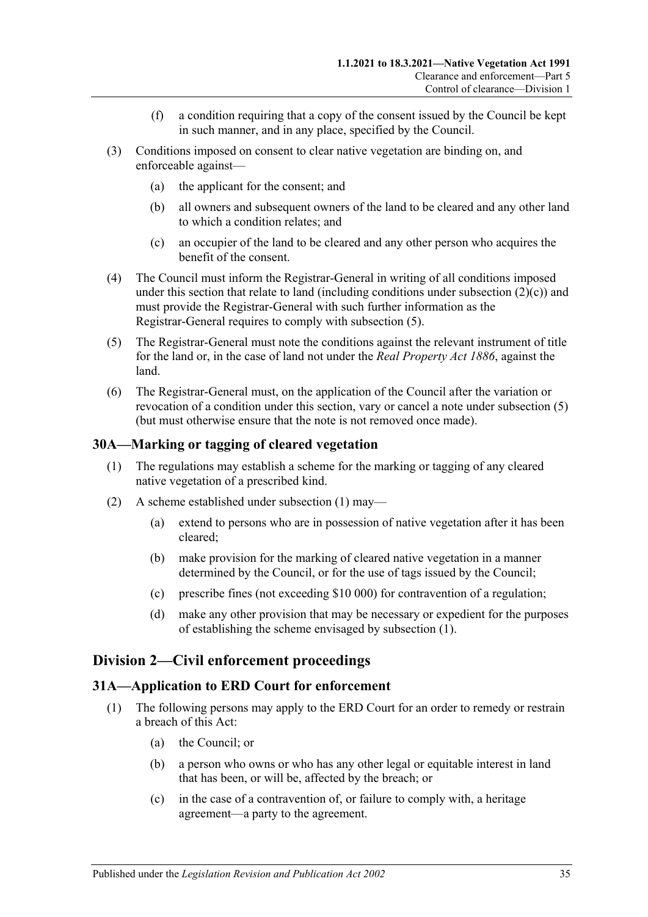(f) a condition requiring that a copy of the consent issued by the Council be kept in such manner, and in any place, specified by the Council.

(3) Conditions imposed on consent to clear native vegetation are binding on, and enforceable against—

(a) the applicant for the consent; and

(b) all owners and subsequent owners of the land to be cleared and any other land to which a condition relates; and

(c) an occupier of the land to be cleared and any other person who acquires the benefit of the consent.

(4) The Council must inform the Registrar-General in writing of all conditions imposed under this section that relate to land (including conditions under subsection (2)(c)) and must provide the Registrar-General with such further information as the Registrar-General requires to comply with subsection (5).

(5) The Registrar-General must note the conditions against the relevant instrument of title for the land or, in the case of land not under the *Real Property Act 1886*, against the land.

(6) The Registrar-General must, on the application of the Council after the variation or revocation of a condition under this section, vary or cancel a note under subsection (5) (but must otherwise ensure that the note is not removed once made).

### 30A—Marking or tagging of cleared vegetation

(1) The regulations may establish a scheme for the marking or tagging of any cleared native vegetation of a prescribed kind.

(2) A scheme established under subsection (1) may—

(a) extend to persons who are in possession of native vegetation after it has been cleared;

(b) make provision for the marking of cleared native vegetation in a manner determined by the Council, or for the use of tags issued by the Council;

(c) prescribe fines (not exceeding $10 000) for contravention of a regulation;

(d) make any other provision that may be necessary or expedient for the purposes of establishing the scheme envisaged by subsection (1).

## Division 2—Civil enforcement proceedings

### 31A—Application to ERD Court for enforcement

(1) The following persons may apply to the ERD Court for an order to remedy or restrain a breach of this Act:

(a) the Council; or

(b) a person who owns or who has any other legal or equitable interest in land that has been, or will be, affected by the breach; or

(c) in the case of a contravention of, or failure to comply with, a heritage agreement—a party to the agreement.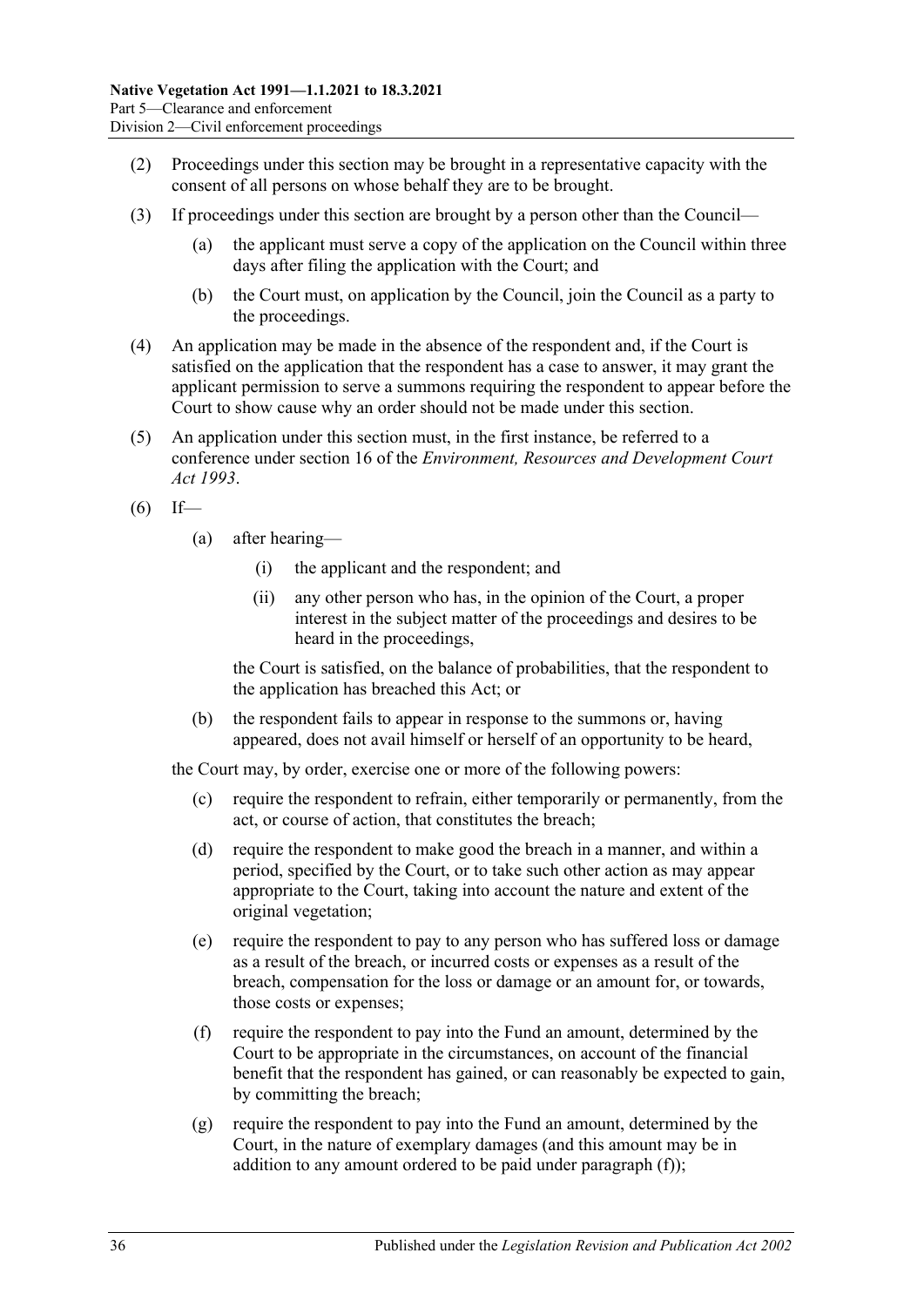(2) Proceedings under this section may be brought in a representative capacity with the consent of all persons on whose behalf they are to be brought.

(3) If proceedings under this section are brought by a person other than the Council—

 (a) the applicant must serve a copy of the application on the Council within three days after filing the application with the Court; and

 (b) the Court must, on application by the Council, join the Council as a party to the proceedings.

(4) An application may be made in the absence of the respondent and, if the Court is satisfied on the application that the respondent has a case to answer, it may grant the applicant permission to serve a summons requiring the respondent to appear before the Court to show cause why an order should not be made under this section.

(5) An application under this section must, in the first instance, be referred to a conference under section 16 of the *Environment, Resources and Development Court Act 1993*.

(6) If—

 (a) after hearing—

  (i) the applicant and the respondent; and

  (ii) any other person who has, in the opinion of the Court, a proper interest in the subject matter of the proceedings and desires to be heard in the proceedings,

 the Court is satisfied, on the balance of probabilities, that the respondent to the application has breached this Act; or

 (b) the respondent fails to appear in response to the summons or, having appeared, does not avail himself or herself of an opportunity to be heard,

the Court may, by order, exercise one or more of the following powers:

 (c) require the respondent to refrain, either temporarily or permanently, from the act, or course of action, that constitutes the breach;

 (d) require the respondent to make good the breach in a manner, and within a period, specified by the Court, or to take such other action as may appear appropriate to the Court, taking into account the nature and extent of the original vegetation;

 (e) require the respondent to pay to any person who has suffered loss or damage as a result of the breach, or incurred costs or expenses as a result of the breach, compensation for the loss or damage or an amount for, or towards, those costs or expenses;

 (f) require the respondent to pay into the Fund an amount, determined by the Court to be appropriate in the circumstances, on account of the financial benefit that the respondent has gained, or can reasonably be expected to gain, by committing the breach;

 (g) require the respondent to pay into the Fund an amount, determined by the Court, in the nature of exemplary damages (and this amount may be in addition to any amount ordered to be paid under paragraph (f));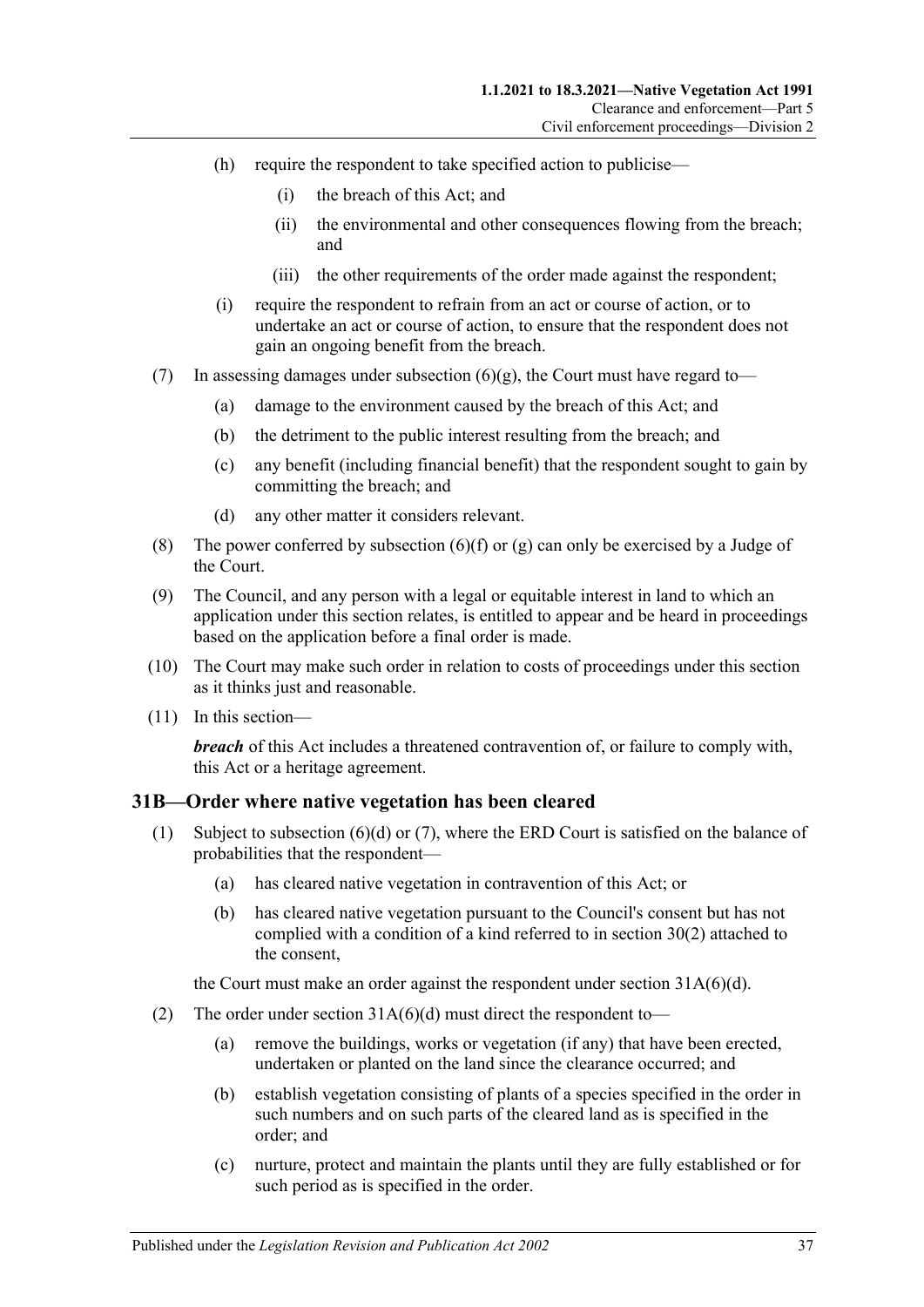(h) require the respondent to take specified action to publicise—

(i) the breach of this Act; and

(ii) the environmental and other consequences flowing from the breach; and

(iii) the other requirements of the order made against the respondent;

(i) require the respondent to refrain from an act or course of action, or to undertake an act or course of action, to ensure that the respondent does not gain an ongoing benefit from the breach.

(7) In assessing damages under subsection (6)(g), the Court must have regard to—

(a) damage to the environment caused by the breach of this Act; and

(b) the detriment to the public interest resulting from the breach; and

(c) any benefit (including financial benefit) that the respondent sought to gain by committing the breach; and

(d) any other matter it considers relevant.

(8) The power conferred by subsection (6)(f) or (g) can only be exercised by a Judge of the Court.

(9) The Council, and any person with a legal or equitable interest in land to which an application under this section relates, is entitled to appear and be heard in proceedings based on the application before a final order is made.

(10) The Court may make such order in relation to costs of proceedings under this section as it thinks just and reasonable.

(11) In this section—

***breach*** of this Act includes a threatened contravention of, or failure to comply with, this Act or a heritage agreement.

## 31B—Order where native vegetation has been cleared

(1) Subject to subsection (6)(d) or (7), where the ERD Court is satisfied on the balance of probabilities that the respondent—

(a) has cleared native vegetation in contravention of this Act; or

(b) has cleared native vegetation pursuant to the Council's consent but has not complied with a condition of a kind referred to in section 30(2) attached to the consent,

the Court must make an order against the respondent under section 31A(6)(d).

(2) The order under section 31A(6)(d) must direct the respondent to—

(a) remove the buildings, works or vegetation (if any) that have been erected, undertaken or planted on the land since the clearance occurred; and

(b) establish vegetation consisting of plants of a species specified in the order in such numbers and on such parts of the cleared land as is specified in the order; and

(c) nurture, protect and maintain the plants until they are fully established or for such period as is specified in the order.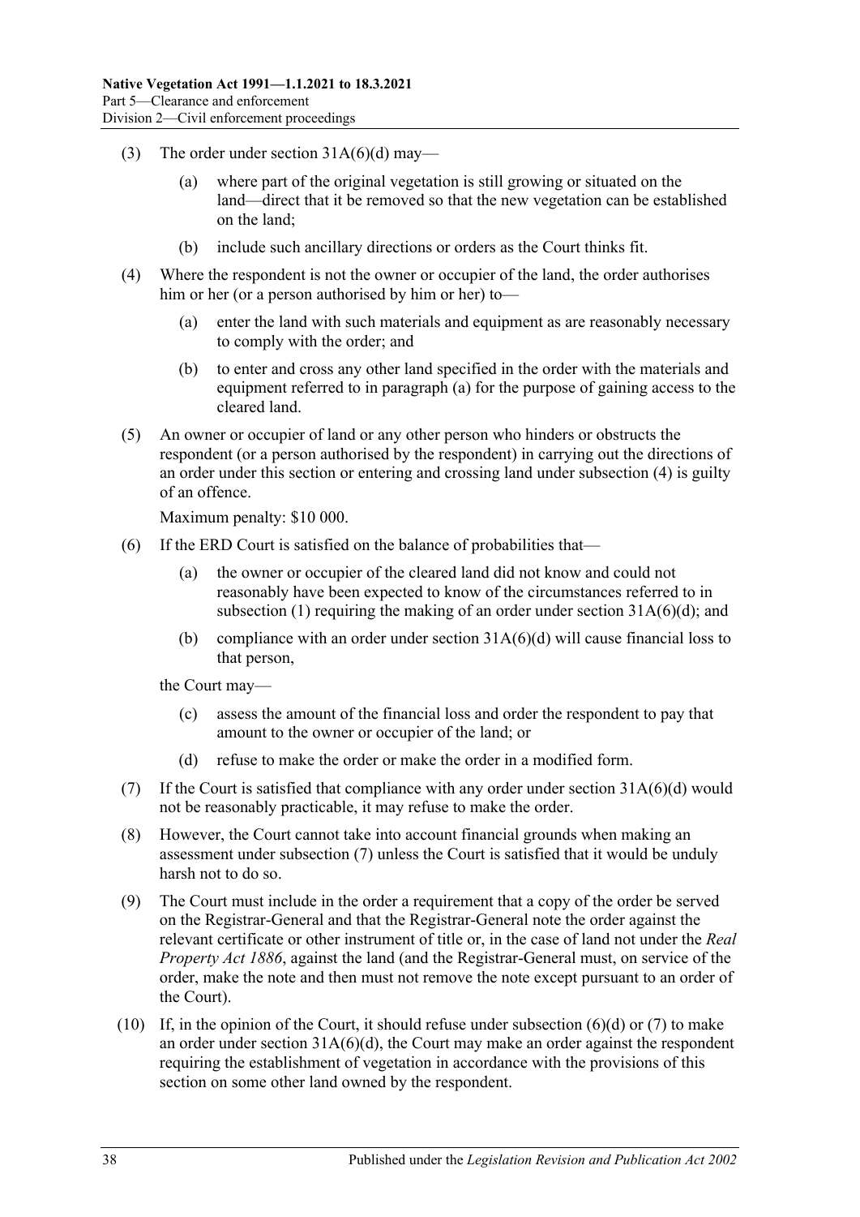(3) The order under section 31A(6)(d) may—

(a) where part of the original vegetation is still growing or situated on the land—direct that it be removed so that the new vegetation can be established on the land;

(b) include such ancillary directions or orders as the Court thinks fit.

(4) Where the respondent is not the owner or occupier of the land, the order authorises him or her (or a person authorised by him or her) to—

(a) enter the land with such materials and equipment as are reasonably necessary to comply with the order; and

(b) to enter and cross any other land specified in the order with the materials and equipment referred to in paragraph (a) for the purpose of gaining access to the cleared land.

(5) An owner or occupier of land or any other person who hinders or obstructs the respondent (or a person authorised by the respondent) in carrying out the directions of an order under this section or entering and crossing land under subsection (4) is guilty of an offence.

Maximum penalty: $10 000.

(6) If the ERD Court is satisfied on the balance of probabilities that—

(a) the owner or occupier of the cleared land did not know and could not reasonably have been expected to know of the circumstances referred to in subsection (1) requiring the making of an order under section 31A(6)(d); and

(b) compliance with an order under section 31A(6)(d) will cause financial loss to that person,

the Court may—

(c) assess the amount of the financial loss and order the respondent to pay that amount to the owner or occupier of the land; or

(d) refuse to make the order or make the order in a modified form.

(7) If the Court is satisfied that compliance with any order under section 31A(6)(d) would not be reasonably practicable, it may refuse to make the order.

(8) However, the Court cannot take into account financial grounds when making an assessment under subsection (7) unless the Court is satisfied that it would be unduly harsh not to do so.

(9) The Court must include in the order a requirement that a copy of the order be served on the Registrar-General and that the Registrar-General note the order against the relevant certificate or other instrument of title or, in the case of land not under the *Real Property Act 1886*, against the land (and the Registrar-General must, on service of the order, make the note and then must not remove the note except pursuant to an order of the Court).

(10) If, in the opinion of the Court, it should refuse under subsection (6)(d) or (7) to make an order under section 31A(6)(d), the Court may make an order against the respondent requiring the establishment of vegetation in accordance with the provisions of this section on some other land owned by the respondent.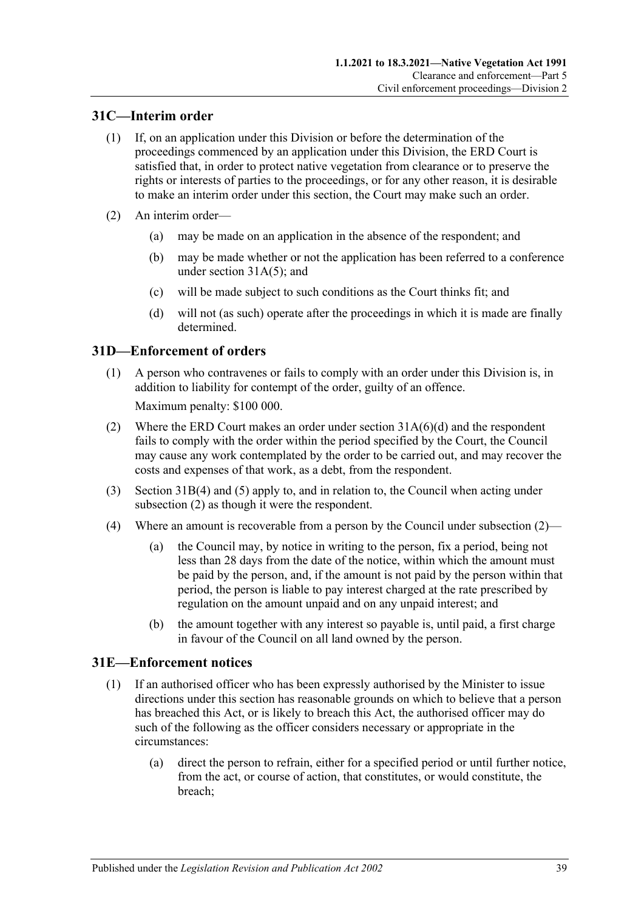## 31C—Interim order

(1) If, on an application under this Division or before the determination of the proceedings commenced by an application under this Division, the ERD Court is satisfied that, in order to protect native vegetation from clearance or to preserve the rights or interests of parties to the proceedings, or for any other reason, it is desirable to make an interim order under this section, the Court may make such an order.

(2) An interim order—

(a) may be made on an application in the absence of the respondent; and

(b) may be made whether or not the application has been referred to a conference under section 31A(5); and

(c) will be made subject to such conditions as the Court thinks fit; and

(d) will not (as such) operate after the proceedings in which it is made are finally determined.

## 31D—Enforcement of orders

(1) A person who contravenes or fails to comply with an order under this Division is, in addition to liability for contempt of the order, guilty of an offence.

Maximum penalty: $100 000.

(2) Where the ERD Court makes an order under section 31A(6)(d) and the respondent fails to comply with the order within the period specified by the Court, the Council may cause any work contemplated by the order to be carried out, and may recover the costs and expenses of that work, as a debt, from the respondent.

(3) Section 31B(4) and (5) apply to, and in relation to, the Council when acting under subsection (2) as though it were the respondent.

(4) Where an amount is recoverable from a person by the Council under subsection (2)—

(a) the Council may, by notice in writing to the person, fix a period, being not less than 28 days from the date of the notice, within which the amount must be paid by the person, and, if the amount is not paid by the person within that period, the person is liable to pay interest charged at the rate prescribed by regulation on the amount unpaid and on any unpaid interest; and

(b) the amount together with any interest so payable is, until paid, a first charge in favour of the Council on all land owned by the person.

## 31E—Enforcement notices

(1) If an authorised officer who has been expressly authorised by the Minister to issue directions under this section has reasonable grounds on which to believe that a person has breached this Act, or is likely to breach this Act, the authorised officer may do such of the following as the officer considers necessary or appropriate in the circumstances:

(a) direct the person to refrain, either for a specified period or until further notice, from the act, or course of action, that constitutes, or would constitute, the breach;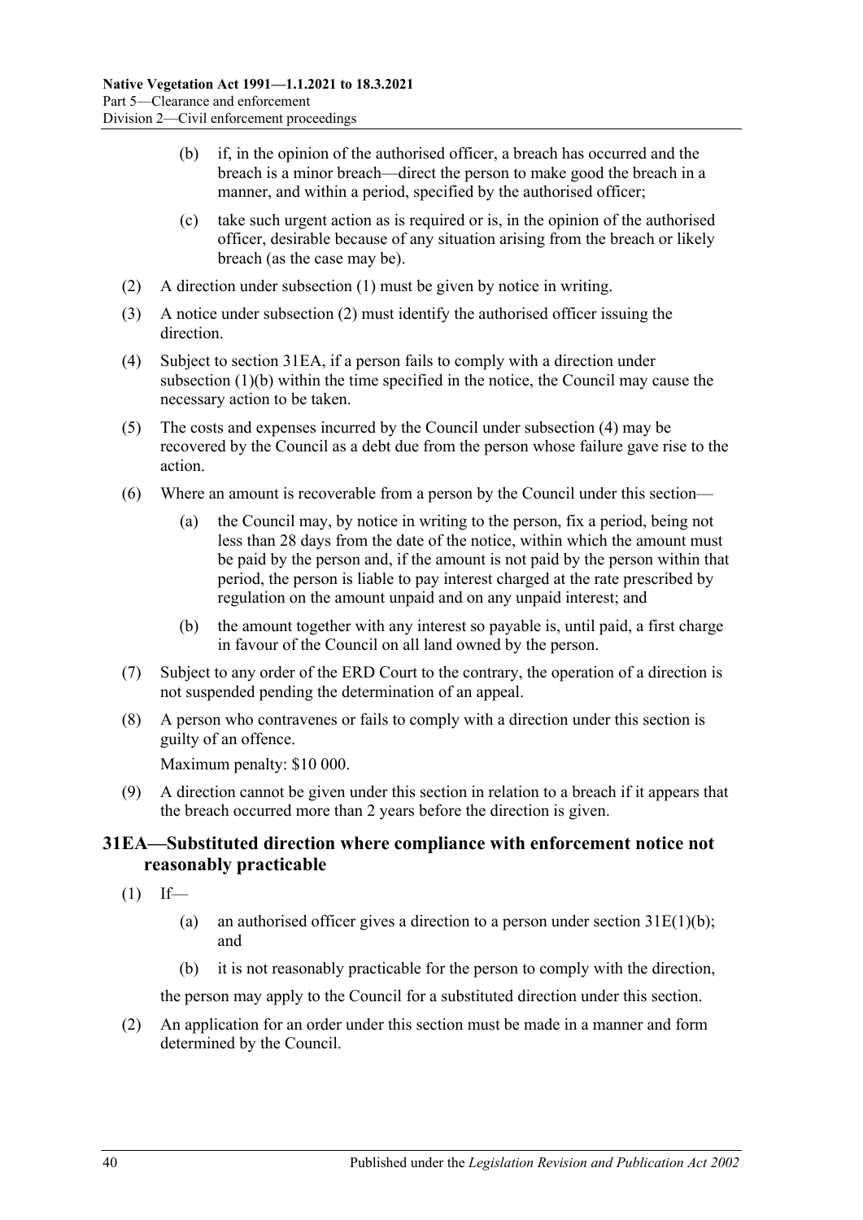(b) if, in the opinion of the authorised officer, a breach has occurred and the breach is a minor breach—direct the person to make good the breach in a manner, and within a period, specified by the authorised officer;

(c) take such urgent action as is required or is, in the opinion of the authorised officer, desirable because of any situation arising from the breach or likely breach (as the case may be).

(2) A direction under subsection (1) must be given by notice in writing.

(3) A notice under subsection (2) must identify the authorised officer issuing the direction.

(4) Subject to section 31EA, if a person fails to comply with a direction under subsection (1)(b) within the time specified in the notice, the Council may cause the necessary action to be taken.

(5) The costs and expenses incurred by the Council under subsection (4) may be recovered by the Council as a debt due from the person whose failure gave rise to the action.

(6) Where an amount is recoverable from a person by the Council under this section—

(a) the Council may, by notice in writing to the person, fix a period, being not less than 28 days from the date of the notice, within which the amount must be paid by the person and, if the amount is not paid by the person within that period, the person is liable to pay interest charged at the rate prescribed by regulation on the amount unpaid and on any unpaid interest; and

(b) the amount together with any interest so payable is, until paid, a first charge in favour of the Council on all land owned by the person.

(7) Subject to any order of the ERD Court to the contrary, the operation of a direction is not suspended pending the determination of an appeal.

(8) A person who contravenes or fails to comply with a direction under this section is guilty of an offence.

Maximum penalty: $10 000.

(9) A direction cannot be given under this section in relation to a breach if it appears that the breach occurred more than 2 years before the direction is given.

## 31EA—Substituted direction where compliance with enforcement notice not reasonably practicable

(1) If—

(a) an authorised officer gives a direction to a person under section 31E(1)(b); and

(b) it is not reasonably practicable for the person to comply with the direction,

the person may apply to the Council for a substituted direction under this section.

(2) An application for an order under this section must be made in a manner and form determined by the Council.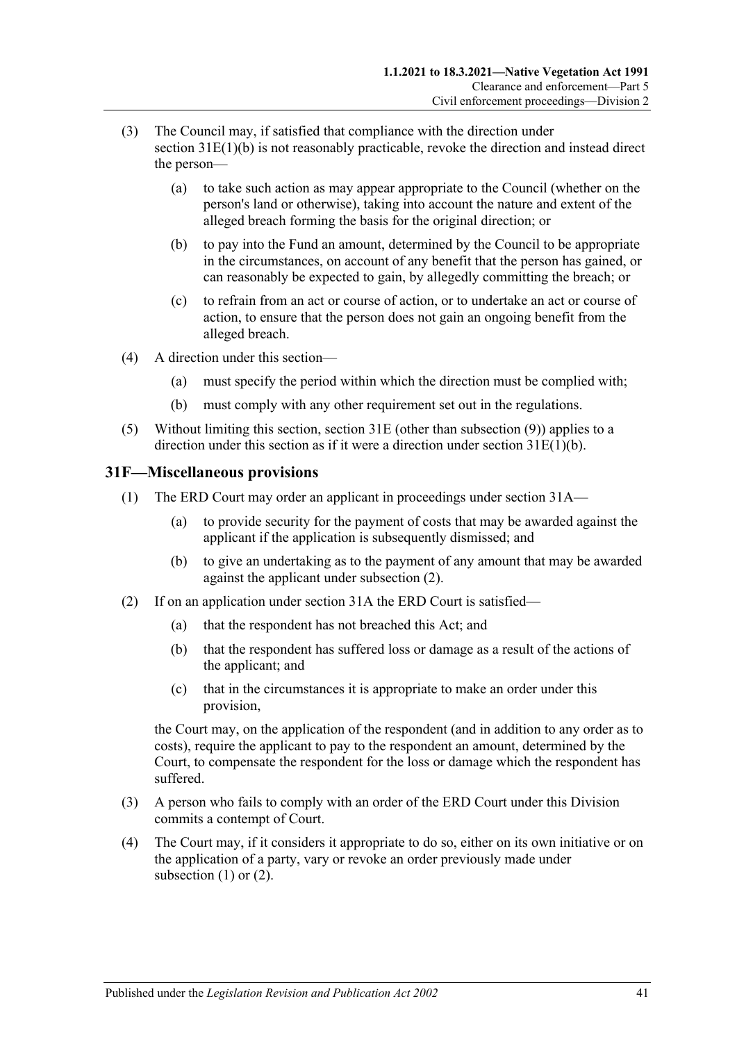(3) The Council may, if satisfied that compliance with the direction under section 31E(1)(b) is not reasonably practicable, revoke the direction and instead direct the person—

(a) to take such action as may appear appropriate to the Council (whether on the person's land or otherwise), taking into account the nature and extent of the alleged breach forming the basis for the original direction; or

(b) to pay into the Fund an amount, determined by the Council to be appropriate in the circumstances, on account of any benefit that the person has gained, or can reasonably be expected to gain, by allegedly committing the breach; or

(c) to refrain from an act or course of action, or to undertake an act or course of action, to ensure that the person does not gain an ongoing benefit from the alleged breach.

(4) A direction under this section—

(a) must specify the period within which the direction must be complied with;

(b) must comply with any other requirement set out in the regulations.

(5) Without limiting this section, section 31E (other than subsection (9)) applies to a direction under this section as if it were a direction under section 31E(1)(b).

## 31F—Miscellaneous provisions

(1) The ERD Court may order an applicant in proceedings under section 31A—

(a) to provide security for the payment of costs that may be awarded against the applicant if the application is subsequently dismissed; and

(b) to give an undertaking as to the payment of any amount that may be awarded against the applicant under subsection (2).

(2) If on an application under section 31A the ERD Court is satisfied—

(a) that the respondent has not breached this Act; and

(b) that the respondent has suffered loss or damage as a result of the actions of the applicant; and

(c) that in the circumstances it is appropriate to make an order under this provision,

the Court may, on the application of the respondent (and in addition to any order as to costs), require the applicant to pay to the respondent an amount, determined by the Court, to compensate the respondent for the loss or damage which the respondent has suffered.

(3) A person who fails to comply with an order of the ERD Court under this Division commits a contempt of Court.

(4) The Court may, if it considers it appropriate to do so, either on its own initiative or on the application of a party, vary or revoke an order previously made under subsection (1) or (2).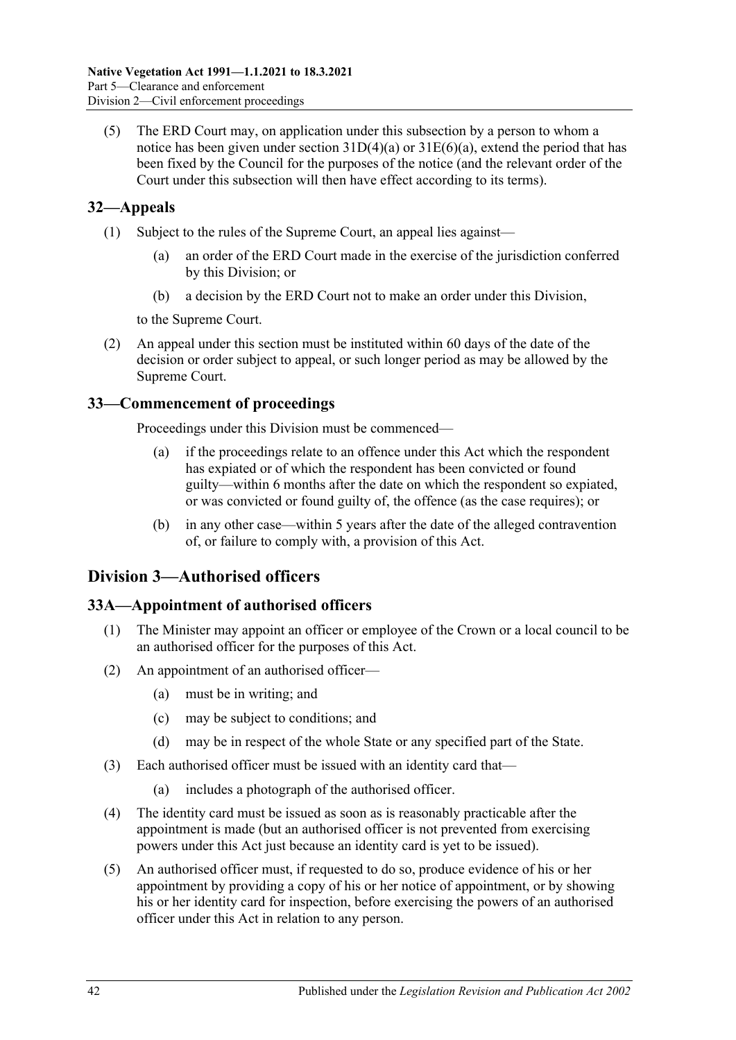(5) The ERD Court may, on application under this subsection by a person to whom a notice has been given under section 31D(4)(a) or 31E(6)(a), extend the period that has been fixed by the Council for the purposes of the notice (and the relevant order of the Court under this subsection will then have effect according to its terms).

## 32—Appeals

(1) Subject to the rules of the Supreme Court, an appeal lies against—

(a) an order of the ERD Court made in the exercise of the jurisdiction conferred by this Division; or

(b) a decision by the ERD Court not to make an order under this Division,

to the Supreme Court.

(2) An appeal under this section must be instituted within 60 days of the date of the decision or order subject to appeal, or such longer period as may be allowed by the Supreme Court.

## 33—Commencement of proceedings

Proceedings under this Division must be commenced—

(a) if the proceedings relate to an offence under this Act which the respondent has expiated or of which the respondent has been convicted or found guilty—within 6 months after the date on which the respondent so expiated, or was convicted or found guilty of, the offence (as the case requires); or

(b) in any other case—within 5 years after the date of the alleged contravention of, or failure to comply with, a provision of this Act.

# Division 3—Authorised officers

## 33A—Appointment of authorised officers

(1) The Minister may appoint an officer or employee of the Crown or a local council to be an authorised officer for the purposes of this Act.

(2) An appointment of an authorised officer—

(a) must be in writing; and

(c) may be subject to conditions; and

(d) may be in respect of the whole State or any specified part of the State.

(3) Each authorised officer must be issued with an identity card that—

(a) includes a photograph of the authorised officer.

(4) The identity card must be issued as soon as is reasonably practicable after the appointment is made (but an authorised officer is not prevented from exercising powers under this Act just because an identity card is yet to be issued).

(5) An authorised officer must, if requested to do so, produce evidence of his or her appointment by providing a copy of his or her notice of appointment, or by showing his or her identity card for inspection, before exercising the powers of an authorised officer under this Act in relation to any person.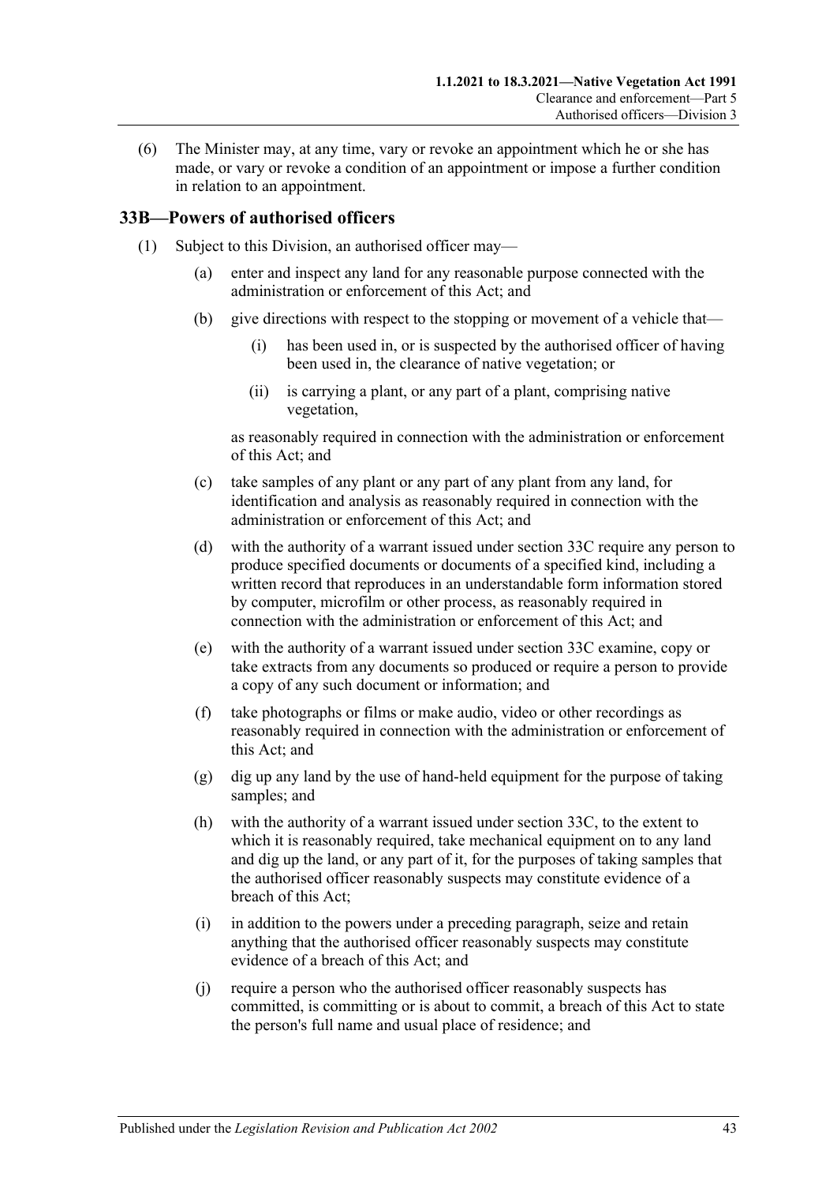(6) The Minister may, at any time, vary or revoke an appointment which he or she has made, or vary or revoke a condition of an appointment or impose a further condition in relation to an appointment.

## 33B—Powers of authorised officers

(1) Subject to this Division, an authorised officer may—

(a) enter and inspect any land for any reasonable purpose connected with the administration or enforcement of this Act; and

(b) give directions with respect to the stopping or movement of a vehicle that—

(i) has been used in, or is suspected by the authorised officer of having been used in, the clearance of native vegetation; or

(ii) is carrying a plant, or any part of a plant, comprising native vegetation,

as reasonably required in connection with the administration or enforcement of this Act; and

(c) take samples of any plant or any part of any plant from any land, for identification and analysis as reasonably required in connection with the administration or enforcement of this Act; and

(d) with the authority of a warrant issued under section 33C require any person to produce specified documents or documents of a specified kind, including a written record that reproduces in an understandable form information stored by computer, microfilm or other process, as reasonably required in connection with the administration or enforcement of this Act; and

(e) with the authority of a warrant issued under section 33C examine, copy or take extracts from any documents so produced or require a person to provide a copy of any such document or information; and

(f) take photographs or films or make audio, video or other recordings as reasonably required in connection with the administration or enforcement of this Act; and

(g) dig up any land by the use of hand-held equipment for the purpose of taking samples; and

(h) with the authority of a warrant issued under section 33C, to the extent to which it is reasonably required, take mechanical equipment on to any land and dig up the land, or any part of it, for the purposes of taking samples that the authorised officer reasonably suspects may constitute evidence of a breach of this Act;

(i) in addition to the powers under a preceding paragraph, seize and retain anything that the authorised officer reasonably suspects may constitute evidence of a breach of this Act; and

(j) require a person who the authorised officer reasonably suspects has committed, is committing or is about to commit, a breach of this Act to state the person's full name and usual place of residence; and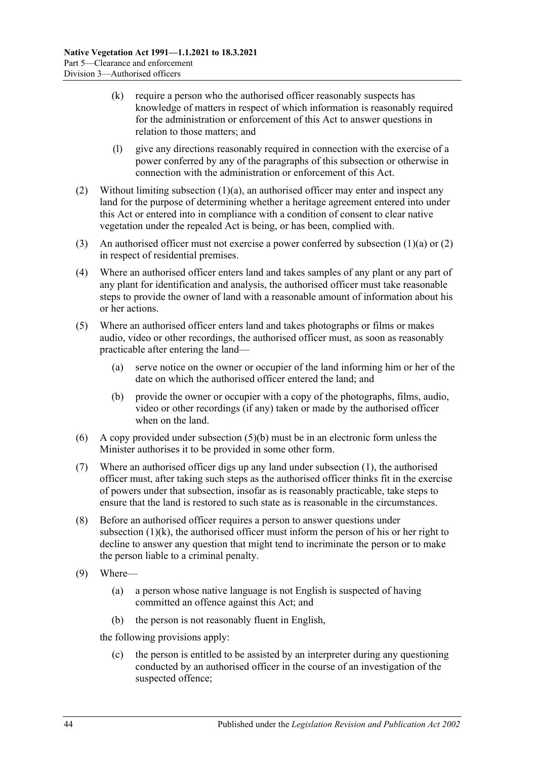(k) require a person who the authorised officer reasonably suspects has knowledge of matters in respect of which information is reasonably required for the administration or enforcement of this Act to answer questions in relation to those matters; and

(l) give any directions reasonably required in connection with the exercise of a power conferred by any of the paragraphs of this subsection or otherwise in connection with the administration or enforcement of this Act.

(2) Without limiting subsection (1)(a), an authorised officer may enter and inspect any land for the purpose of determining whether a heritage agreement entered into under this Act or entered into in compliance with a condition of consent to clear native vegetation under the repealed Act is being, or has been, complied with.

(3) An authorised officer must not exercise a power conferred by subsection (1)(a) or (2) in respect of residential premises.

(4) Where an authorised officer enters land and takes samples of any plant or any part of any plant for identification and analysis, the authorised officer must take reasonable steps to provide the owner of land with a reasonable amount of information about his or her actions.

(5) Where an authorised officer enters land and takes photographs or films or makes audio, video or other recordings, the authorised officer must, as soon as reasonably practicable after entering the land—

(a) serve notice on the owner or occupier of the land informing him or her of the date on which the authorised officer entered the land; and

(b) provide the owner or occupier with a copy of the photographs, films, audio, video or other recordings (if any) taken or made by the authorised officer when on the land.

(6) A copy provided under subsection (5)(b) must be in an electronic form unless the Minister authorises it to be provided in some other form.

(7) Where an authorised officer digs up any land under subsection (1), the authorised officer must, after taking such steps as the authorised officer thinks fit in the exercise of powers under that subsection, insofar as is reasonably practicable, take steps to ensure that the land is restored to such state as is reasonable in the circumstances.

(8) Before an authorised officer requires a person to answer questions under subsection (1)(k), the authorised officer must inform the person of his or her right to decline to answer any question that might tend to incriminate the person or to make the person liable to a criminal penalty.

(9) Where—

(a) a person whose native language is not English is suspected of having committed an offence against this Act; and

(b) the person is not reasonably fluent in English,

the following provisions apply:

(c) the person is entitled to be assisted by an interpreter during any questioning conducted by an authorised officer in the course of an investigation of the suspected offence;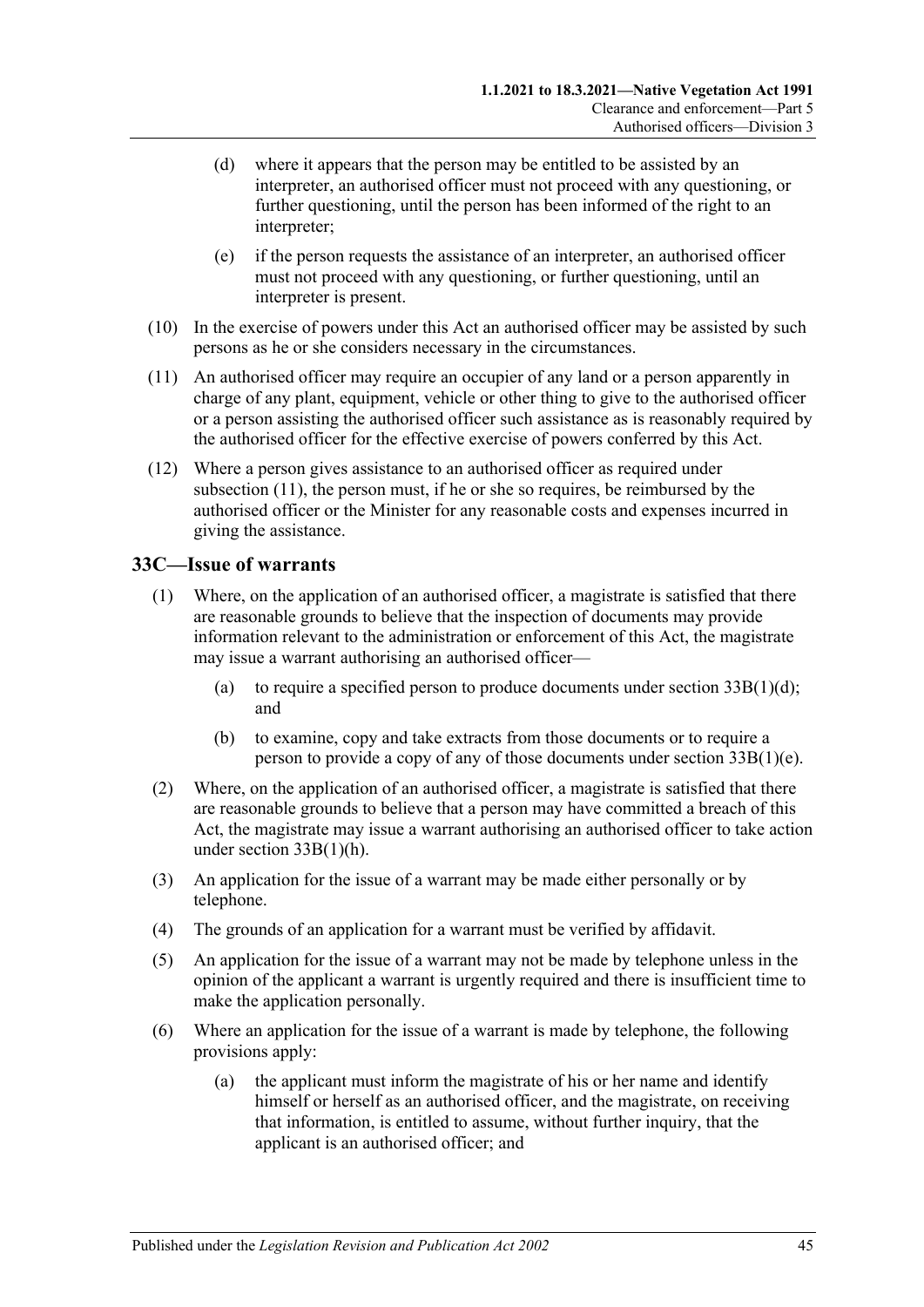(d) where it appears that the person may be entitled to be assisted by an interpreter, an authorised officer must not proceed with any questioning, or further questioning, until the person has been informed of the right to an interpreter;

(e) if the person requests the assistance of an interpreter, an authorised officer must not proceed with any questioning, or further questioning, until an interpreter is present.

(10) In the exercise of powers under this Act an authorised officer may be assisted by such persons as he or she considers necessary in the circumstances.

(11) An authorised officer may require an occupier of any land or a person apparently in charge of any plant, equipment, vehicle or other thing to give to the authorised officer or a person assisting the authorised officer such assistance as is reasonably required by the authorised officer for the effective exercise of powers conferred by this Act.

(12) Where a person gives assistance to an authorised officer as required under subsection (11), the person must, if he or she so requires, be reimbursed by the authorised officer or the Minister for any reasonable costs and expenses incurred in giving the assistance.

## 33C—Issue of warrants

(1) Where, on the application of an authorised officer, a magistrate is satisfied that there are reasonable grounds to believe that the inspection of documents may provide information relevant to the administration or enforcement of this Act, the magistrate may issue a warrant authorising an authorised officer—

(a) to require a specified person to produce documents under section 33B(1)(d); and

(b) to examine, copy and take extracts from those documents or to require a person to provide a copy of any of those documents under section 33B(1)(e).

(2) Where, on the application of an authorised officer, a magistrate is satisfied that there are reasonable grounds to believe that a person may have committed a breach of this Act, the magistrate may issue a warrant authorising an authorised officer to take action under section 33B(1)(h).

(3) An application for the issue of a warrant may be made either personally or by telephone.

(4) The grounds of an application for a warrant must be verified by affidavit.

(5) An application for the issue of a warrant may not be made by telephone unless in the opinion of the applicant a warrant is urgently required and there is insufficient time to make the application personally.

(6) Where an application for the issue of a warrant is made by telephone, the following provisions apply:

(a) the applicant must inform the magistrate of his or her name and identify himself or herself as an authorised officer, and the magistrate, on receiving that information, is entitled to assume, without further inquiry, that the applicant is an authorised officer; and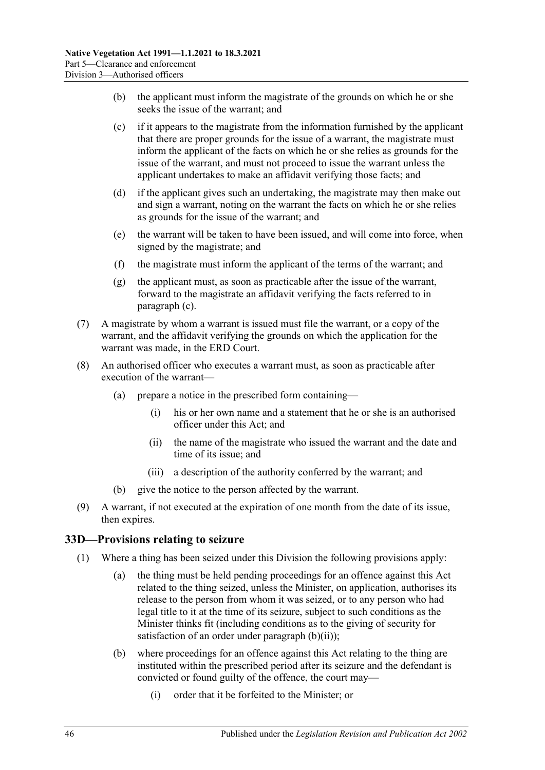(b) the applicant must inform the magistrate of the grounds on which he or she seeks the issue of the warrant; and

(c) if it appears to the magistrate from the information furnished by the applicant that there are proper grounds for the issue of a warrant, the magistrate must inform the applicant of the facts on which he or she relies as grounds for the issue of the warrant, and must not proceed to issue the warrant unless the applicant undertakes to make an affidavit verifying those facts; and

(d) if the applicant gives such an undertaking, the magistrate may then make out and sign a warrant, noting on the warrant the facts on which he or she relies as grounds for the issue of the warrant; and

(e) the warrant will be taken to have been issued, and will come into force, when signed by the magistrate; and

(f) the magistrate must inform the applicant of the terms of the warrant; and

(g) the applicant must, as soon as practicable after the issue of the warrant, forward to the magistrate an affidavit verifying the facts referred to in paragraph (c).

(7) A magistrate by whom a warrant is issued must file the warrant, or a copy of the warrant, and the affidavit verifying the grounds on which the application for the warrant was made, in the ERD Court.

(8) An authorised officer who executes a warrant must, as soon as practicable after execution of the warrant—

(a) prepare a notice in the prescribed form containing—

(i) his or her own name and a statement that he or she is an authorised officer under this Act; and

(ii) the name of the magistrate who issued the warrant and the date and time of its issue; and

(iii) a description of the authority conferred by the warrant; and

(b) give the notice to the person affected by the warrant.

(9) A warrant, if not executed at the expiration of one month from the date of its issue, then expires.

## 33D—Provisions relating to seizure

(1) Where a thing has been seized under this Division the following provisions apply:

(a) the thing must be held pending proceedings for an offence against this Act related to the thing seized, unless the Minister, on application, authorises its release to the person from whom it was seized, or to any person who had legal title to it at the time of its seizure, subject to such conditions as the Minister thinks fit (including conditions as to the giving of security for satisfaction of an order under paragraph (b)(ii));

(b) where proceedings for an offence against this Act relating to the thing are instituted within the prescribed period after its seizure and the defendant is convicted or found guilty of the offence, the court may—

(i) order that it be forfeited to the Minister; or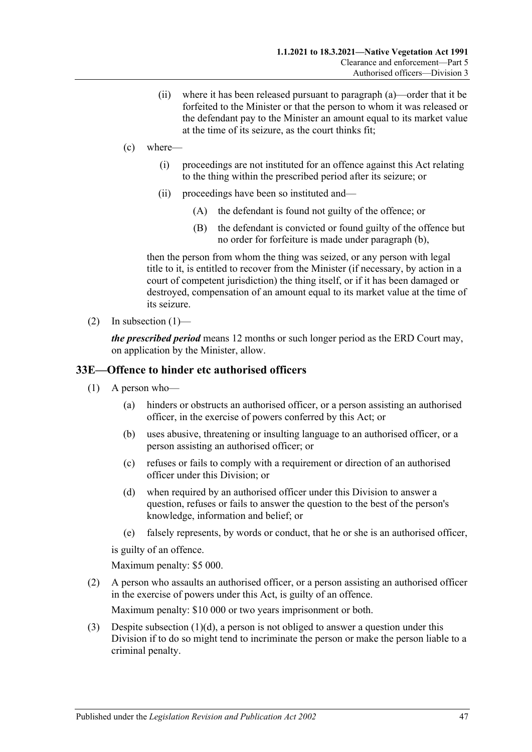(ii) where it has been released pursuant to paragraph (a)—order that it be forfeited to the Minister or that the person to whom it was released or the defendant pay to the Minister an amount equal to its market value at the time of its seizure, as the court thinks fit;

(c) where—

(i) proceedings are not instituted for an offence against this Act relating to the thing within the prescribed period after its seizure; or

(ii) proceedings have been so instituted and—

(A) the defendant is found not guilty of the offence; or

(B) the defendant is convicted or found guilty of the offence but no order for forfeiture is made under paragraph (b),

then the person from whom the thing was seized, or any person with legal title to it, is entitled to recover from the Minister (if necessary, by action in a court of competent jurisdiction) the thing itself, or if it has been damaged or destroyed, compensation of an amount equal to its market value at the time of its seizure.

(2) In subsection (1)—

***the prescribed period*** means 12 months or such longer period as the ERD Court may, on application by the Minister, allow.

## 33E—Offence to hinder etc authorised officers

(1) A person who—

(a) hinders or obstructs an authorised officer, or a person assisting an authorised officer, in the exercise of powers conferred by this Act; or

(b) uses abusive, threatening or insulting language to an authorised officer, or a person assisting an authorised officer; or

(c) refuses or fails to comply with a requirement or direction of an authorised officer under this Division; or

(d) when required by an authorised officer under this Division to answer a question, refuses or fails to answer the question to the best of the person's knowledge, information and belief; or

(e) falsely represents, by words or conduct, that he or she is an authorised officer,

is guilty of an offence.

Maximum penalty: $5 000.

(2) A person who assaults an authorised officer, or a person assisting an authorised officer in the exercise of powers under this Act, is guilty of an offence.

Maximum penalty: $10 000 or two years imprisonment or both.

(3) Despite subsection (1)(d), a person is not obliged to answer a question under this Division if to do so might tend to incriminate the person or make the person liable to a criminal penalty.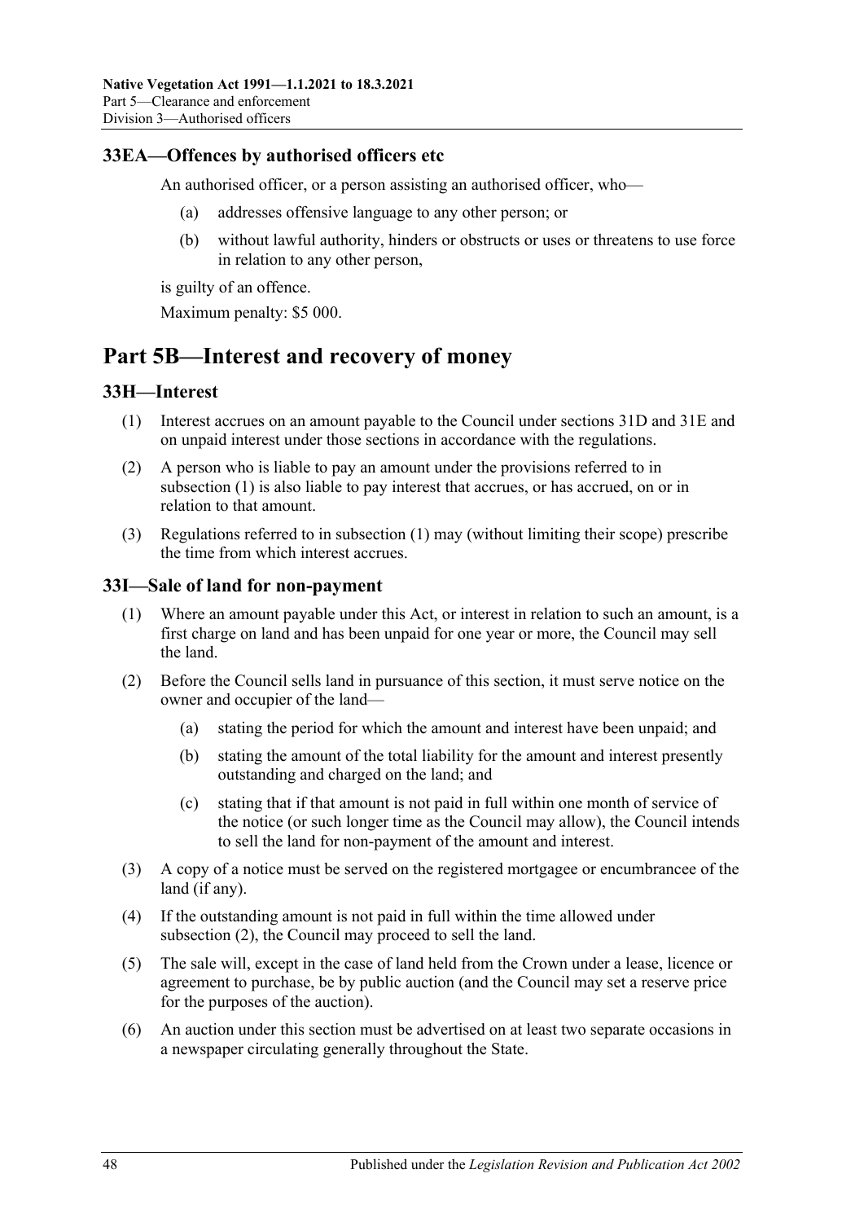### 33EA—Offences by authorised officers etc

An authorised officer, or a person assisting an authorised officer, who—

- (a) addresses offensive language to any other person; or
- (b) without lawful authority, hinders or obstructs or uses or threatens to use force in relation to any other person,

is guilty of an offence.

Maximum penalty: $5 000.

## Part 5B—Interest and recovery of money

### 33H—Interest

(1) Interest accrues on an amount payable to the Council under sections 31D and 31E and on unpaid interest under those sections in accordance with the regulations.

(2) A person who is liable to pay an amount under the provisions referred to in subsection (1) is also liable to pay interest that accrues, or has accrued, on or in relation to that amount.

(3) Regulations referred to in subsection (1) may (without limiting their scope) prescribe the time from which interest accrues.

### 33I—Sale of land for non-payment

(1) Where an amount payable under this Act, or interest in relation to such an amount, is a first charge on land and has been unpaid for one year or more, the Council may sell the land.

(2) Before the Council sells land in pursuance of this section, it must serve notice on the owner and occupier of the land—

- (a) stating the period for which the amount and interest have been unpaid; and
- (b) stating the amount of the total liability for the amount and interest presently outstanding and charged on the land; and
- (c) stating that if that amount is not paid in full within one month of service of the notice (or such longer time as the Council may allow), the Council intends to sell the land for non-payment of the amount and interest.

(3) A copy of a notice must be served on the registered mortgagee or encumbrancee of the land (if any).

(4) If the outstanding amount is not paid in full within the time allowed under subsection (2), the Council may proceed to sell the land.

(5) The sale will, except in the case of land held from the Crown under a lease, licence or agreement to purchase, be by public auction (and the Council may set a reserve price for the purposes of the auction).

(6) An auction under this section must be advertised on at least two separate occasions in a newspaper circulating generally throughout the State.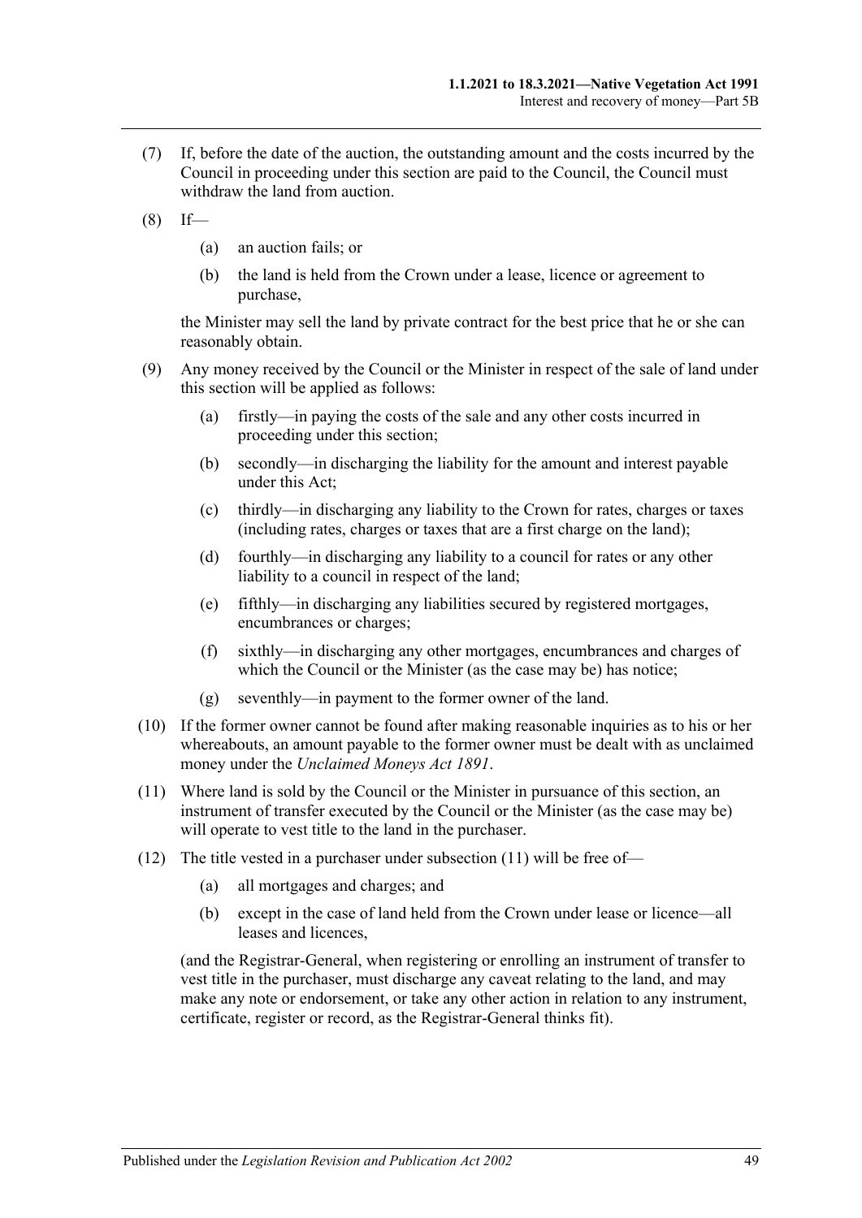(7) If, before the date of the auction, the outstanding amount and the costs incurred by the Council in proceeding under this section are paid to the Council, the Council must withdraw the land from auction.

(8) If—

 (a) an auction fails; or

 (b) the land is held from the Crown under a lease, licence or agreement to purchase,

the Minister may sell the land by private contract for the best price that he or she can reasonably obtain.

(9) Any money received by the Council or the Minister in respect of the sale of land under this section will be applied as follows:

 (a) firstly—in paying the costs of the sale and any other costs incurred in proceeding under this section;

 (b) secondly—in discharging the liability for the amount and interest payable under this Act;

 (c) thirdly—in discharging any liability to the Crown for rates, charges or taxes (including rates, charges or taxes that are a first charge on the land);

 (d) fourthly—in discharging any liability to a council for rates or any other liability to a council in respect of the land;

 (e) fifthly—in discharging any liabilities secured by registered mortgages, encumbrances or charges;

 (f) sixthly—in discharging any other mortgages, encumbrances and charges of which the Council or the Minister (as the case may be) has notice;

 (g) seventhly—in payment to the former owner of the land.

(10) If the former owner cannot be found after making reasonable inquiries as to his or her whereabouts, an amount payable to the former owner must be dealt with as unclaimed money under the *Unclaimed Moneys Act 1891*.

(11) Where land is sold by the Council or the Minister in pursuance of this section, an instrument of transfer executed by the Council or the Minister (as the case may be) will operate to vest title to the land in the purchaser.

(12) The title vested in a purchaser under subsection (11) will be free of—

 (a) all mortgages and charges; and

 (b) except in the case of land held from the Crown under lease or licence—all leases and licences,

(and the Registrar-General, when registering or enrolling an instrument of transfer to vest title in the purchaser, must discharge any caveat relating to the land, and may make any note or endorsement, or take any other action in relation to any instrument, certificate, register or record, as the Registrar-General thinks fit).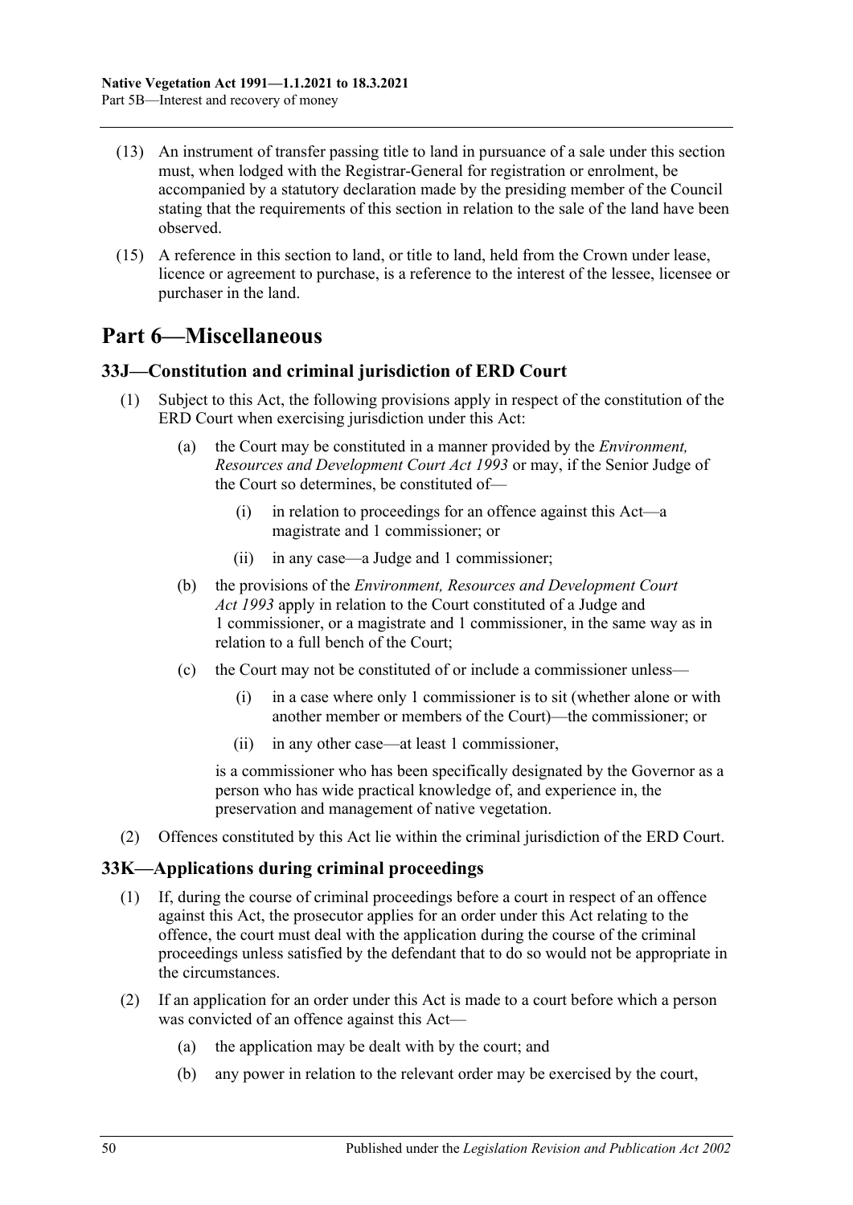(13) An instrument of transfer passing title to land in pursuance of a sale under this section must, when lodged with the Registrar-General for registration or enrolment, be accompanied by a statutory declaration made by the presiding member of the Council stating that the requirements of this section in relation to the sale of the land have been observed.

(15) A reference in this section to land, or title to land, held from the Crown under lease, licence or agreement to purchase, is a reference to the interest of the lessee, licensee or purchaser in the land.

# Part 6—Miscellaneous

## 33J—Constitution and criminal jurisdiction of ERD Court

(1) Subject to this Act, the following provisions apply in respect of the constitution of the ERD Court when exercising jurisdiction under this Act:

- (a) the Court may be constituted in a manner provided by the *Environment, Resources and Development Court Act 1993* or may, if the Senior Judge of the Court so determines, be constituted of—
  - (i) in relation to proceedings for an offence against this Act—a magistrate and 1 commissioner; or
  - (ii) in any case—a Judge and 1 commissioner;
- (b) the provisions of the *Environment, Resources and Development Court Act 1993* apply in relation to the Court constituted of a Judge and 1 commissioner, or a magistrate and 1 commissioner, in the same way as in relation to a full bench of the Court;
- (c) the Court may not be constituted of or include a commissioner unless—
  - (i) in a case where only 1 commissioner is to sit (whether alone or with another member or members of the Court)—the commissioner; or
  - (ii) in any other case—at least 1 commissioner,

  is a commissioner who has been specifically designated by the Governor as a person who has wide practical knowledge of, and experience in, the preservation and management of native vegetation.

(2) Offences constituted by this Act lie within the criminal jurisdiction of the ERD Court.

## 33K—Applications during criminal proceedings

(1) If, during the course of criminal proceedings before a court in respect of an offence against this Act, the prosecutor applies for an order under this Act relating to the offence, the court must deal with the application during the course of the criminal proceedings unless satisfied by the defendant that to do so would not be appropriate in the circumstances.

(2) If an application for an order under this Act is made to a court before which a person was convicted of an offence against this Act—

- (a) the application may be dealt with by the court; and
- (b) any power in relation to the relevant order may be exercised by the court,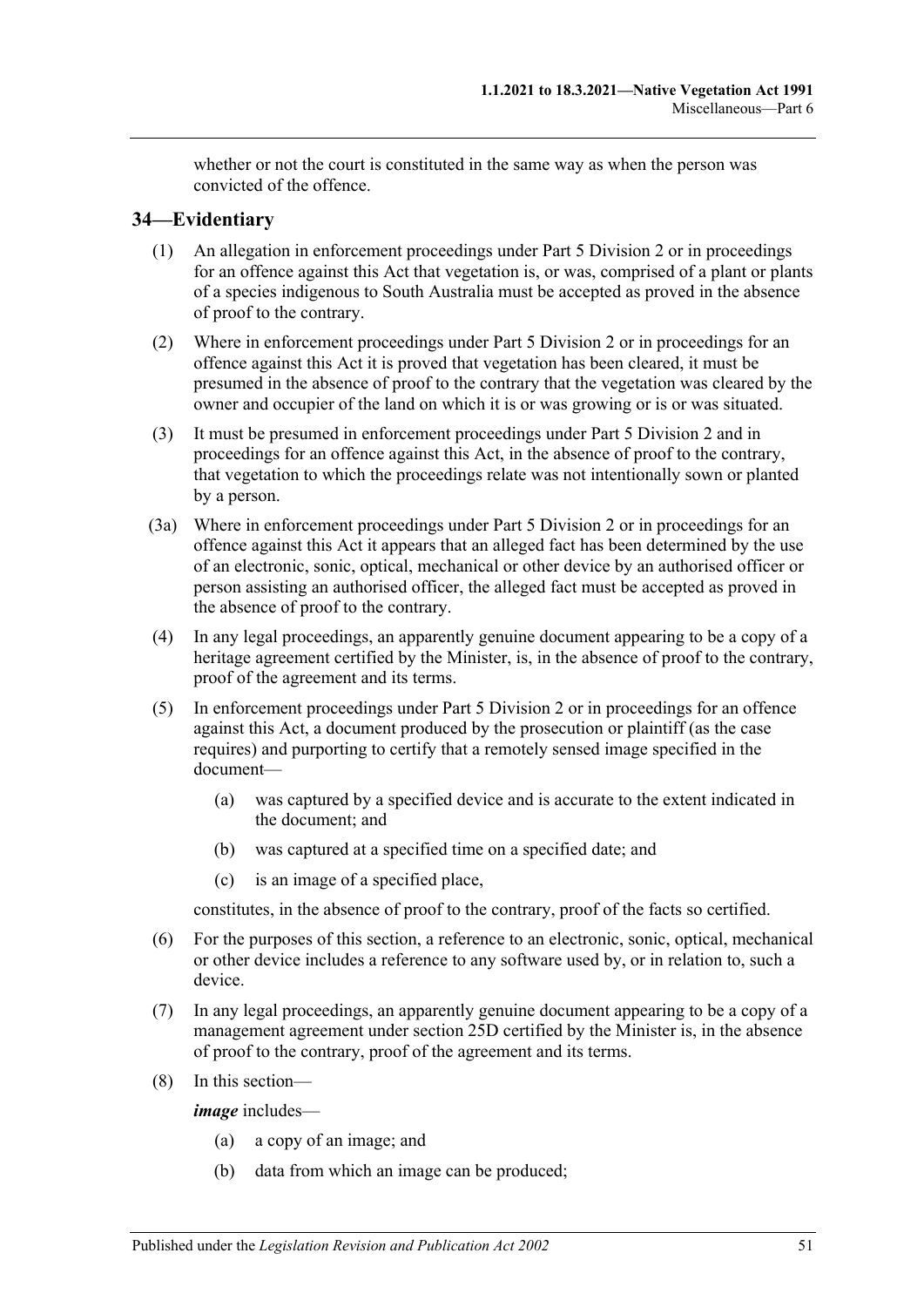whether or not the court is constituted in the same way as when the person was convicted of the offence.

## 34—Evidentiary

(1) An allegation in enforcement proceedings under Part 5 Division 2 or in proceedings for an offence against this Act that vegetation is, or was, comprised of a plant or plants of a species indigenous to South Australia must be accepted as proved in the absence of proof to the contrary.

(2) Where in enforcement proceedings under Part 5 Division 2 or in proceedings for an offence against this Act it is proved that vegetation has been cleared, it must be presumed in the absence of proof to the contrary that the vegetation was cleared by the owner and occupier of the land on which it is or was growing or is or was situated.

(3) It must be presumed in enforcement proceedings under Part 5 Division 2 and in proceedings for an offence against this Act, in the absence of proof to the contrary, that vegetation to which the proceedings relate was not intentionally sown or planted by a person.

(3a) Where in enforcement proceedings under Part 5 Division 2 or in proceedings for an offence against this Act it appears that an alleged fact has been determined by the use of an electronic, sonic, optical, mechanical or other device by an authorised officer or person assisting an authorised officer, the alleged fact must be accepted as proved in the absence of proof to the contrary.

(4) In any legal proceedings, an apparently genuine document appearing to be a copy of a heritage agreement certified by the Minister, is, in the absence of proof to the contrary, proof of the agreement and its terms.

(5) In enforcement proceedings under Part 5 Division 2 or in proceedings for an offence against this Act, a document produced by the prosecution or plaintiff (as the case requires) and purporting to certify that a remotely sensed image specified in the document—

- (a) was captured by a specified device and is accurate to the extent indicated in the document; and
- (b) was captured at a specified time on a specified date; and
- (c) is an image of a specified place,

constitutes, in the absence of proof to the contrary, proof of the facts so certified.

(6) For the purposes of this section, a reference to an electronic, sonic, optical, mechanical or other device includes a reference to any software used by, or in relation to, such a device.

(7) In any legal proceedings, an apparently genuine document appearing to be a copy of a management agreement under section 25D certified by the Minister is, in the absence of proof to the contrary, proof of the agreement and its terms.

(8) In this section—

***image*** includes—

- (a) a copy of an image; and
- (b) data from which an image can be produced;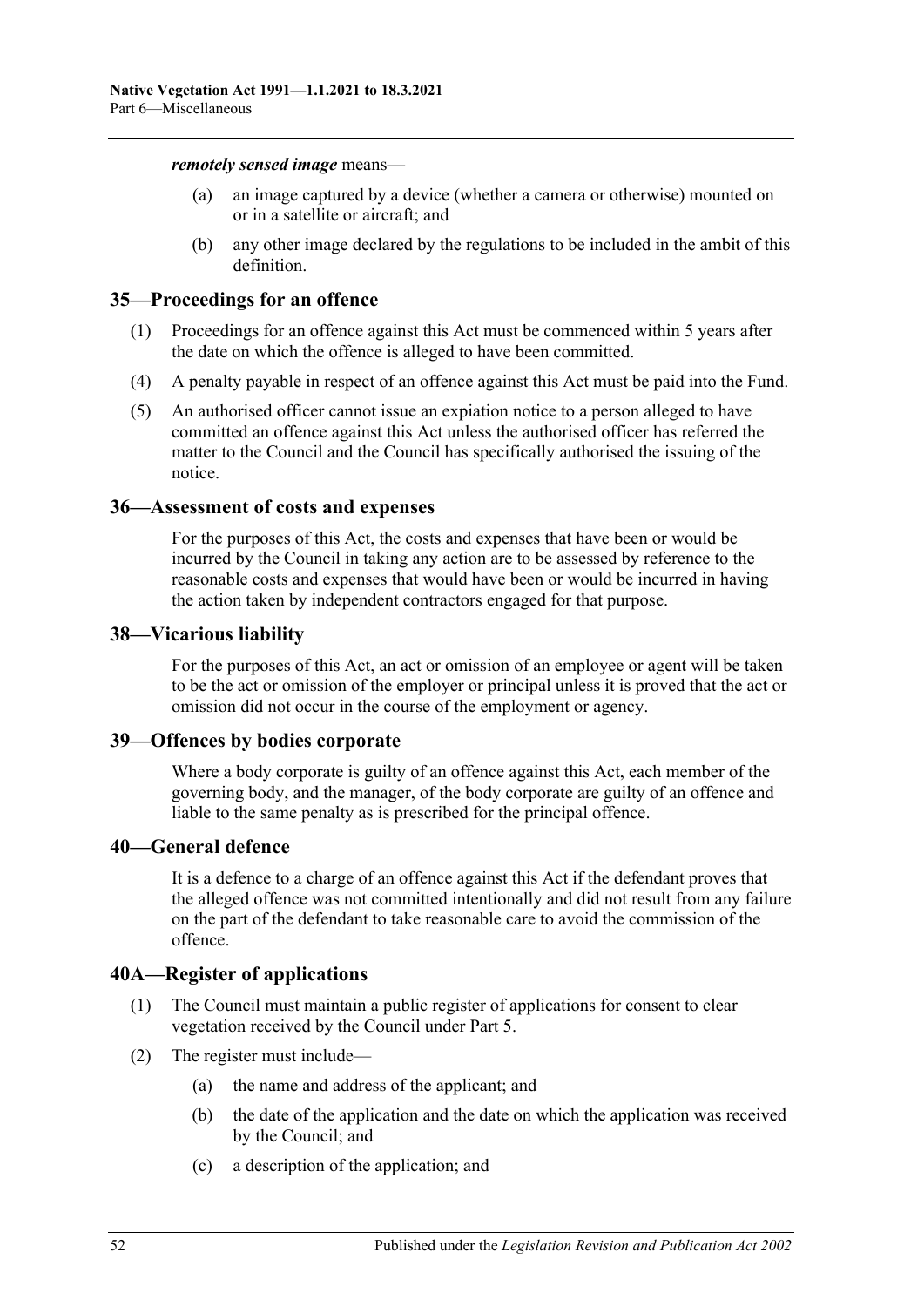***remotely sensed image*** means—

- (a) an image captured by a device (whether a camera or otherwise) mounted on or in a satellite or aircraft; and
- (b) any other image declared by the regulations to be included in the ambit of this definition.

## 35—Proceedings for an offence

(1) Proceedings for an offence against this Act must be commenced within 5 years after the date on which the offence is alleged to have been committed.

(4) A penalty payable in respect of an offence against this Act must be paid into the Fund.

(5) An authorised officer cannot issue an expiation notice to a person alleged to have committed an offence against this Act unless the authorised officer has referred the matter to the Council and the Council has specifically authorised the issuing of the notice.

## 36—Assessment of costs and expenses

For the purposes of this Act, the costs and expenses that have been or would be incurred by the Council in taking any action are to be assessed by reference to the reasonable costs and expenses that would have been or would be incurred in having the action taken by independent contractors engaged for that purpose.

## 38—Vicarious liability

For the purposes of this Act, an act or omission of an employee or agent will be taken to be the act or omission of the employer or principal unless it is proved that the act or omission did not occur in the course of the employment or agency.

## 39—Offences by bodies corporate

Where a body corporate is guilty of an offence against this Act, each member of the governing body, and the manager, of the body corporate are guilty of an offence and liable to the same penalty as is prescribed for the principal offence.

## 40—General defence

It is a defence to a charge of an offence against this Act if the defendant proves that the alleged offence was not committed intentionally and did not result from any failure on the part of the defendant to take reasonable care to avoid the commission of the offence.

## 40A—Register of applications

(1) The Council must maintain a public register of applications for consent to clear vegetation received by the Council under Part 5.

(2) The register must include—

- (a) the name and address of the applicant; and
- (b) the date of the application and the date on which the application was received by the Council; and
- (c) a description of the application; and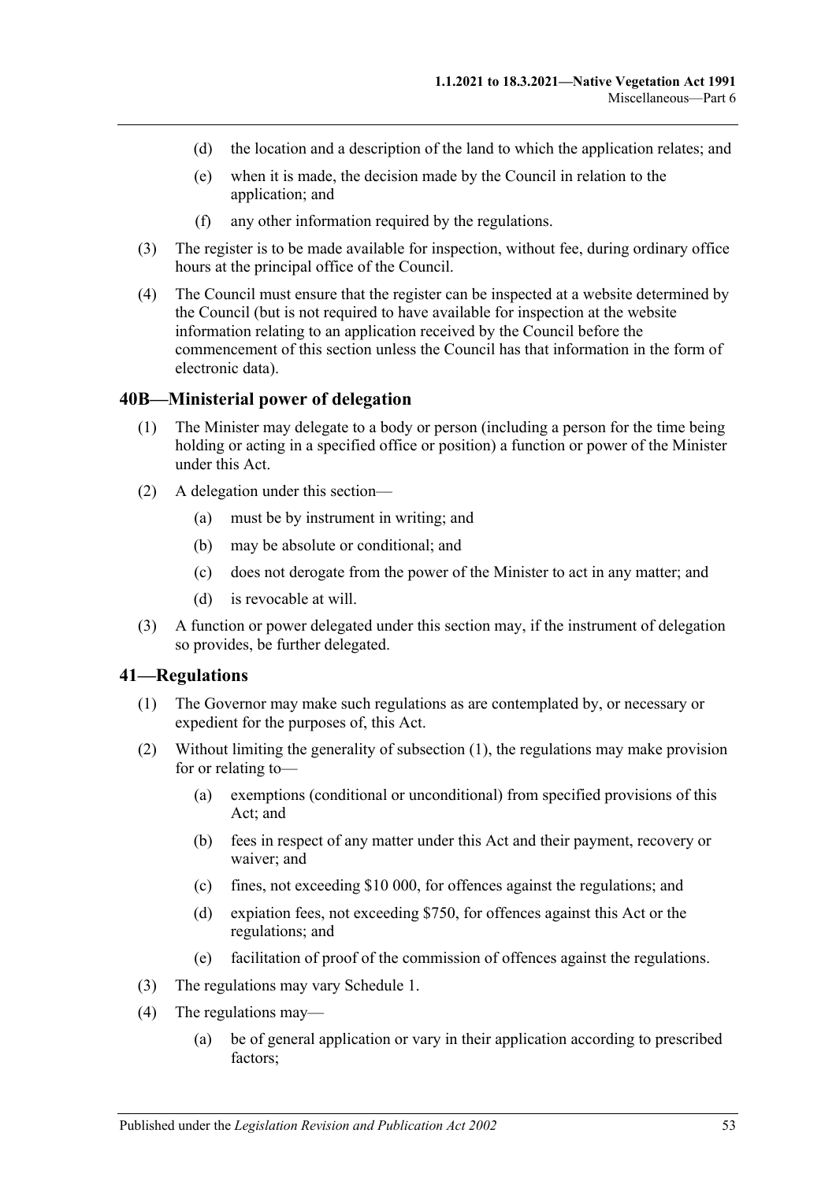(d) the location and a description of the land to which the application relates; and

(e) when it is made, the decision made by the Council in relation to the application; and

(f) any other information required by the regulations.

(3) The register is to be made available for inspection, without fee, during ordinary office hours at the principal office of the Council.

(4) The Council must ensure that the register can be inspected at a website determined by the Council (but is not required to have available for inspection at the website information relating to an application received by the Council before the commencement of this section unless the Council has that information in the form of electronic data).

## 40B—Ministerial power of delegation

(1) The Minister may delegate to a body or person (including a person for the time being holding or acting in a specified office or position) a function or power of the Minister under this Act.

(2) A delegation under this section—

(a) must be by instrument in writing; and

(b) may be absolute or conditional; and

(c) does not derogate from the power of the Minister to act in any matter; and

(d) is revocable at will.

(3) A function or power delegated under this section may, if the instrument of delegation so provides, be further delegated.

## 41—Regulations

(1) The Governor may make such regulations as are contemplated by, or necessary or expedient for the purposes of, this Act.

(2) Without limiting the generality of subsection (1), the regulations may make provision for or relating to—

(a) exemptions (conditional or unconditional) from specified provisions of this Act; and

(b) fees in respect of any matter under this Act and their payment, recovery or waiver; and

(c) fines, not exceeding $10 000, for offences against the regulations; and

(d) expiation fees, not exceeding $750, for offences against this Act or the regulations; and

(e) facilitation of proof of the commission of offences against the regulations.

(3) The regulations may vary Schedule 1.

(4) The regulations may—

(a) be of general application or vary in their application according to prescribed factors;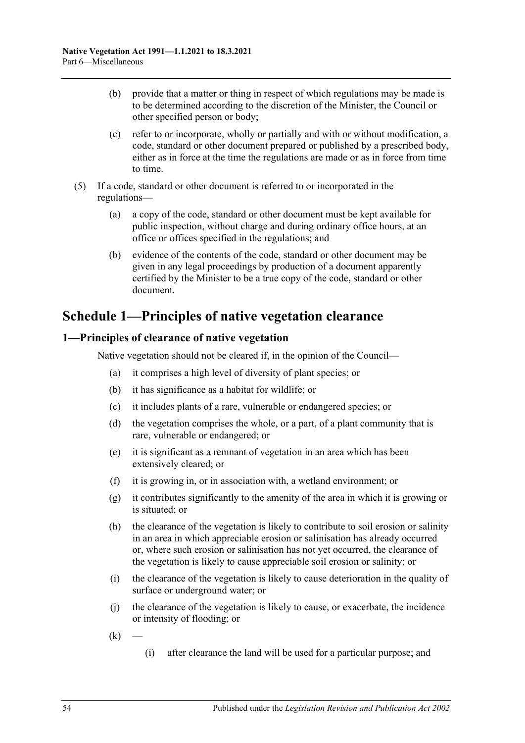(b) provide that a matter or thing in respect of which regulations may be made is to be determined according to the discretion of the Minister, the Council or other specified person or body;

(c) refer to or incorporate, wholly or partially and with or without modification, a code, standard or other document prepared or published by a prescribed body, either as in force at the time the regulations are made or as in force from time to time.

(5) If a code, standard or other document is referred to or incorporated in the regulations—

(a) a copy of the code, standard or other document must be kept available for public inspection, without charge and during ordinary office hours, at an office or offices specified in the regulations; and

(b) evidence of the contents of the code, standard or other document may be given in any legal proceedings by production of a document apparently certified by the Minister to be a true copy of the code, standard or other document.

# Schedule 1—Principles of native vegetation clearance

## 1—Principles of clearance of native vegetation

Native vegetation should not be cleared if, in the opinion of the Council—

(a) it comprises a high level of diversity of plant species; or

(b) it has significance as a habitat for wildlife; or

(c) it includes plants of a rare, vulnerable or endangered species; or

(d) the vegetation comprises the whole, or a part, of a plant community that is rare, vulnerable or endangered; or

(e) it is significant as a remnant of vegetation in an area which has been extensively cleared; or

(f) it is growing in, or in association with, a wetland environment; or

(g) it contributes significantly to the amenity of the area in which it is growing or is situated; or

(h) the clearance of the vegetation is likely to contribute to soil erosion or salinity in an area in which appreciable erosion or salinisation has already occurred or, where such erosion or salinisation has not yet occurred, the clearance of the vegetation is likely to cause appreciable soil erosion or salinity; or

(i) the clearance of the vegetation is likely to cause deterioration in the quality of surface or underground water; or

(j) the clearance of the vegetation is likely to cause, or exacerbate, the incidence or intensity of flooding; or

(k) —

(i) after clearance the land will be used for a particular purpose; and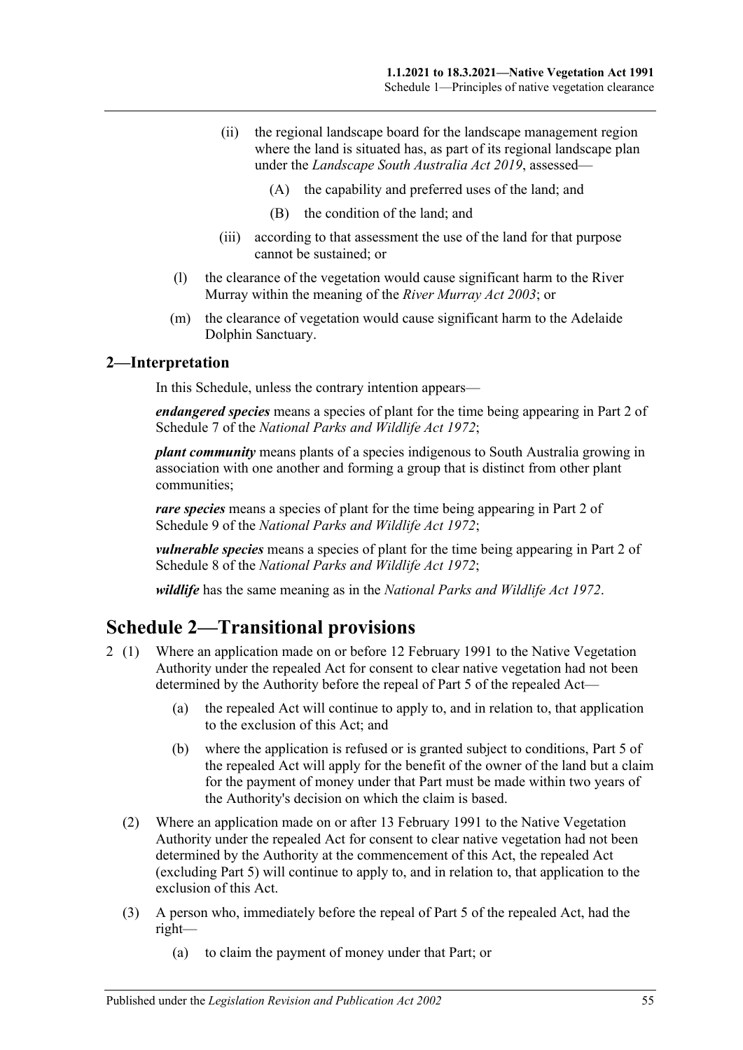(ii) the regional landscape board for the landscape management region where the land is situated has, as part of its regional landscape plan under the *Landscape South Australia Act 2019*, assessed—

(A) the capability and preferred uses of the land; and

(B) the condition of the land; and

(iii) according to that assessment the use of the land for that purpose cannot be sustained; or

(l) the clearance of the vegetation would cause significant harm to the River Murray within the meaning of the *River Murray Act 2003*; or

(m) the clearance of vegetation would cause significant harm to the Adelaide Dolphin Sanctuary.

### 2—Interpretation

In this Schedule, unless the contrary intention appears—

***endangered species*** means a species of plant for the time being appearing in Part 2 of Schedule 7 of the *National Parks and Wildlife Act 1972*;

***plant community*** means plants of a species indigenous to South Australia growing in association with one another and forming a group that is distinct from other plant communities;

***rare species*** means a species of plant for the time being appearing in Part 2 of Schedule 9 of the *National Parks and Wildlife Act 1972*;

***vulnerable species*** means a species of plant for the time being appearing in Part 2 of Schedule 8 of the *National Parks and Wildlife Act 1972*;

***wildlife*** has the same meaning as in the *National Parks and Wildlife Act 1972*.

## Schedule 2—Transitional provisions

2 (1) Where an application made on or before 12 February 1991 to the Native Vegetation Authority under the repealed Act for consent to clear native vegetation had not been determined by the Authority before the repeal of Part 5 of the repealed Act—

(a) the repealed Act will continue to apply to, and in relation to, that application to the exclusion of this Act; and

(b) where the application is refused or is granted subject to conditions, Part 5 of the repealed Act will apply for the benefit of the owner of the land but a claim for the payment of money under that Part must be made within two years of the Authority's decision on which the claim is based.

(2) Where an application made on or after 13 February 1991 to the Native Vegetation Authority under the repealed Act for consent to clear native vegetation had not been determined by the Authority at the commencement of this Act, the repealed Act (excluding Part 5) will continue to apply to, and in relation to, that application to the exclusion of this Act.

(3) A person who, immediately before the repeal of Part 5 of the repealed Act, had the right—

(a) to claim the payment of money under that Part; or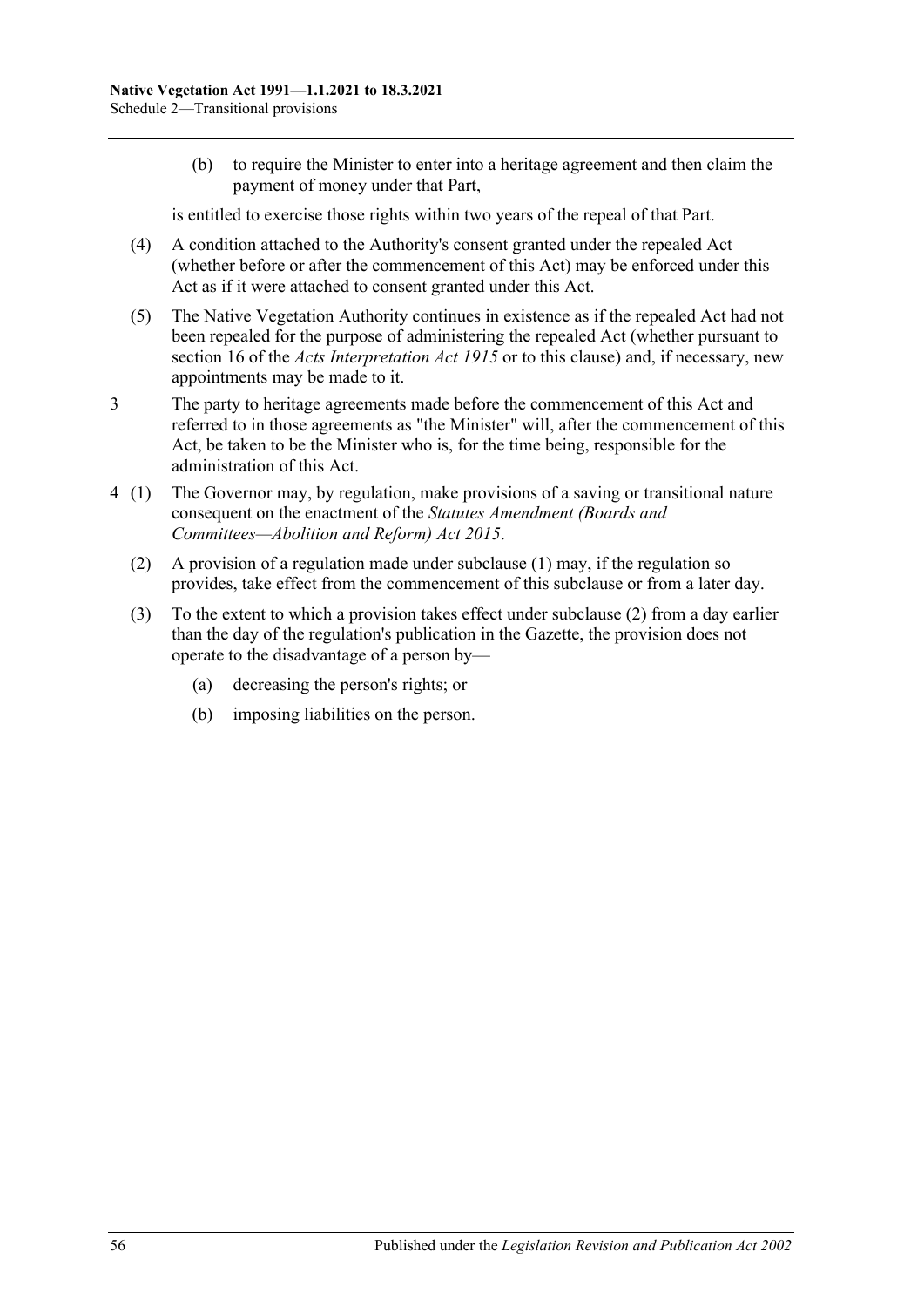(b) to require the Minister to enter into a heritage agreement and then claim the payment of money under that Part,

is entitled to exercise those rights within two years of the repeal of that Part.

(4) A condition attached to the Authority's consent granted under the repealed Act (whether before or after the commencement of this Act) may be enforced under this Act as if it were attached to consent granted under this Act.

(5) The Native Vegetation Authority continues in existence as if the repealed Act had not been repealed for the purpose of administering the repealed Act (whether pursuant to section 16 of the *Acts Interpretation Act 1915* or to this clause) and, if necessary, new appointments may be made to it.

3 The party to heritage agreements made before the commencement of this Act and referred to in those agreements as "the Minister" will, after the commencement of this Act, be taken to be the Minister who is, for the time being, responsible for the administration of this Act.

4 (1) The Governor may, by regulation, make provisions of a saving or transitional nature consequent on the enactment of the *Statutes Amendment (Boards and Committees—Abolition and Reform) Act 2015*.

(2) A provision of a regulation made under subclause (1) may, if the regulation so provides, take effect from the commencement of this subclause or from a later day.

(3) To the extent to which a provision takes effect under subclause (2) from a day earlier than the day of the regulation's publication in the Gazette, the provision does not operate to the disadvantage of a person by—

(a) decreasing the person's rights; or

(b) imposing liabilities on the person.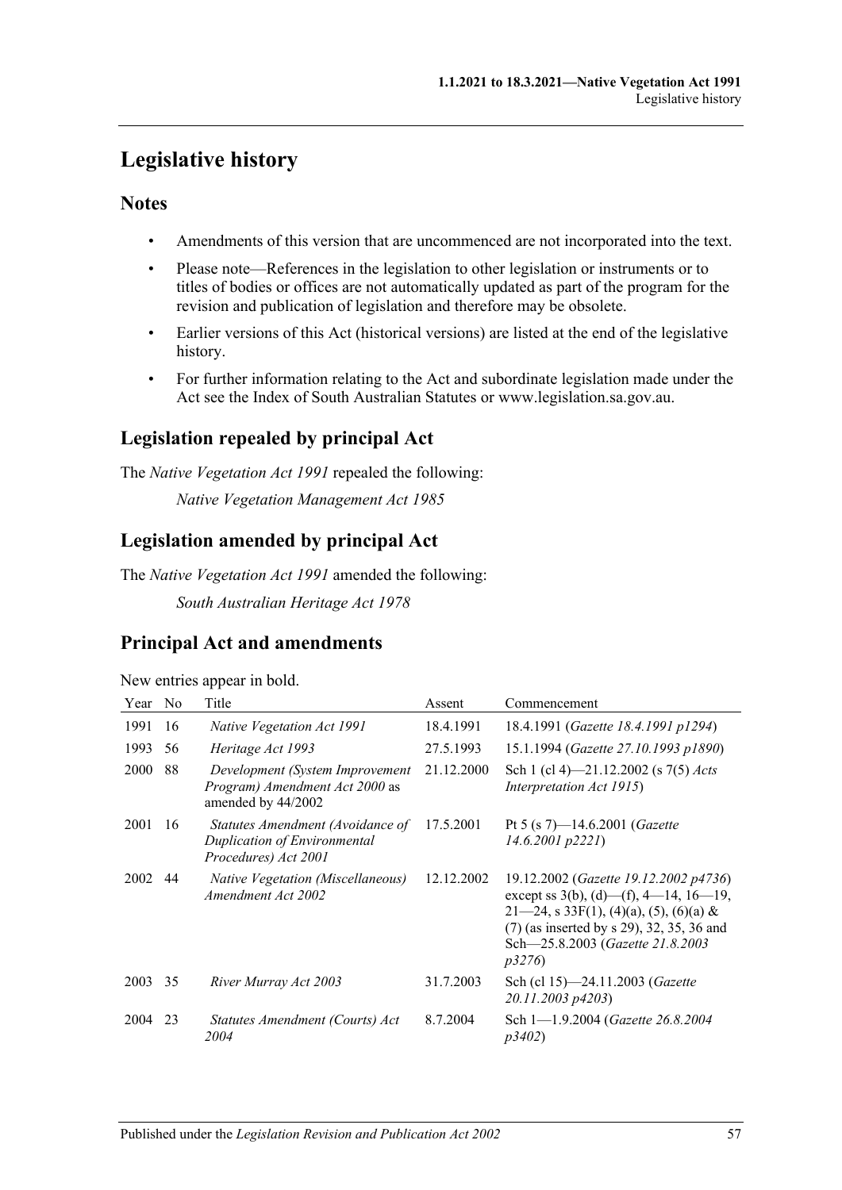# Legislative history

## Notes

- Amendments of this version that are uncommenced are not incorporated into the text.
- Please note—References in the legislation to other legislation or instruments or to titles of bodies or offices are not automatically updated as part of the program for the revision and publication of legislation and therefore may be obsolete.
- Earlier versions of this Act (historical versions) are listed at the end of the legislative history.
- For further information relating to the Act and subordinate legislation made under the Act see the Index of South Australian Statutes or www.legislation.sa.gov.au.

## Legislation repealed by principal Act

The *Native Vegetation Act 1991* repealed the following:

*Native Vegetation Management Act 1985*

## Legislation amended by principal Act

The *Native Vegetation Act 1991* amended the following:

*South Australian Heritage Act 1978*

## Principal Act and amendments

New entries appear in bold.

| Year | No | Title | Assent | Commencement |
|---|---|---|---|---|
| 1991 | 16 | *Native Vegetation Act 1991* | 18.4.1991 | 18.4.1991 (*Gazette 18.4.1991 p1294*) |
| 1993 | 56 | *Heritage Act 1993* | 27.5.1993 | 15.1.1994 (*Gazette 27.10.1993 p1890*) |
| 2000 | 88 | *Development (System Improvement Program) Amendment Act 2000* as amended by 44/2002 | 21.12.2000 | Sch 1 (cl 4)—21.12.2002 (s 7(5) *Acts Interpretation Act 1915*) |
| 2001 | 16 | *Statutes Amendment (Avoidance of Duplication of Environmental Procedures) Act 2001* | 17.5.2001 | Pt 5 (s 7)—14.6.2001 (*Gazette 14.6.2001 p2221*) |
| 2002 | 44 | *Native Vegetation (Miscellaneous) Amendment Act 2002* | 12.12.2002 | 19.12.2002 (*Gazette 19.12.2002 p4736*) except ss 3(b), (d)—(f), 4—14, 16—19, 21—24, s 33F(1), (4)(a), (5), (6)(a) & (7) (as inserted by s 29), 32, 35, 36 and Sch—25.8.2003 (*Gazette 21.8.2003 p3276*) |
| 2003 | 35 | *River Murray Act 2003* | 31.7.2003 | Sch (cl 15)—24.11.2003 (*Gazette 20.11.2003 p4203*) |
| 2004 | 23 | *Statutes Amendment (Courts) Act 2004* | 8.7.2004 | Sch 1—1.9.2004 (*Gazette 26.8.2004 p3402*) |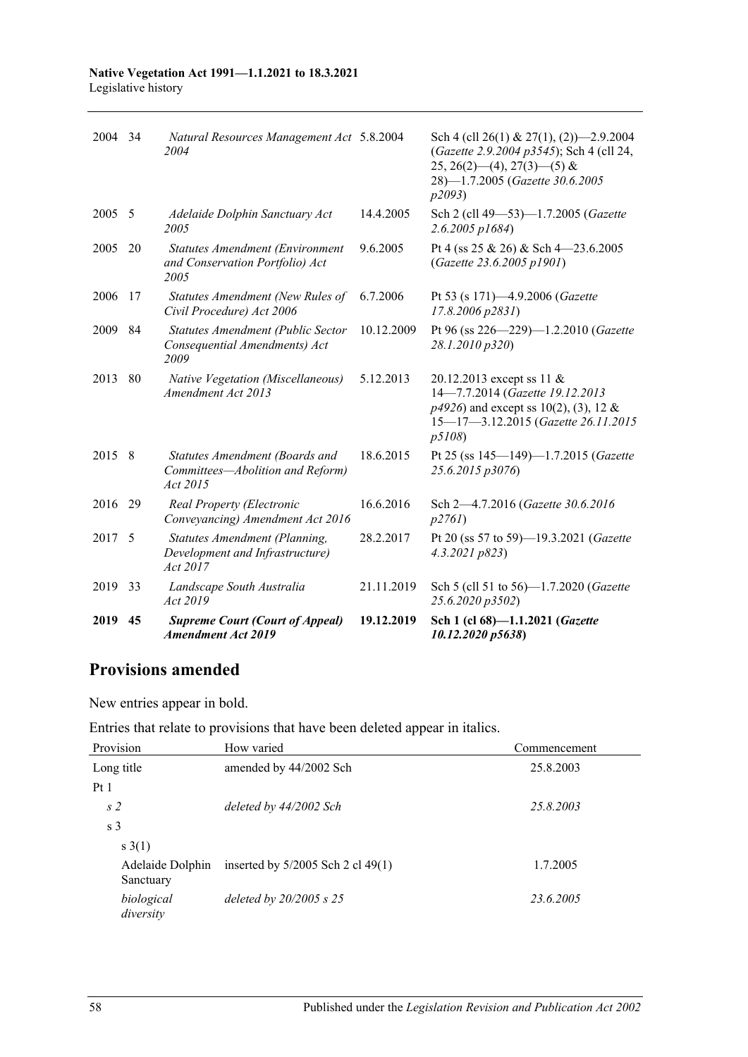| | | | | |
|---|---|---|---|---|
| 2004 | 34 | *Natural Resources Management Act 2004* | 5.8.2004 | Sch 4 (cll 26(1) & 27(1), (2))—2.9.2004 (*Gazette 2.9.2004 p3545*); Sch 4 (cll 24, 25, 26(2)—(4), 27(3)—(5) & 28)—1.7.2005 (*Gazette 30.6.2005 p2093*) |
| 2005 | 5 | *Adelaide Dolphin Sanctuary Act 2005* | 14.4.2005 | Sch 2 (cll 49—53)—1.7.2005 (*Gazette 2.6.2005 p1684*) |
| 2005 | 20 | *Statutes Amendment (Environment and Conservation Portfolio) Act 2005* | 9.6.2005 | Pt 4 (ss 25 & 26) & Sch 4—23.6.2005 (*Gazette 23.6.2005 p1901*) |
| 2006 | 17 | *Statutes Amendment (New Rules of Civil Procedure) Act 2006* | 6.7.2006 | Pt 53 (s 171)—4.9.2006 (*Gazette 17.8.2006 p2831*) |
| 2009 | 84 | *Statutes Amendment (Public Sector Consequential Amendments) Act 2009* | 10.12.2009 | Pt 96 (ss 226—229)—1.2.2010 (*Gazette 28.1.2010 p320*) |
| 2013 | 80 | *Native Vegetation (Miscellaneous) Amendment Act 2013* | 5.12.2013 | 20.12.2013 except ss 11 & 14—7.7.2014 (*Gazette 19.12.2013 p4926*) and except ss 10(2), (3), 12 & 15—17—3.12.2015 (*Gazette 26.11.2015 p5108*) |
| 2015 | 8 | *Statutes Amendment (Boards and Committees—Abolition and Reform) Act 2015* | 18.6.2015 | Pt 25 (ss 145—149)—1.7.2015 (*Gazette 25.6.2015 p3076*) |
| 2016 | 29 | *Real Property (Electronic Conveyancing) Amendment Act 2016* | 16.6.2016 | Sch 2—4.7.2016 (*Gazette 30.6.2016 p2761*) |
| 2017 | 5 | *Statutes Amendment (Planning, Development and Infrastructure) Act 2017* | 28.2.2017 | Pt 20 (ss 57 to 59)—19.3.2021 (*Gazette 4.3.2021 p823*) |
| 2019 | 33 | *Landscape South Australia Act 2019* | 21.11.2019 | Sch 5 (cll 51 to 56)—1.7.2020 (*Gazette 25.6.2020 p3502*) |
| **2019** | **45** | ***Supreme Court (Court of Appeal) Amendment Act 2019*** | **19.12.2019** | **Sch 1 (cl 68)—1.1.2021 (*Gazette 10.12.2020 p5638*)** |

## Provisions amended

New entries appear in bold.

Entries that relate to provisions that have been deleted appear in italics.

| Provision | How varied | Commencement |
|---|---|---|
| Long title | amended by 44/2002 Sch | 25.8.2003 |
| Pt 1 | | |
| *s 2* | *deleted by 44/2002 Sch* | *25.8.2003* |
| s 3 | | |
| s 3(1) | | |
| Adelaide Dolphin Sanctuary | inserted by 5/2005 Sch 2 cl 49(1) | 1.7.2005 |
| *biological diversity* | *deleted by 20/2005 s 25* | *23.6.2005* |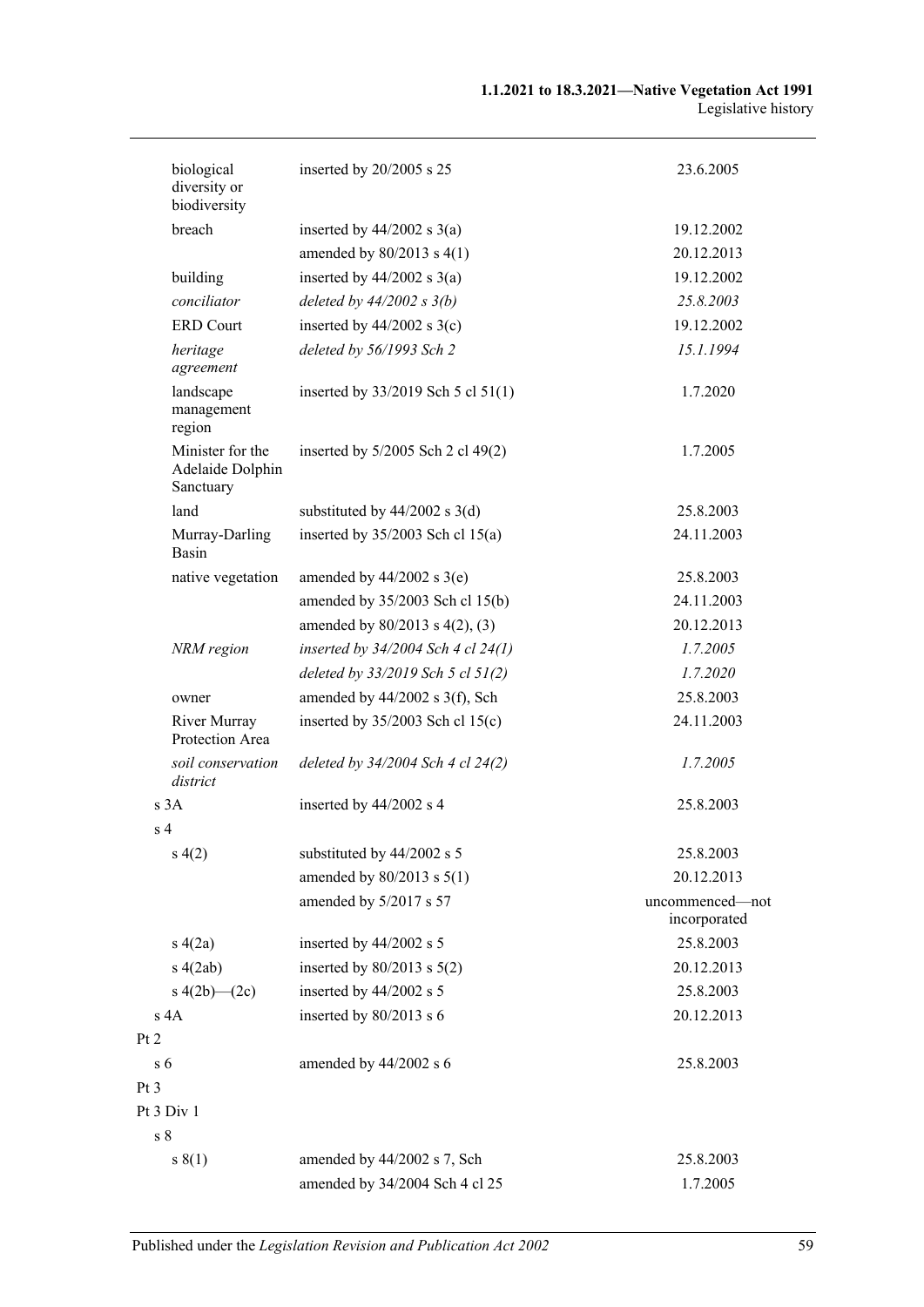| | | |
|---|---|---|
| biological diversity or biodiversity | inserted by 20/2005 s 25 | 23.6.2005 |
| breach | inserted by 44/2002 s 3(a) | 19.12.2002 |
| | amended by 80/2013 s 4(1) | 20.12.2013 |
| building | inserted by 44/2002 s 3(a) | 19.12.2002 |
| *conciliator* | *deleted by 44/2002 s 3(b)* | *25.8.2003* |
| ERD Court | inserted by 44/2002 s 3(c) | 19.12.2002 |
| *heritage agreement* | *deleted by 56/1993 Sch 2* | *15.1.1994* |
| landscape management region | inserted by 33/2019 Sch 5 cl 51(1) | 1.7.2020 |
| Minister for the Adelaide Dolphin Sanctuary | inserted by 5/2005 Sch 2 cl 49(2) | 1.7.2005 |
| land | substituted by 44/2002 s 3(d) | 25.8.2003 |
| Murray-Darling Basin | inserted by 35/2003 Sch cl 15(a) | 24.11.2003 |
| native vegetation | amended by 44/2002 s 3(e) | 25.8.2003 |
| | amended by 35/2003 Sch cl 15(b) | 24.11.2003 |
| | amended by 80/2013 s 4(2), (3) | 20.12.2013 |
| *NRM region* | *inserted by 34/2004 Sch 4 cl 24(1)* | *1.7.2005* |
| | *deleted by 33/2019 Sch 5 cl 51(2)* | *1.7.2020* |
| owner | amended by 44/2002 s 3(f), Sch | 25.8.2003 |
| River Murray Protection Area | inserted by 35/2003 Sch cl 15(c) | 24.11.2003 |
| *soil conservation district* | *deleted by 34/2004 Sch 4 cl 24(2)* | *1.7.2005* |
| s 3A | inserted by 44/2002 s 4 | 25.8.2003 |
| s 4 | | |
| s 4(2) | substituted by 44/2002 s 5 | 25.8.2003 |
| | amended by 80/2013 s 5(1) | 20.12.2013 |
| | amended by 5/2017 s 57 | uncommenced—not incorporated |
| s 4(2a) | inserted by 44/2002 s 5 | 25.8.2003 |
| s 4(2ab) | inserted by 80/2013 s 5(2) | 20.12.2013 |
| s 4(2b)—(2c) | inserted by 44/2002 s 5 | 25.8.2003 |
| s 4A | inserted by 80/2013 s 6 | 20.12.2013 |
| Pt 2 | | |
| s 6 | amended by 44/2002 s 6 | 25.8.2003 |
| Pt 3 | | |
| Pt 3 Div 1 | | |
| s 8 | | |
| s 8(1) | amended by 44/2002 s 7, Sch | 25.8.2003 |
| | amended by 34/2004 Sch 4 cl 25 | 1.7.2005 |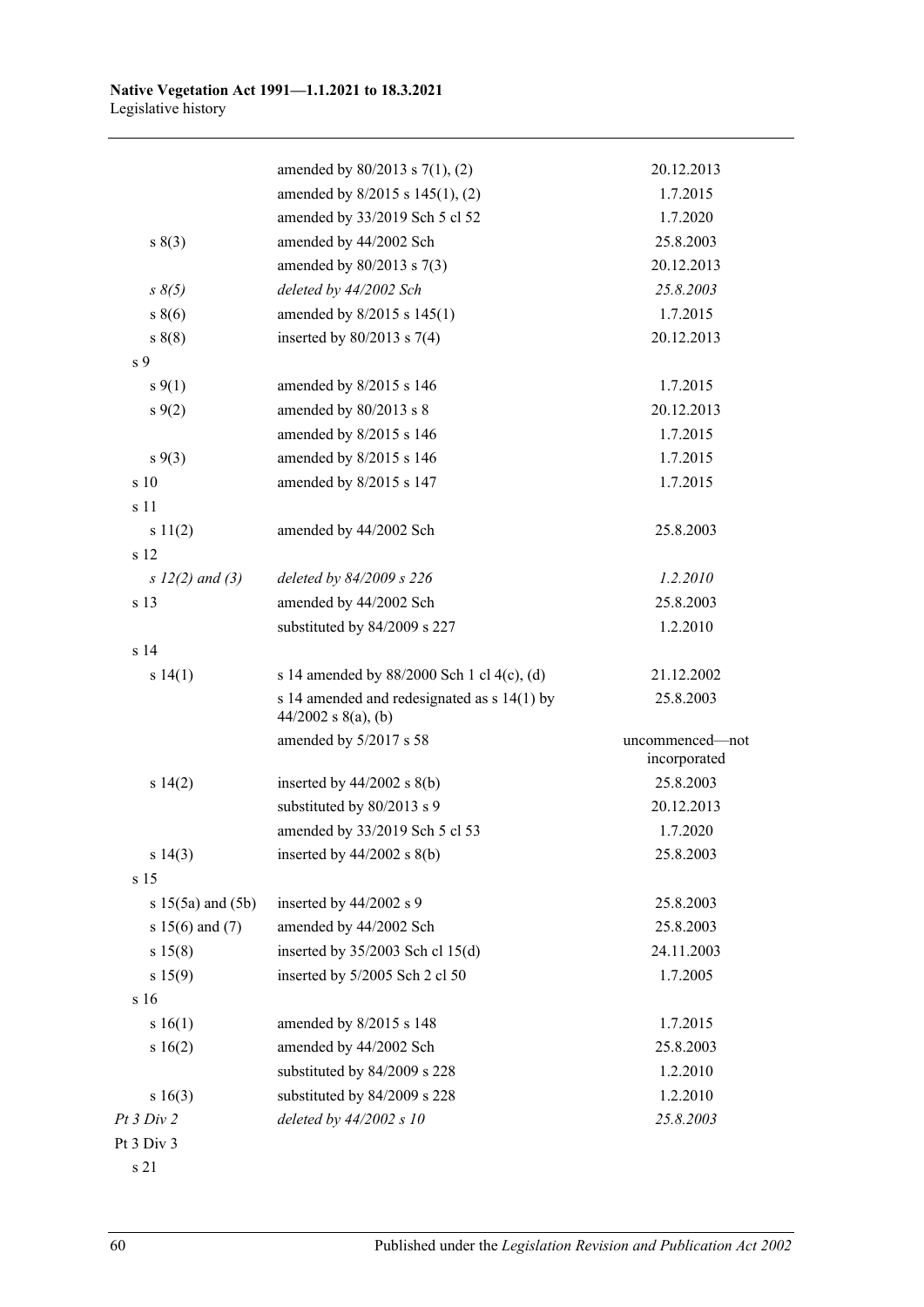| | | |
|---|---|---|
| | amended by 80/2013 s 7(1), (2) | 20.12.2013 |
| | amended by 8/2015 s 145(1), (2) | 1.7.2015 |
| | amended by 33/2019 Sch 5 cl 52 | 1.7.2020 |
| s 8(3) | amended by 44/2002 Sch | 25.8.2003 |
| | amended by 80/2013 s 7(3) | 20.12.2013 |
| *s 8(5)* | *deleted by 44/2002 Sch* | *25.8.2003* |
| s 8(6) | amended by 8/2015 s 145(1) | 1.7.2015 |
| s 8(8) | inserted by 80/2013 s 7(4) | 20.12.2013 |
| s 9 | | |
| s 9(1) | amended by 8/2015 s 146 | 1.7.2015 |
| s 9(2) | amended by 80/2013 s 8 | 20.12.2013 |
| | amended by 8/2015 s 146 | 1.7.2015 |
| s 9(3) | amended by 8/2015 s 146 | 1.7.2015 |
| s 10 | amended by 8/2015 s 147 | 1.7.2015 |
| s 11 | | |
| s 11(2) | amended by 44/2002 Sch | 25.8.2003 |
| s 12 | | |
| *s 12(2) and (3)* | *deleted by 84/2009 s 226* | *1.2.2010* |
| s 13 | amended by 44/2002 Sch | 25.8.2003 |
| | substituted by 84/2009 s 227 | 1.2.2010 |
| s 14 | | |
| s 14(1) | s 14 amended by 88/2000 Sch 1 cl 4(c), (d) | 21.12.2002 |
| | s 14 amended and redesignated as s 14(1) by 44/2002 s 8(a), (b) | 25.8.2003 |
| | amended by 5/2017 s 58 | uncommenced—not incorporated |
| s 14(2) | inserted by 44/2002 s 8(b) | 25.8.2003 |
| | substituted by 80/2013 s 9 | 20.12.2013 |
| | amended by 33/2019 Sch 5 cl 53 | 1.7.2020 |
| s 14(3) | inserted by 44/2002 s 8(b) | 25.8.2003 |
| s 15 | | |
| s 15(5a) and (5b) | inserted by 44/2002 s 9 | 25.8.2003 |
| s 15(6) and (7) | amended by 44/2002 Sch | 25.8.2003 |
| s 15(8) | inserted by 35/2003 Sch cl 15(d) | 24.11.2003 |
| s 15(9) | inserted by 5/2005 Sch 2 cl 50 | 1.7.2005 |
| s 16 | | |
| s 16(1) | amended by 8/2015 s 148 | 1.7.2015 |
| s 16(2) | amended by 44/2002 Sch | 25.8.2003 |
| | substituted by 84/2009 s 228 | 1.2.2010 |
| s 16(3) | substituted by 84/2009 s 228 | 1.2.2010 |
| *Pt 3 Div 2* | *deleted by 44/2002 s 10* | *25.8.2003* |
| Pt 3 Div 3 | | |
| s 21 | | |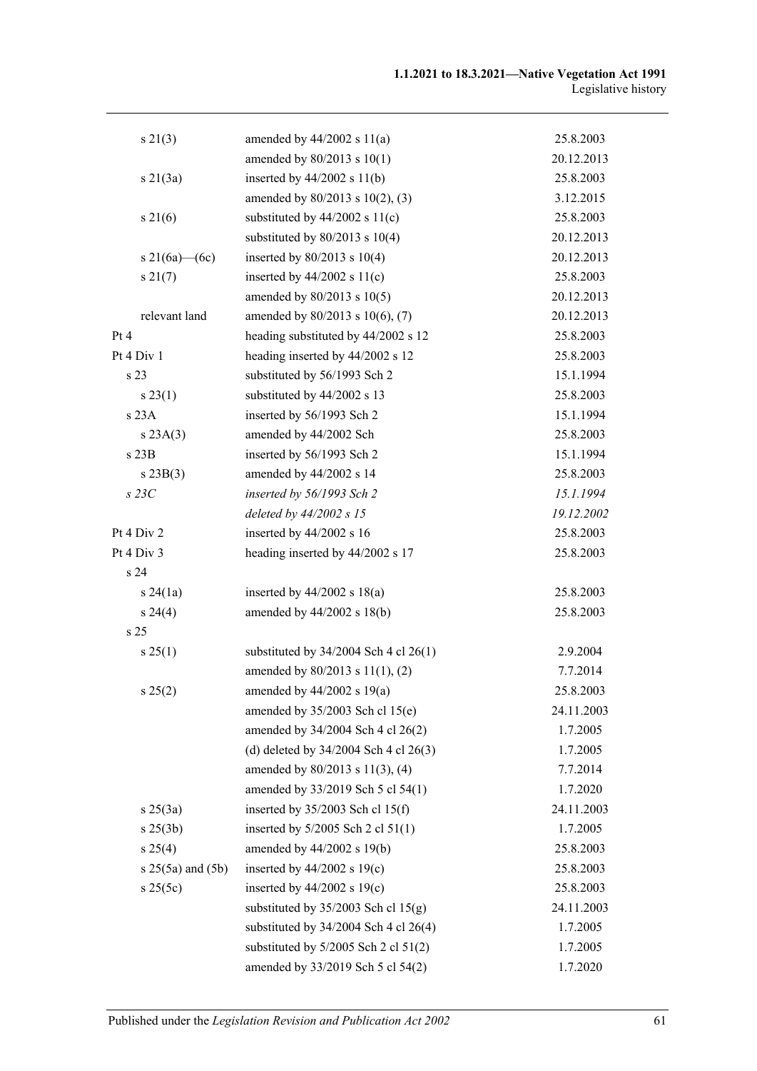| | | |
|---|---|---|
| s 21(3) | amended by 44/2002 s 11(a) | 25.8.2003 |
| | amended by 80/2013 s 10(1) | 20.12.2013 |
| s 21(3a) | inserted by 44/2002 s 11(b) | 25.8.2003 |
| | amended by 80/2013 s 10(2), (3) | 3.12.2015 |
| s 21(6) | substituted by 44/2002 s 11(c) | 25.8.2003 |
| | substituted by 80/2013 s 10(4) | 20.12.2013 |
| s 21(6a)—(6c) | inserted by 80/2013 s 10(4) | 20.12.2013 |
| s 21(7) | inserted by 44/2002 s 11(c) | 25.8.2003 |
| | amended by 80/2013 s 10(5) | 20.12.2013 |
| relevant land | amended by 80/2013 s 10(6), (7) | 20.12.2013 |
| Pt 4 | heading substituted by 44/2002 s 12 | 25.8.2003 |
| Pt 4 Div 1 | heading inserted by 44/2002 s 12 | 25.8.2003 |
| s 23 | substituted by 56/1993 Sch 2 | 15.1.1994 |
| s 23(1) | substituted by 44/2002 s 13 | 25.8.2003 |
| s 23A | inserted by 56/1993 Sch 2 | 15.1.1994 |
| s 23A(3) | amended by 44/2002 Sch | 25.8.2003 |
| s 23B | inserted by 56/1993 Sch 2 | 15.1.1994 |
| s 23B(3) | amended by 44/2002 s 14 | 25.8.2003 |
| *s 23C* | *inserted by 56/1993 Sch 2* | *15.1.1994* |
| | *deleted by 44/2002 s 15* | *19.12.2002* |
| Pt 4 Div 2 | inserted by 44/2002 s 16 | 25.8.2003 |
| Pt 4 Div 3 | heading inserted by 44/2002 s 17 | 25.8.2003 |
| s 24 | | |
| s 24(1a) | inserted by 44/2002 s 18(a) | 25.8.2003 |
| s 24(4) | amended by 44/2002 s 18(b) | 25.8.2003 |
| s 25 | | |
| s 25(1) | substituted by 34/2004 Sch 4 cl 26(1) | 2.9.2004 |
| | amended by 80/2013 s 11(1), (2) | 7.7.2014 |
| s 25(2) | amended by 44/2002 s 19(a) | 25.8.2003 |
| | amended by 35/2003 Sch cl 15(e) | 24.11.2003 |
| | amended by 34/2004 Sch 4 cl 26(2) | 1.7.2005 |
| | (d) deleted by 34/2004 Sch 4 cl 26(3) | 1.7.2005 |
| | amended by 80/2013 s 11(3), (4) | 7.7.2014 |
| | amended by 33/2019 Sch 5 cl 54(1) | 1.7.2020 |
| s 25(3a) | inserted by 35/2003 Sch cl 15(f) | 24.11.2003 |
| s 25(3b) | inserted by 5/2005 Sch 2 cl 51(1) | 1.7.2005 |
| s 25(4) | amended by 44/2002 s 19(b) | 25.8.2003 |
| s 25(5a) and (5b) | inserted by 44/2002 s 19(c) | 25.8.2003 |
| s 25(5c) | inserted by 44/2002 s 19(c) | 25.8.2003 |
| | substituted by 35/2003 Sch cl 15(g) | 24.11.2003 |
| | substituted by 34/2004 Sch 4 cl 26(4) | 1.7.2005 |
| | substituted by 5/2005 Sch 2 cl 51(2) | 1.7.2005 |
| | amended by 33/2019 Sch 5 cl 54(2) | 1.7.2020 |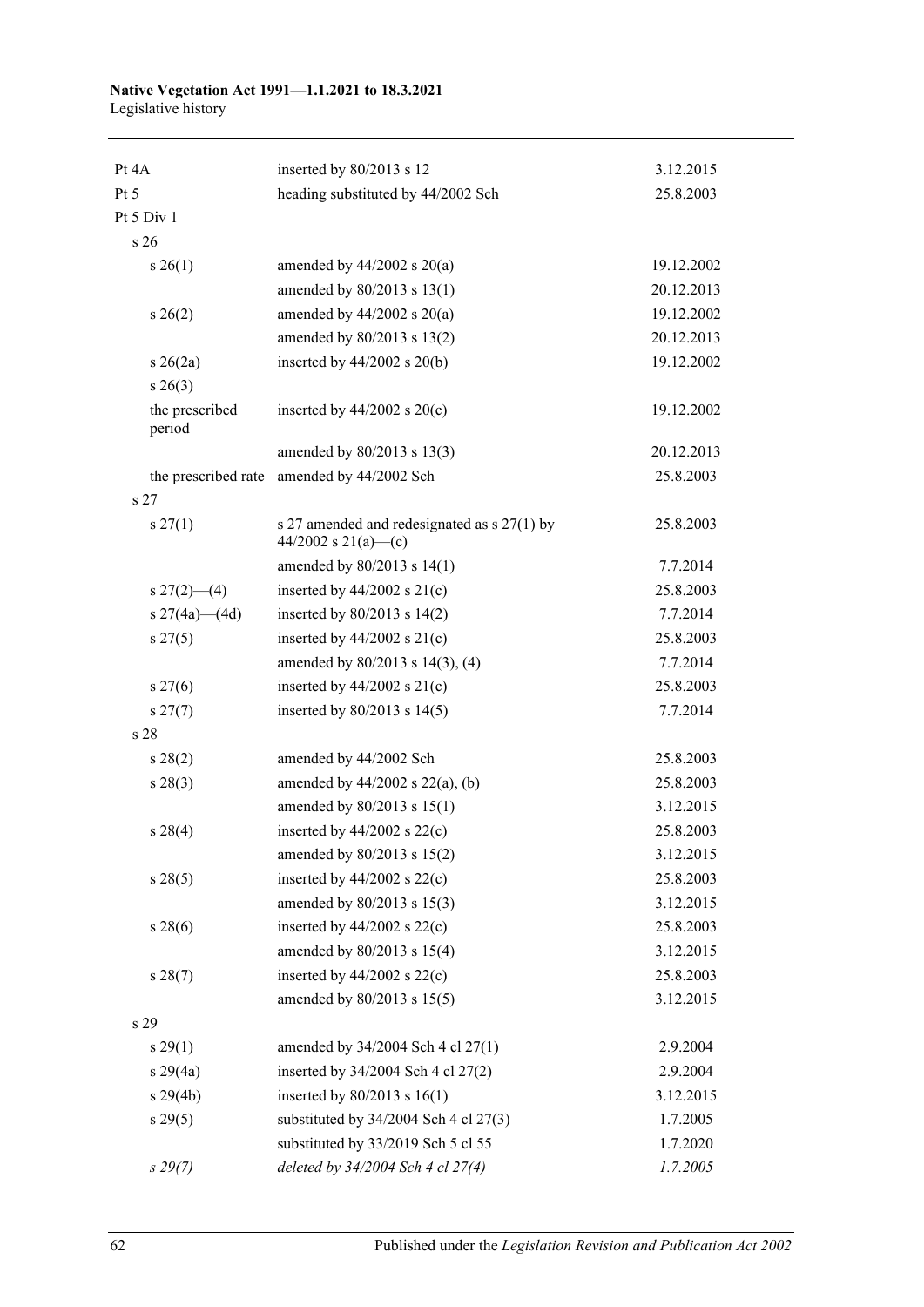| | | |
|---|---|---|
| Pt 4A | inserted by 80/2013 s 12 | 3.12.2015 |
| Pt 5 | heading substituted by 44/2002 Sch | 25.8.2003 |
| Pt 5 Div 1 | | |
| s 26 | | |
| s 26(1) | amended by 44/2002 s 20(a) | 19.12.2002 |
| | amended by 80/2013 s 13(1) | 20.12.2013 |
| s 26(2) | amended by 44/2002 s 20(a) | 19.12.2002 |
| | amended by 80/2013 s 13(2) | 20.12.2013 |
| s 26(2a) | inserted by 44/2002 s 20(b) | 19.12.2002 |
| s 26(3) | | |
| the prescribed period | inserted by 44/2002 s 20(c) | 19.12.2002 |
| | amended by 80/2013 s 13(3) | 20.12.2013 |
| the prescribed rate | amended by 44/2002 Sch | 25.8.2003 |
| s 27 | | |
| s 27(1) | s 27 amended and redesignated as s 27(1) by 44/2002 s 21(a)—(c) | 25.8.2003 |
| | amended by 80/2013 s 14(1) | 7.7.2014 |
| s 27(2)—(4) | inserted by 44/2002 s 21(c) | 25.8.2003 |
| s 27(4a)—(4d) | inserted by 80/2013 s 14(2) | 7.7.2014 |
| s 27(5) | inserted by 44/2002 s 21(c) | 25.8.2003 |
| | amended by 80/2013 s 14(3), (4) | 7.7.2014 |
| s 27(6) | inserted by 44/2002 s 21(c) | 25.8.2003 |
| s 27(7) | inserted by 80/2013 s 14(5) | 7.7.2014 |
| s 28 | | |
| s 28(2) | amended by 44/2002 Sch | 25.8.2003 |
| s 28(3) | amended by 44/2002 s 22(a), (b) | 25.8.2003 |
| | amended by 80/2013 s 15(1) | 3.12.2015 |
| s 28(4) | inserted by 44/2002 s 22(c) | 25.8.2003 |
| | amended by 80/2013 s 15(2) | 3.12.2015 |
| s 28(5) | inserted by 44/2002 s 22(c) | 25.8.2003 |
| | amended by 80/2013 s 15(3) | 3.12.2015 |
| s 28(6) | inserted by 44/2002 s 22(c) | 25.8.2003 |
| | amended by 80/2013 s 15(4) | 3.12.2015 |
| s 28(7) | inserted by 44/2002 s 22(c) | 25.8.2003 |
| | amended by 80/2013 s 15(5) | 3.12.2015 |
| s 29 | | |
| s 29(1) | amended by 34/2004 Sch 4 cl 27(1) | 2.9.2004 |
| s 29(4a) | inserted by 34/2004 Sch 4 cl 27(2) | 2.9.2004 |
| s 29(4b) | inserted by 80/2013 s 16(1) | 3.12.2015 |
| s 29(5) | substituted by 34/2004 Sch 4 cl 27(3) | 1.7.2005 |
| | substituted by 33/2019 Sch 5 cl 55 | 1.7.2020 |
| *s 29(7)* | *deleted by 34/2004 Sch 4 cl 27(4)* | *1.7.2005* |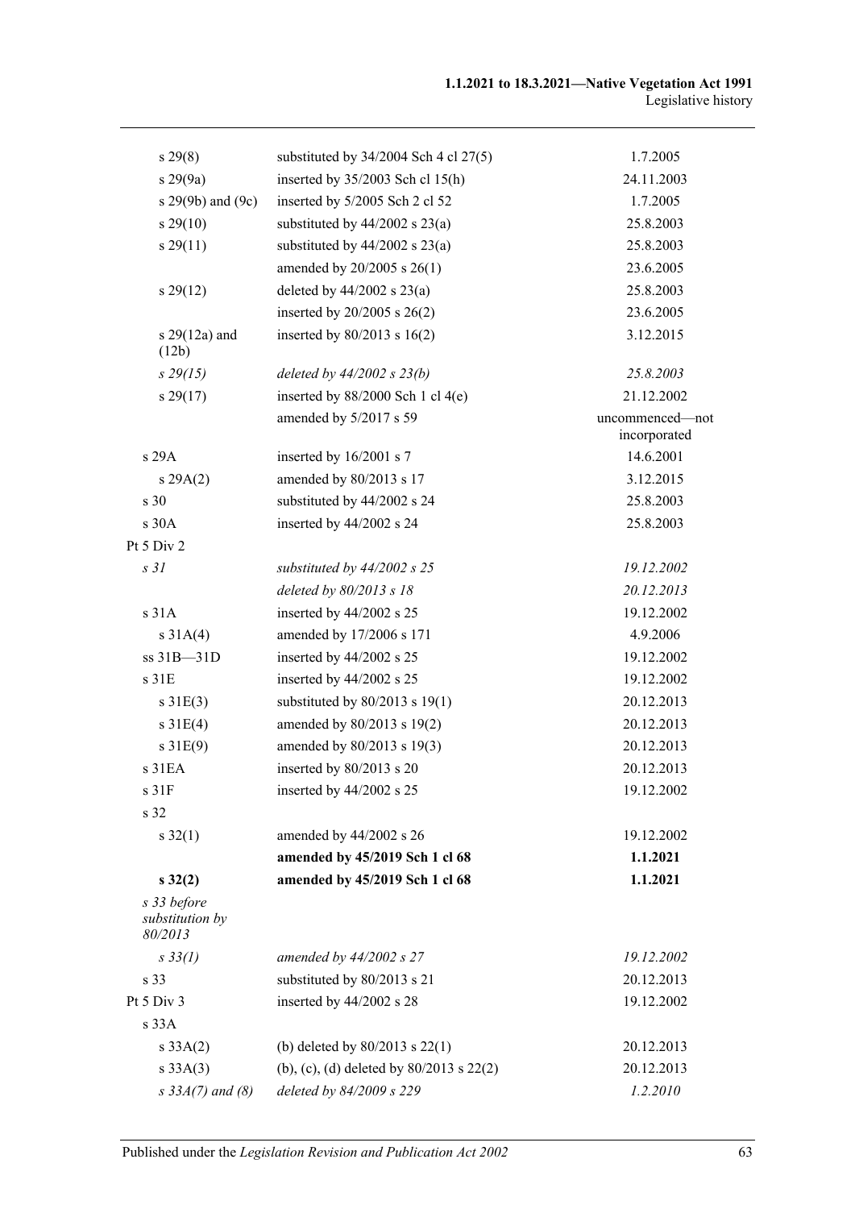| | | |
|---|---|---|
| s 29(8) | substituted by 34/2004 Sch 4 cl 27(5) | 1.7.2005 |
| s 29(9a) | inserted by 35/2003 Sch cl 15(h) | 24.11.2003 |
| s 29(9b) and (9c) | inserted by 5/2005 Sch 2 cl 52 | 1.7.2005 |
| s 29(10) | substituted by 44/2002 s 23(a) | 25.8.2003 |
| s 29(11) | substituted by 44/2002 s 23(a) | 25.8.2003 |
| | amended by 20/2005 s 26(1) | 23.6.2005 |
| s 29(12) | deleted by 44/2002 s 23(a) | 25.8.2003 |
| | inserted by 20/2005 s 26(2) | 23.6.2005 |
| s 29(12a) and (12b) | inserted by 80/2013 s 16(2) | 3.12.2015 |
| *s 29(15)* | *deleted by 44/2002 s 23(b)* | *25.8.2003* |
| s 29(17) | inserted by 88/2000 Sch 1 cl 4(e) | 21.12.2002 |
| | amended by 5/2017 s 59 | uncommenced—not incorporated |
| s 29A | inserted by 16/2001 s 7 | 14.6.2001 |
| s 29A(2) | amended by 80/2013 s 17 | 3.12.2015 |
| s 30 | substituted by 44/2002 s 24 | 25.8.2003 |
| s 30A | inserted by 44/2002 s 24 | 25.8.2003 |
| Pt 5 Div 2 | | |
| *s 31* | *substituted by 44/2002 s 25* | *19.12.2002* |
| | *deleted by 80/2013 s 18* | *20.12.2013* |
| s 31A | inserted by 44/2002 s 25 | 19.12.2002 |
| s 31A(4) | amended by 17/2006 s 171 | 4.9.2006 |
| ss 31B—31D | inserted by 44/2002 s 25 | 19.12.2002 |
| s 31E | inserted by 44/2002 s 25 | 19.12.2002 |
| s 31E(3) | substituted by 80/2013 s 19(1) | 20.12.2013 |
| s 31E(4) | amended by 80/2013 s 19(2) | 20.12.2013 |
| s 31E(9) | amended by 80/2013 s 19(3) | 20.12.2013 |
| s 31EA | inserted by 80/2013 s 20 | 20.12.2013 |
| s 31F | inserted by 44/2002 s 25 | 19.12.2002 |
| s 32 | | |
| s 32(1) | amended by 44/2002 s 26 | 19.12.2002 |
| | **amended by 45/2019 Sch 1 cl 68** | **1.1.2021** |
| **s 32(2)** | **amended by 45/2019 Sch 1 cl 68** | **1.1.2021** |
| *s 33 before substitution by 80/2013* | | |
| *s 33(1)* | *amended by 44/2002 s 27* | *19.12.2002* |
| s 33 | substituted by 80/2013 s 21 | 20.12.2013 |
| Pt 5 Div 3 | inserted by 44/2002 s 28 | 19.12.2002 |
| s 33A | | |
| s 33A(2) | (b) deleted by 80/2013 s 22(1) | 20.12.2013 |
| s 33A(3) | (b), (c), (d) deleted by 80/2013 s 22(2) | 20.12.2013 |
| *s 33A(7) and (8)* | *deleted by 84/2009 s 229* | *1.2.2010* |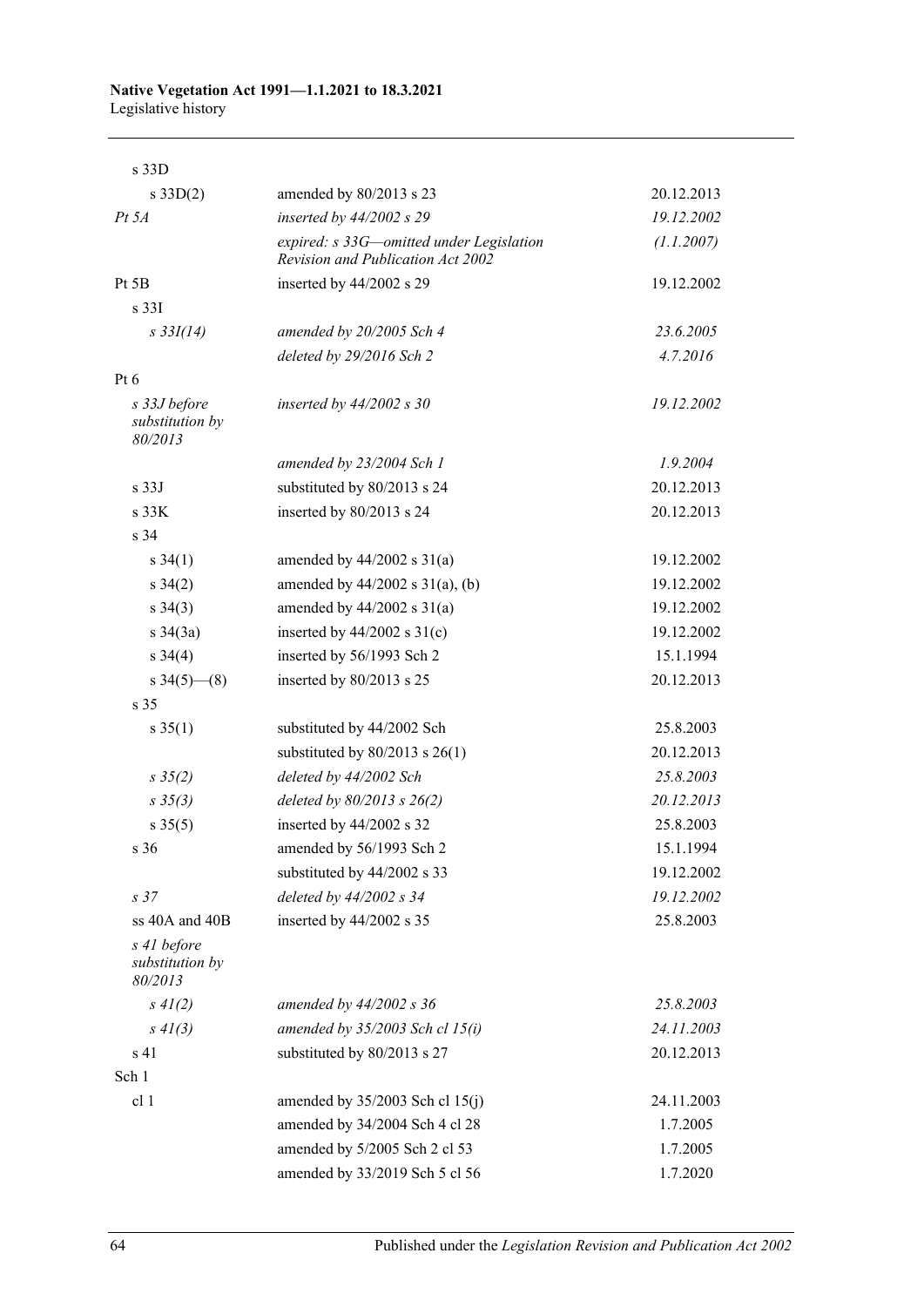| | | |
|---|---|---|
| s 33D | | |
| s 33D(2) | amended by 80/2013 s 23 | 20.12.2013 |
| *Pt 5A* | *inserted by 44/2002 s 29* | *19.12.2002* |
| | *expired: s 33G—omitted under Legislation Revision and Publication Act 2002* | *(1.1.2007)* |
| Pt 5B | inserted by 44/2002 s 29 | 19.12.2002 |
| s 33I | | |
| *s 33I(14)* | *amended by 20/2005 Sch 4* | *23.6.2005* |
| | *deleted by 29/2016 Sch 2* | *4.7.2016* |
| Pt 6 | | |
| *s 33J before substitution by 80/2013* | *inserted by 44/2002 s 30* | *19.12.2002* |
| | *amended by 23/2004 Sch 1* | *1.9.2004* |
| s 33J | substituted by 80/2013 s 24 | 20.12.2013 |
| s 33K | inserted by 80/2013 s 24 | 20.12.2013 |
| s 34 | | |
| s 34(1) | amended by 44/2002 s 31(a) | 19.12.2002 |
| s 34(2) | amended by 44/2002 s 31(a), (b) | 19.12.2002 |
| s 34(3) | amended by 44/2002 s 31(a) | 19.12.2002 |
| s 34(3a) | inserted by 44/2002 s 31(c) | 19.12.2002 |
| s 34(4) | inserted by 56/1993 Sch 2 | 15.1.1994 |
| s 34(5)—(8) | inserted by 80/2013 s 25 | 20.12.2013 |
| s 35 | | |
| s 35(1) | substituted by 44/2002 Sch | 25.8.2003 |
| | substituted by 80/2013 s 26(1) | 20.12.2013 |
| *s 35(2)* | *deleted by 44/2002 Sch* | *25.8.2003* |
| *s 35(3)* | *deleted by 80/2013 s 26(2)* | *20.12.2013* |
| s 35(5) | inserted by 44/2002 s 32 | 25.8.2003 |
| s 36 | amended by 56/1993 Sch 2 | 15.1.1994 |
| | substituted by 44/2002 s 33 | 19.12.2002 |
| *s 37* | *deleted by 44/2002 s 34* | *19.12.2002* |
| ss 40A and 40B | inserted by 44/2002 s 35 | 25.8.2003 |
| *s 41 before substitution by 80/2013* | | |
| *s 41(2)* | *amended by 44/2002 s 36* | *25.8.2003* |
| *s 41(3)* | *amended by 35/2003 Sch cl 15(i)* | *24.11.2003* |
| s 41 | substituted by 80/2013 s 27 | 20.12.2013 |
| Sch 1 | | |
| cl 1 | amended by 35/2003 Sch cl 15(j) | 24.11.2003 |
| | amended by 34/2004 Sch 4 cl 28 | 1.7.2005 |
| | amended by 5/2005 Sch 2 cl 53 | 1.7.2005 |
| | amended by 33/2019 Sch 5 cl 56 | 1.7.2020 |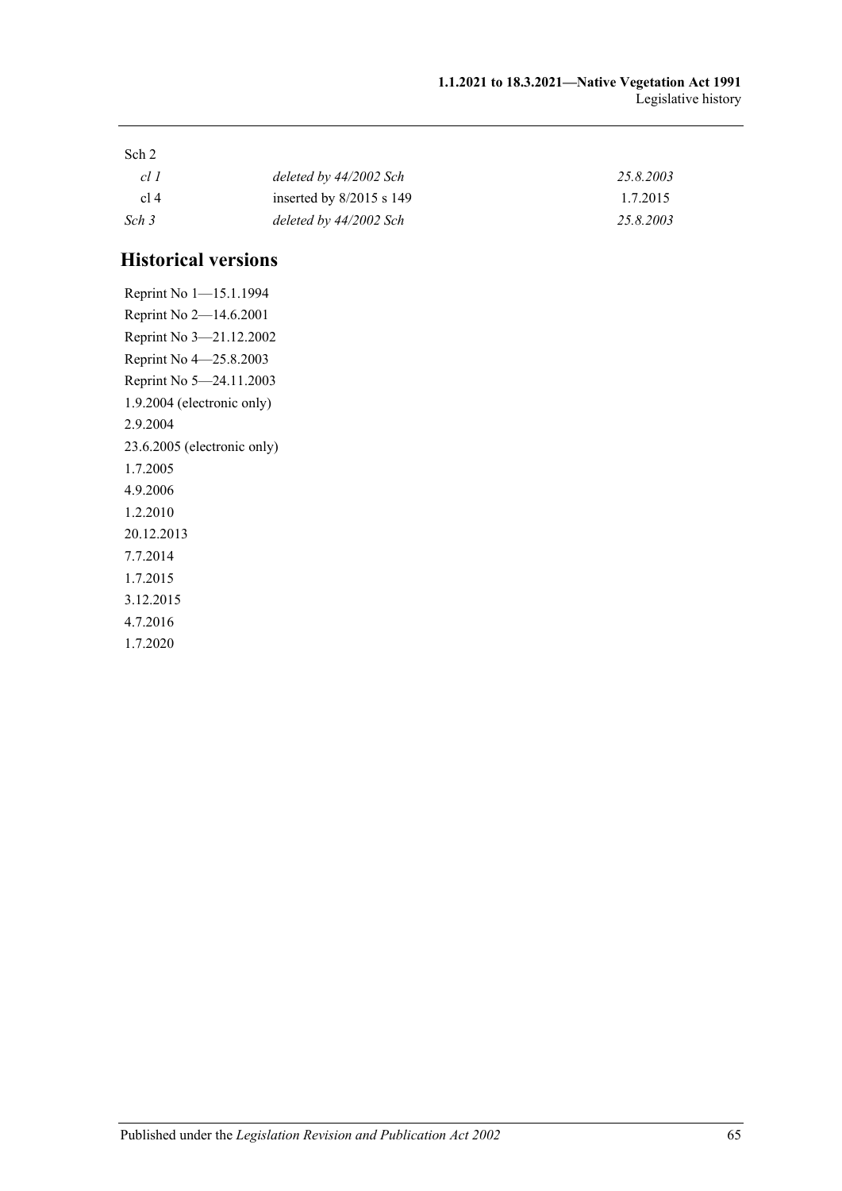| | | |
|---|---|---|
| Sch 2 | | |
| *cl 1* | *deleted by 44/2002 Sch* | *25.8.2003* |
| cl 4 | inserted by 8/2015 s 149 | 1.7.2015 |
| *Sch 3* | *deleted by 44/2002 Sch* | *25.8.2003* |

## Historical versions

Reprint No 1—15.1.1994

Reprint No 2—14.6.2001

Reprint No 3—21.12.2002

Reprint No 4—25.8.2003

Reprint No 5—24.11.2003

1.9.2004 (electronic only)

2.9.2004

23.6.2005 (electronic only)

1.7.2005

4.9.2006

1.2.2010

20.12.2013

7.7.2014

1.7.2015

3.12.2015

4.7.2016

1.7.2020